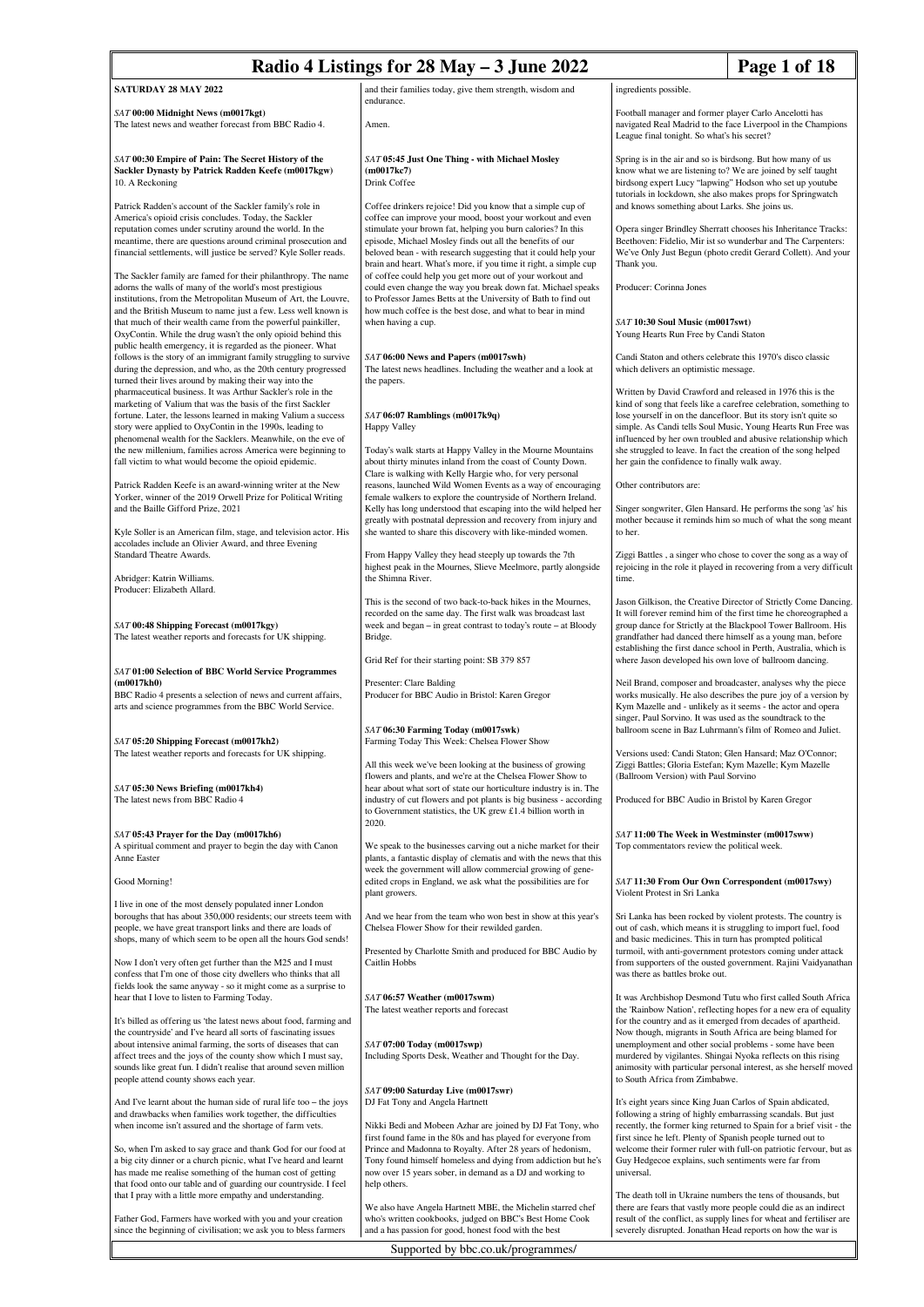# Radio 4 Listings for 28 May – 3 June 2022

## SATURDAY 28 MAY 2022

*SAT* **00:00 Midnight News (m0017kgt)**
The latest news and weather forecast from BBC Radio 4.

*SAT* **00:30 Empire of Pain: The Secret History of the Sackler Dynasty by Patrick Radden Keefe (m0017kgw)**
10. A Reckoning

Patrick Radden's account of the Sackler family's role in America's opioid crisis concludes. Today, the Sackler reputation comes under scrutiny around the world. In the meantime, there are questions around criminal prosecution and financial settlements, will justice be served? Kyle Soller reads.

The Sackler family are famed for their philanthropy. The name adorns the walls of many of the world's most prestigious institutions, from the Metropolitan Museum of Art, the Louvre, and the British Museum to name just a few. Less well known is that much of their wealth came from the powerful painkiller, OxyContin. While the drug wasn't the only opioid behind this public health emergency, it is regarded as the pioneer. What follows is the story of an immigrant family struggling to survive during the depression, and who, as the 20th century progressed turned their lives around by making their way into the pharmaceutical business. It was Arthur Sackler's role in the marketing of Valium that was the basis of the first Sackler fortune. Later, the lessons learned in making Valium a success story were applied to OxyContin in the 1990s, leading to phenomenal wealth for the Sacklers. Meanwhile, on the eve of the new millenium, families across America were beginning to fall victim to what would become the opioid epidemic.

Patrick Radden Keefe is an award-winning writer at the New Yorker, winner of the 2019 Orwell Prize for Political Writing and the Baille Gifford Prize, 2021

Kyle Soller is an American film, stage, and television actor. His accolades include an Olivier Award, and three Evening Standard Theatre Awards.

Abridger: Katrin Williams.
Producer: Elizabeth Allard.

*SAT* **00:48 Shipping Forecast (m0017kgy)**
The latest weather reports and forecasts for UK shipping.

*SAT* **01:00 Selection of BBC World Service Programmes (m0017kh0)**
BBC Radio 4 presents a selection of news and current affairs, arts and science programmes from the BBC World Service.

*SAT* **05:20 Shipping Forecast (m0017kh2)**
The latest weather reports and forecasts for UK shipping.

*SAT* **05:30 News Briefing (m0017kh4)**
The latest news from BBC Radio 4

*SAT* **05:43 Prayer for the Day (m0017kh6)**
A spiritual comment and prayer to begin the day with Canon Anne Easter

Good Morning!

I live in one of the most densely populated inner London boroughs that has about 350,000 residents; our streets teem with people, we have great transport links and there are loads of shops, many of which seem to be open all the hours God sends!

Now I don't very often get further than the M25 and I must confess that I'm one of those city dwellers who thinks that all fields look the same anyway - so it might come as a surprise to hear that I love to listen to Farming Today.

It's billed as offering us 'the latest news about food, farming and the countryside' and I've heard all sorts of fascinating issues about intensive animal farming, the sorts of diseases that can affect trees and the joys of the county show which I must say, sounds like great fun. I didn't realise that around seven million people attend county shows each year.

And I've learnt about the human side of rural life too – the joys and drawbacks when families work together, the difficulties when income isn't assured and the shortage of farm vets.

So, when I'm asked to say grace and thank God for our food at a big city dinner or a church picnic, what I've heard and learnt has made me realise something of the human cost of getting that food onto our table and of guarding our countryside. I feel that I pray with a little more empathy and understanding.

Father God, Farmers have worked with you and your creation since the beginning of civilisation; we ask you to bless farmers and their families today, give them strength, wisdom and endurance.

Amen.

*SAT* **05:45 Just One Thing - with Michael Mosley (m0017kc7)**
Drink Coffee

Coffee drinkers rejoice! Did you know that a simple cup of coffee can improve your mood, boost your workout and even stimulate your brown fat, helping you burn calories? In this episode, Michael Mosley finds out all the benefits of our beloved bean - with research suggesting that it could help your brain and heart. What's more, if you time it right, a simple cup of coffee could help you get more out of your workout and could even change the way you break down fat. Michael speaks to Professor James Betts at the University of Bath to find out how much coffee is the best dose, and what to bear in mind when having a cup.

*SAT* **06:00 News and Papers (m0017swh)**
The latest news headlines. Including the weather and a look at the papers.

*SAT* **06:07 Ramblings (m0017k9q)**
Happy Valley

Today's walk starts at Happy Valley in the Mourne Mountains about thirty minutes inland from the coast of County Down. Clare is walking with Kelly Hargie who, for very personal reasons, launched Wild Women Events as a way of encouraging female walkers to explore the countryside of Northern Ireland. Kelly has long understood that escaping into the wild has helped her greatly with postnatal depression and recovery from injury and she wanted to share this discovery with like-minded women.

From Happy Valley they head steeply up towards the 7th highest peak in the Mournes, Slieve Meelmore, partly alongside the Shimna River.

This is the second of two back-to-back hikes in the Mournes, recorded on the same day. The first walk was broadcast last week and began – in great contrast to today's route – at Bloody Bridge.

Grid Ref for their starting point: SB 379 857

Presenter: Clare Balding
Producer for BBC Audio in Bristol: Karen Gregor

*SAT* **06:30 Farming Today (m0017swk)**
Farming Today This Week: Chelsea Flower Show

All this week we've been looking at the business of growing flowers and plants, and we're at the Chelsea Flower Show to hear about what sort of state our horticulture industry is in. The industry of cut flowers and pot plants is big business - according to Government statistics, the UK grew £1.4 billion worth in 2020.

We speak to the businesses carving out a niche market for their plants, a fantastic display of clematis and with the news that this week the government will allow commercial growing of gene-edited crops in England, we ask what the possibilities are for plant growers.

And we hear from the team who won best in show at this year's Chelsea Flower Show for their rewilded garden.

Presented by Charlotte Smith and produced for BBC Audio by Caitlin Hobbs

*SAT* **06:57 Weather (m0017swm)**
The latest weather reports and forecast

*SAT* **07:00 Today (m0017swp)**
Including Sports Desk, Weather and Thought for the Day.

*SAT* **09:00 Saturday Live (m0017swr)**
DJ Fat Tony and Angela Hartnett

Nikki Bedi and Mobeen Azhar are joined by DJ Fat Tony, who first found fame in the 80s and has played for everyone from Prince and Madonna to Royalty. After 28 years of hedonism, Tony found himself homeless and dying from addiction but he's now over 15 years sober, in demand as a DJ and working to help others.

We also have Angela Hartnett MBE, the Michelin starred chef who's written cookbooks, judged on BBC's Best Home Cook and a has passion for good, honest food with the best ingredients possible.

Football manager and former player Carlo Ancelotti has navigated Real Madrid to the face Liverpool in the Champions League final tonight. So what's his secret?

Spring is in the air and so is birdsong. But how many of us know what we are listening to? We are joined by self taught birdsong expert Lucy "lapwing" Hodson who set up youtube tutorials in lockdown, she also makes props for Springwatch and knows something about Larks. She joins us.

Opera singer Brindley Sherratt chooses his Inheritance Tracks: Beethoven: Fidelio, Mir ist so wunderbar and The Carpenters: We've Only Just Begun (photo credit Gerard Collett). And your Thank you.

Producer: Corinna Jones

*SAT* **10:30 Soul Music (m0017swt)**
Young Hearts Run Free by Candi Staton

Candi Staton and others celebrate this 1970's disco classic which delivers an optimistic message.

Written by David Crawford and released in 1976 this is the kind of song that feels like a carefree celebration, something to lose yourself in on the dancefloor. But its story isn't quite so simple. As Candi tells Soul Music, Young Hearts Run Free was influenced by her own troubled and abusive relationship which she struggled to leave. In fact the creation of the song helped her gain the confidence to finally walk away.

Other contributors are:

Singer songwriter, Glen Hansard. He performs the song 'as' his mother because it reminds him so much of what the song meant to her.

Ziggi Battles , a singer who chose to cover the song as a way of rejoicing in the role it played in recovering from a very difficult time.

Jason Gilkison, the Creative Director of Strictly Come Dancing. It will forever remind him of the first time he choreographed a group dance for Strictly at the Blackpool Tower Ballroom. His grandfather had danced there himself as a young man, before establishing the first dance school in Perth, Australia, which is where Jason developed his own love of ballroom dancing.

Neil Brand, composer and broadcaster, analyses why the piece works musically. He also describes the pure joy of a version by Kym Mazelle and - unlikely as it seems - the actor and opera singer, Paul Sorvino. It was used as the soundtrack to the ballroom scene in Baz Luhrmann's film of Romeo and Juliet.

Versions used: Candi Staton; Glen Hansard; Maz O'Connor; Ziggi Battles; Gloria Estefan; Kym Mazelle; Kym Mazelle (Ballroom Version) with Paul Sorvino

Produced for BBC Audio in Bristol by Karen Gregor

*SAT* **11:00 The Week in Westminster (m0017sww)**
Top commentators review the political week.

*SAT* **11:30 From Our Own Correspondent (m0017swy)**
Violent Protest in Sri Lanka

Sri Lanka has been rocked by violent protests. The country is out of cash, which means it is struggling to import fuel, food and basic medicines. This in turn has prompted political turmoil, with anti-government protestors coming under attack from supporters of the ousted government. Rajini Vaidyanathan was there as battles broke out.

It was Archbishop Desmond Tutu who first called South Africa the 'Rainbow Nation', reflecting hopes for a new era of equality for the country and as it emerged from decades of apartheid. Now though, migrants in South Africa are being blamed for unemployment and other social problems - some have been murdered by vigilantes. Shingai Nyoka reflects on this rising animosity with particular personal interest, as she herself moved to South Africa from Zimbabwe.

It's eight years since King Juan Carlos of Spain abdicated, following a string of highly embarrassing scandals. But just recently, the former king returned to Spain for a brief visit - the first since he left. Plenty of Spanish people turned out to welcome their former ruler with full-on patriotic fervour, but as Guy Hedgecoe explains, such sentiments were far from universal.

The death toll in Ukraine numbers the tens of thousands, but there are fears that vastly more people could die as an indirect result of the conflict, as supply lines for wheat and fertiliser are severely disrupted. Jonathan Head reports on how the war is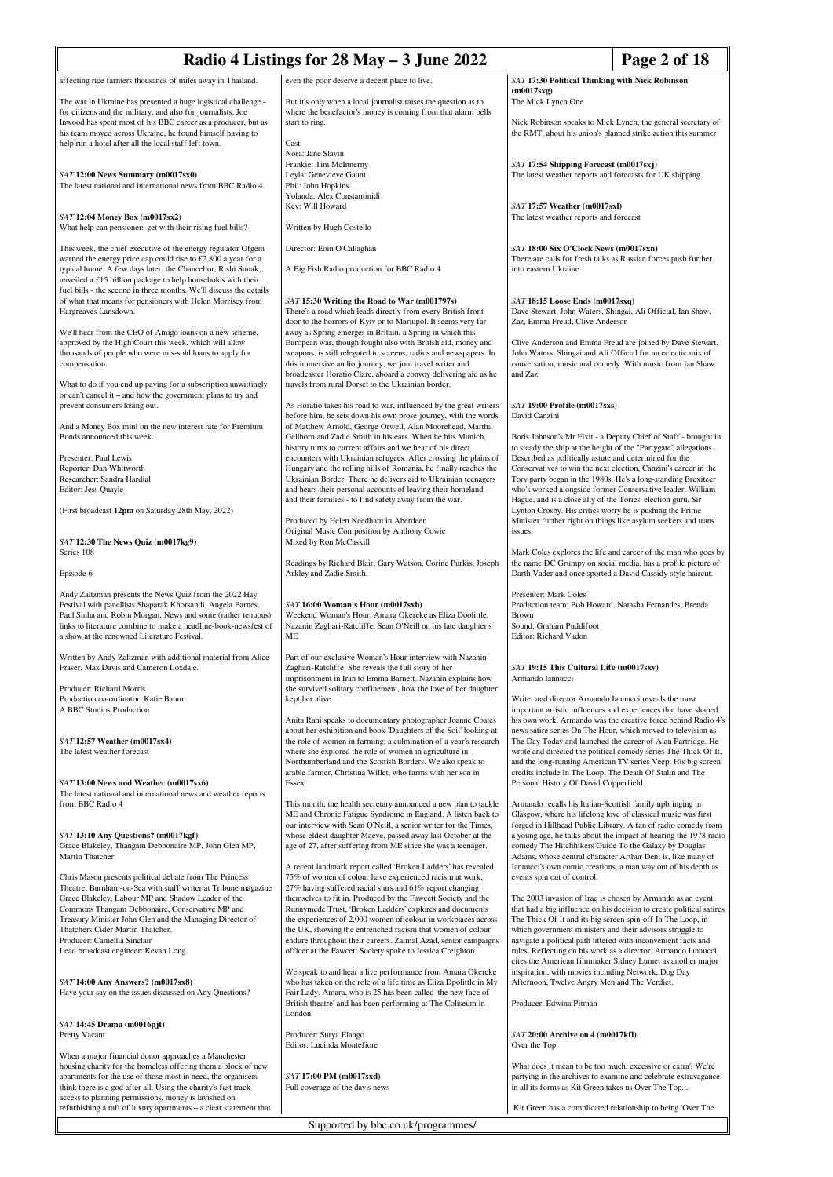affecting rice farmers thousands of miles away in Thailand.

The war in Ukraine has presented a huge logistical challenge - for citizens and the military, and also for journalists. Joe Inwood has spent most of his BBC career as a producer, but as his team moved across Ukraine, he found himself having to help run a hotel after all the local staff left town.

### *SAT* **12:00 News Summary (m0017sx0)**

The latest national and international news from BBC Radio 4.

### *SAT* **12:04 Money Box (m0017sx2)**

What help can pensioners get with their rising fuel bills?

This week, the chief executive of the energy regulator Ofgem warned the energy price cap could rise to £2,800 a year for a typical home. A few days later, the Chancellor, Rishi Sunak, unveiled a £15 billion package to help households with their fuel bills - the second in three months. We'll discuss the details of what that means for pensioners with Helen Morrisey from Hargreaves Lansdown.

We'll hear from the CEO of Amigo loans on a new scheme, approved by the High Court this week, which will allow thousands of people who were mis-sold loans to apply for compensation.

What to do if you end up paying for a subscription unwittingly or can't cancel it – and how the government plans to try and prevent consumers losing out.

And a Money Box mini on the new interest rate for Premium Bonds announced this week.

Presenter: Paul Lewis
Reporter: Dan Whitworth
Researcher: Sandra Hardial
Editor: Jess Quayle

(First broadcast **12pm** on Saturday 28th May, 2022)

### *SAT* **12:30 The News Quiz (m0017kg9)**

Series 108

Episode 6

Andy Zaltzman presents the News Quiz from the 2022 Hay Festival with panellists Shaparak Khorsandi, Angela Barnes, Paul Sinha and Robin Morgan. News and some (rather tenuous) links to literature combine to make a headline-book-newsfest of a show at the renowned Literature Festival.

Written by Andy Zaltzman with additional material from Alice Fraser, Max Davis and Cameron Loxdale.

Producer: Richard Morris
Production co-ordinator: Katie Baum
A BBC Studios Production

### *SAT* **12:57 Weather (m0017sx4)**

The latest weather forecast

### *SAT* **13:00 News and Weather (m0017sx6)**

The latest national and international news and weather reports from BBC Radio 4

### *SAT* **13:10 Any Questions? (m0017kgf)**

Grace Blakeley, Thangam Debbonaire MP, John Glen MP, Martin Thatcher

Chris Mason presents political debate from The Princess Theatre, Burnham-on-Sea with staff writer at Tribune magazine Grace Blakeley, Labour MP and Shadow Leader of the Commons Thangam Debbonaire, Conservative MP and Treasury Minister John Glen and the Managing Director of Thatchers Cider Martin Thatcher.
Producer: Camellia Sinclair
Lead broadcast engineer: Kevan Long

### *SAT* **14:00 Any Answers? (m0017sx8)**

Have your say on the issues discussed on Any Questions?

### *SAT* **14:45 Drama (m0016pjt)**

Pretty Vacant

When a major financial donor approaches a Manchester housing charity for the homeless offering them a block of new apartments for the use of those most in need, the organisers think there is a god after all. Using the charity's fast track access to planning permissions, money is lavished on refurbishing a raft of luxury apartments – a clear statement that even the poor deserve a decent place to live.

But it's only when a local journalist raises the question as to where the benefactor's money is coming from that alarm bells start to ring.

Cast
Nora: Jane Slavin
Frankie: Tim McInnerny
Leyla: Genevieve Gaunt
Phil: John Hopkins
Yolanda: Alex Constantinidi
Kev: Will Howard

Written by Hugh Costello

Director: Eoin O'Callaghan

A Big Fish Radio production for BBC Radio 4

### *SAT* **15:30 Writing the Road to War (m001797s)**

There's a road which leads directly from every British front door to the horrors of Kyiv or to Mariupol. It seems very far away as Spring emerges in Britain, a Spring in which this European war, though fought also with British aid, money and weapons, is still relegated to screens, radios and newspapers. In this immersive audio journey, we join travel writer and broadcaster Horatio Clare, aboard a convoy delivering aid as he travels from rural Dorset to the Ukrainian border.

As Horatio takes his road to war, influenced by the great writers before him, he sets down his own prose journey, with the words of Matthew Arnold, George Orwell, Alan Moorehead, Martha Gellhorn and Zadie Smith in his ears. When he hits Munich, history turns to current affairs and we hear of his direct encounters with Ukrainian refugees. After crossing the plains of Hungary and the rolling hills of Romania, he finally reaches the Ukrainian Border. There he delivers aid to Ukrainian teenagers and hears their personal accounts of leaving their homeland - and their families - to find safety away from the war.

Produced by Helen Needham in Aberdeen
Original Music Composition by Anthony Cowie
Mixed by Ron McCaskill

Readings by Richard Blair, Gary Watson, Corine Purkis, Joseph Arkley and Zadie Smith.

### *SAT* **16:00 Woman's Hour (m0017sxb)**

Weekend Woman's Hour: Amara Okereke as Eliza Doolittle, Nazanin Zaghari-Ratcliffe, Sean O'Neill on his late daughter's ME

Part of our exclusive Woman's Hour interview with Nazanin Zaghari-Ratcliffe. She reveals the full story of her imprisonment in Iran to Emma Barnett. Nazanin explains how she survived solitary confinement, how the love of her daughter kept her alive.

Anita Rani speaks to documentary photographer Joanne Coates about her exhibition and book 'Daughters of the Soil' looking at the role of women in farming; a culmination of a year's research where she explored the role of women in agriculture in Northumberland and the Scottish Borders. We also speak to arable farmer, Christina Willet, who farms with her son in Essex.

This month, the health secretary announced a new plan to tackle ME and Chronic Fatigue Syndrome in England. A listen back to our interview with Sean O'Neill, a senior writer for the Times, whose eldest daughter Maeve, passed away last October at the age of 27, after suffering from ME since she was a teenager.

A recent landmark report called 'Broken Ladders' has revealed 75% of women of colour have experienced racism at work, 27% having suffered racial slurs and 61% report changing themselves to fit in. Produced by the Fawcett Society and the Runnymede Trust, 'Broken Ladders' explores and documents the experiences of 2,000 women of colour in workplaces across the UK, showing the entrenched racism that women of colour endure throughout their careers. Zaimal Azad, senior campaigns officer at the Fawcett Society spoke to Jessica Creighton.

We speak to and hear a live performance from Amara Okereke who has taken on the role of a life time as Eliza Dpolittle in My Fair Lady. Amara, who is 25 has been called 'the new face of British theatre' and has been performing at The Coliseum in London.

Producer: Surya Elango
Editor: Lucinda Montefiore

### *SAT* **17:00 PM (m0017sxd)**

Full coverage of the day's news

### *SAT* **17:30 Political Thinking with Nick Robinson (m0017sxg)**

The Mick Lynch One

Nick Robinson speaks to Mick Lynch, the general secretary of the RMT, about his union's planned strike action this summer

### *SAT* **17:54 Shipping Forecast (m0017sxj)**

The latest weather reports and forecasts for UK shipping.

### *SAT* **17:57 Weather (m0017sxl)**

The latest weather reports and forecast

### *SAT* **18:00 Six O'Clock News (m0017sxn)**

There are calls for fresh talks as Russian forces push further into eastern Ukraine

### *SAT* **18:15 Loose Ends (m0017sxq)**

Dave Stewart, John Waters, Shingai, Ali Official, Ian Shaw, Zaz, Emma Freud, Clive Anderson

Clive Anderson and Emma Freud are joined by Dave Stewart, John Waters, Shingai and Ali Official for an eclectic mix of conversation, music and comedy. With music from Ian Shaw and Zaz.

### *SAT* **19:00 Profile (m0017sxs)**

David Canzini

Boris Johnson's Mr Fixit - a Deputy Chief of Staff - brought in to steady the ship at the height of the "Partygate" allegations. Described as politically astute and determined for the Conservatives to win the next election, Canzini's career in the Tory party began in the 1980s. He's a long-standing Brexiteer who's worked alongside former Conservative leader, William Hague, and is a close ally of the Tories' election guru, Sir Lynton Crosby. His critics worry he is pushing the Prime Minister further right on things like asylum seekers and trans issues.

Mark Coles explores the life and career of the man who goes by the name DC Grumpy on social media, has a profile picture of Darth Vader and once sported a David Cassidy-style haircut.

Presenter: Mark Coles
Production team: Bob Howard, Natasha Fernandes, Brenda Brown
Sound: Graham Puddifoot
Editor: Richard Vadon

### *SAT* **19:15 This Cultural Life (m0017sxv)**

Armando Iannucci

Writer and director Armando Iannucci reveals the most important artistic influences and experiences that have shaped his own work. Armando was the creative force behind Radio 4's news satire series On The Hour, which moved to television as The Day Today and launched the career of Alan Partridge. He wrote and directed the political comedy series The Thick Of It, and the long-running American TV series Veep. His big screen credits include In The Loop, The Death Of Stalin and The Personal History Of David Copperfield.

Armando recalls his Italian-Scottish family upbringing in Glasgow, where his lifelong love of classical music was first forged in Hillhead Public Library. A fan of radio comedy from a young age, he talks about the impact of hearing the 1978 radio comedy The Hitchhikers Guide To the Galaxy by Douglas Adams, whose central character Arthur Dent is, like many of Iannucci's own comic creations, a man way out of his depth as events spin out of control.

The 2003 invasion of Iraq is chosen by Armando as an event that had a big influence on his decision to create political satires The Thick Of It and its big screen spin-off In The Loop, in which government ministers and their advisors struggle to navigate a political path littered with inconvenient facts and rules. Reflecting on his work as a director, Armando Iannucci cites the American filmmaker Sidney Lumet as another major inspiration, with movies including Network, Dog Day Afternoon, Twelve Angry Men and The Verdict.

Producer: Edwina Pitman

### *SAT* **20:00 Archive on 4 (m0017kfl)**

Over the Top

What does it mean to be too much, excessive or extra? We're partying in the archives to examine and celebrate extravagance in all its forms as Kit Green takes us Over The Top...

Kit Green has a complicated relationship to being 'Over The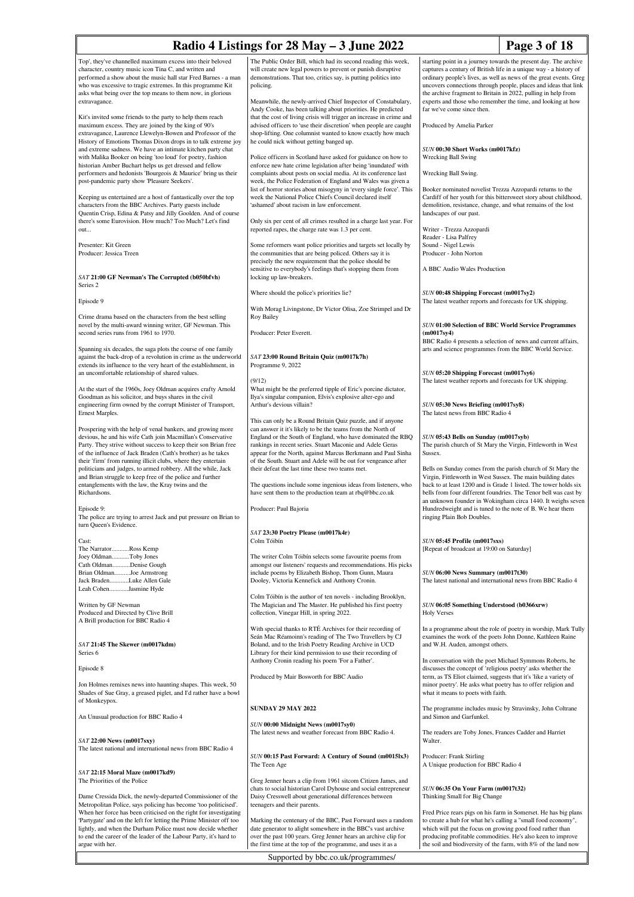Top', they've channelled maximum excess into their beloved character, country music icon Tina C, and written and performed a show about the music hall star Fred Barnes - a man who was excessive to tragic extremes. In this programme Kit asks what being over the top means to them now, in glorious extravagance.

Kit's invited some friends to the party to help them reach maximum excess. They are joined by the king of 90's extravagance, Laurence Llewelyn-Bowen and Professor of the History of Emotions Thomas Dixon drops in to talk extreme joy and extreme sadness. We have an intimate kitchen party chat with Malika Booker on being 'too loud' for poetry, fashion historian Amber Buchart helps us get dressed and fellow performers and hedonists 'Bourgeois & Maurice' bring us their post-pandemic party show 'Pleasure Seekers'.

Keeping us entertained are a host of fantastically over the top characters from the BBC Archives. Party guests include Quentin Crisp, Edina & Patsy and Jilly Goolden. And of course there's some Eurovision. How much? Too Much? Let's find out...

Presenter: Kit Green
Producer: Jessica Treen

### *SAT* **21:00 GF Newman's The Corrupted (b050bfvh)**
Series 2

Episode 9

Crime drama based on the characters from the best selling novel by the multi-award winning writer, GF Newman. This second series runs from 1961 to 1970.

Spanning six decades, the saga plots the course of one family against the back-drop of a revolution in crime as the underworld extends its influence to the very heart of the establishment, in an uncomfortable relationship of shared values.

At the start of the 1960s, Joey Oldman acquires crafty Arnold Goodman as his solicitor, and buys shares in the civil engineering firm owned by the corrupt Minister of Transport, Ernest Marples.

Prospering with the help of venal bankers, and growing more devious, he and his wife Cath join Macmillan's Conservative Party. They strive without success to keep their son Brian free of the influence of Jack Braden (Cath's brother) as he takes their 'firm' from running illicit clubs, where they entertain politicians and judges, to armed robbery. All the while, Jack and Brian struggle to keep free of the police and further entanglements with the law, the Kray twins and the Richardsons.

Episode 9:
The police are trying to arrest Jack and put pressure on Brian to turn Queen's Evidence.

Cast:
The Narrator...........Ross Kemp
Joey Oldman...........Toby Jones
Cath Oldman...........Denise Gough
Brian Oldman..........Joe Armstrong
Jack Braden............Luke Allen Gale
Leah Cohen............Jasmine Hyde

Written by GF Newman
Produced and Directed by Clive Brill
A Brill production for BBC Radio 4

### *SAT* **21:45 The Skewer (m0017kdm)**
Series 6

Episode 8

Jon Holmes remixes news into haunting shapes. This week, 50 Shades of Sue Gray, a greased piglet, and I'd rather have a bowl of Monkeypox.

An Unusual production for BBC Radio 4

### *SAT* **22:00 News (m0017sxy)**
The latest national and international news from BBC Radio 4

### *SAT* **22:15 Moral Maze (m0017kd9)**
The Priorities of the Police

Dame Cressida Dick, the newly-departed Commissioner of the Metropolitan Police, says policing has become 'too politicised'. When her force has been criticised on the right for investigating 'Partygate' and on the left for letting the Prime Minister off too lightly, and when the Durham Police must now decide whether to end the career of the leader of the Labour Party, it's hard to argue with her.

The Public Order Bill, which had its second reading this week, will create new legal powers to prevent or punish disruptive demonstrations. That too, critics say, is putting politics into policing.

Meanwhile, the newly-arrived Chief Inspector of Constabulary, Andy Cooke, has been talking about priorities. He predicted that the cost of living crisis will trigger an increase in crime and advised officers to 'use their discretion' when people are caught shop-lifting. One columnist wanted to know exactly how much he could nick without getting banged up.

Police officers in Scotland have asked for guidance on how to enforce new hate crime legislation after being 'inundated' with complaints about posts on social media. At its conference last week, the Police Federation of England and Wales was given a list of horror stories about misogyny in 'every single force'. This week the National Police Chiefs Council declared itself 'ashamed' about racism in law enforcement.

Only six per cent of all crimes resulted in a charge last year. For reported rapes, the charge rate was 1.3 per cent.

Some reformers want police priorities and targets set locally by the communities that are being policed. Others say it is precisely the new requirement that the police should be sensitive to everybody's feelings that's stopping them from locking up law-breakers.

Where should the police's priorities lie?

With Morag Livingstone, Dr Victor Olisa, Zoe Strimpel and Dr Roy Bailey

Producer: Peter Everett.

### *SAT* **23:00 Round Britain Quiz (m0017k7h)**
Programme 9, 2022

(9/12)
What might be the preferred tipple of Eric's porcine dictator, Ilya's singular companion, Elvis's explosive alter-ego and Arthur's devious villain?

This can only be a Round Britain Quiz puzzle, and if anyone can answer it it's likely to be the teams from the North of England or the South of England, who have dominated the RBQ rankings in recent series. Stuart Maconie and Adele Geras appear for the North, against Marcus Berkmann and Paul Sinha of the South. Stuart and Adele will be out for vengeance after their defeat the last time these two teams met.

The questions include some ingenious ideas from listeners, who have sent them to the production team at rbq@bbc.co.uk

Producer: Paul Bajoria

### *SAT* **23:30 Poetry Please (m0017k4r)**
Colm Tóibín

The writer Colm Tóibín selects some favourite poems from amongst our listeners' requests and recommendations. His picks include poems by Elizabeth Bishop, Thom Gunn, Maura Dooley, Victoria Kennefick and Anthony Cronin.

Colm Tóibín is the author of ten novels - including Brooklyn, The Magician and The Master. He published his first poetry collection, Vinegar Hill, in spring 2022.

With special thanks to RTÉ Archives for their recording of Seán Mac Réamoinn's reading of The Two Travellers by CJ Boland, and to the Irish Poetry Reading Archive in UCD Library for their kind permission to use their recording of Anthony Cronin reading his poem 'For a Father'.

Produced by Mair Bosworth for BBC Audio

## SUNDAY 29 MAY 2022

### *SUN* **00:00 Midnight News (m0017sy0)**
The latest news and weather forecast from BBC Radio 4.

### *SUN* **00:15 Past Forward: A Century of Sound (m0015lx3)**
The Teen Age

Greg Jenner hears a clip from 1961 sitcom Citizen James, and chats to social historian Carol Dyhouse and social entrepreneur Daisy Cresswell about generational differences between teenagers and their parents.

Marking the centenary of the BBC, Past Forward uses a random date generator to alight somewhere in the BBC's vast archive over the past 100 years. Greg Jenner hears an archive clip for the first time at the top of the programme, and uses it as a starting point in a journey towards the present day. The archive captures a century of British life in a unique way - a history of ordinary people's lives, as well as news of the great events. Greg uncovers connections through people, places and ideas that link the archive fragment to Britain in 2022, pulling in help from experts and those who remember the time, and looking at how far we've come since then.

Produced by Amelia Parker

### *SUN* **00:30 Short Works (m0017kfz)**
Wrecking Ball Swing

Wrecking Ball Swing.

Booker nominated novelist Trezza Azzopardi returns to the Cardiff of her youth for this bittersweet story about childhood, demolition, resistance, change, and what remains of the lost landscapes of our past.

Writer - Trezza Azzopardi
Reader - Lisa Palfrey
Sound - Nigel Lewis
Producer - John Norton

A BBC Audio Wales Production

### *SUN* **00:48 Shipping Forecast (m0017sy2)**
The latest weather reports and forecasts for UK shipping.

### *SUN* **01:00 Selection of BBC World Service Programmes (m0017sy4)**
BBC Radio 4 presents a selection of news and current affairs, arts and science programmes from the BBC World Service.

### *SUN* **05:20 Shipping Forecast (m0017sy6)**
The latest weather reports and forecasts for UK shipping.

### *SUN* **05:30 News Briefing (m0017sy8)**
The latest news from BBC Radio 4

### *SUN* **05:43 Bells on Sunday (m0017syb)**
The parish church of St Mary the Virgin, Fittleworth in West Sussex.

Bells on Sunday comes from the parish church of St Mary the Virgin, Fittleworth in West Sussex. The main building dates back to at least 1200 and is Grade 1 listed. The tower holds six bells from four different foundries. The Tenor bell was cast by an unknown founder in Wokingham circa 1440. It weighs seven Hundredweight and is tuned to the note of B. We hear them ringing Plain Bob Doubles.

### *SUN* **05:45 Profile (m0017sxs)**
[Repeat of broadcast at 19:00 on Saturday]

### *SUN* **06:00 News Summary (m0017t30)**
The latest national and international news from BBC Radio 4

### *SUN* **06:05 Something Understood (b0366xrw)**
Holy Verses

In a programme about the role of poetry in worship, Mark Tully examines the work of the poets John Donne, Kathleen Raine and W.H. Auden, amongst others.

In conversation with the poet Michael Symmons Roberts, he discusses the concept of 'religious poetry' asks whether the term, as TS Eliot claimed, suggests that it's 'like a variety of minor poetry'. He asks what poetry has to offer religion and what it means to poets with faith.

The programme includes music by Stravinsky, John Coltrane and Simon and Garfunkel.

The readers are Toby Jones, Frances Cadder and Harriet Walter.

Producer: Frank Stirling
A Unique production for BBC Radio 4

### *SUN* **06:35 On Your Farm (m0017t32)**
Thinking Small for Big Change

Fred Price rears pigs on his farm in Somerset. He has big plans to create a hub for what he's calling a "small food economy", which will put the focus on growing good food rather than producing profitable commodities. He's also keen to improve the soil and biodiversity of the farm, with 8% of the land now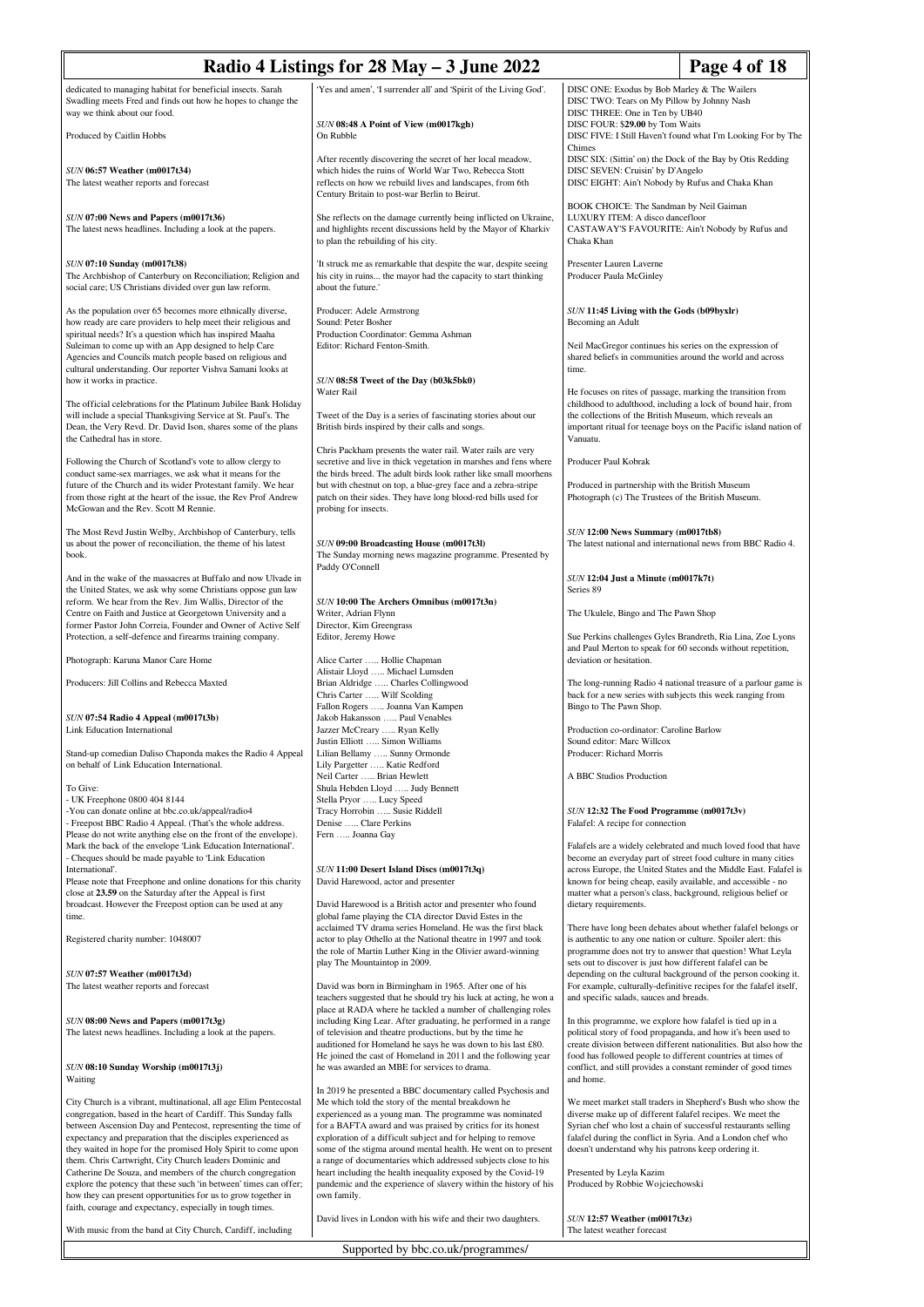dedicated to managing habitat for beneficial insects. Sarah Swadling meets Fred and finds out how he hopes to change the way we think about our food.

Produced by Caitlin Hobbs

*SUN* **06:57 Weather (m0017t34)**
The latest weather reports and forecast

*SUN* **07:00 News and Papers (m0017t36)**
The latest news headlines. Including a look at the papers.

*SUN* **07:10 Sunday (m0017t38)**
The Archbishop of Canterbury on Reconciliation; Religion and social care; US Christians divided over gun law reform.

As the population over 65 becomes more ethnically diverse, how ready are care providers to help meet their religious and spiritual needs? It's a question which has inspired Maaha Suleiman to come up with an App designed to help Care Agencies and Councils match people based on religious and cultural understanding. Our reporter Vishva Samani looks at how it works in practice.

The official celebrations for the Platinum Jubilee Bank Holiday will include a special Thanksgiving Service at St. Paul's. The Dean, the Very Revd. Dr. David Ison, shares some of the plans the Cathedral has in store.

Following the Church of Scotland's vote to allow clergy to conduct same-sex marriages, we ask what it means for the future of the Church and its wider Protestant family. We hear from those right at the heart of the issue, the Rev Prof Andrew McGowan and the Rev. Scott M Rennie.

The Most Revd Justin Welby, Archbishop of Canterbury, tells us about the power of reconciliation, the theme of his latest book.

And in the wake of the massacres at Buffalo and now Uvalde in the United States, we ask why some Christians oppose gun law reform. We hear from the Rev. Jim Wallis, Director of the Centre on Faith and Justice at Georgetown University and a former Pastor John Correia, Founder and Owner of Active Self Protection, a self-defence and firearms training company.

Photograph: Karuna Manor Care Home

Producers: Jill Collins and Rebecca Maxted

*SUN* **07:54 Radio 4 Appeal (m0017t3b)**
Link Education International

Stand-up comedian Daliso Chaponda makes the Radio 4 Appeal on behalf of Link Education International.

To Give:
- UK Freephone 0800 404 8144
-You can donate online at bbc.co.uk/appeal/radio4
- Freepost BBC Radio 4 Appeal. (That's the whole address. Please do not write anything else on the front of the envelope). Mark the back of the envelope 'Link Education International'.
- Cheques should be made payable to 'Link Education International'.
Please note that Freephone and online donations for this charity close at **23.59** on the Saturday after the Appeal is first broadcast. However the Freepost option can be used at any time.

Registered charity number: 1048007

*SUN* **07:57 Weather (m0017t3d)**
The latest weather reports and forecast

*SUN* **08:00 News and Papers (m0017t3g)**
The latest news headlines. Including a look at the papers.

*SUN* **08:10 Sunday Worship (m0017t3j)**
Waiting

City Church is a vibrant, multinational, all age Elim Pentecostal congregation, based in the heart of Cardiff. This Sunday falls between Ascension Day and Pentecost, representing the time of expectancy and preparation that the disciples experienced as they waited in hope for the promised Holy Spirit to come upon them. Chris Cartwright, City Church leaders Dominic and Catherine De Souza, and members of the church congregation explore the potency that these such 'in between' times can offer; how they can present opportunities for us to grow together in faith, courage and expectancy, especially in tough times.

With music from the band at City Church, Cardiff, including 'Yes and amen', 'I surrender all' and 'Spirit of the Living God'.

*SUN* **08:48 A Point of View (m0017kgh)**
On Rubble

After recently discovering the secret of her local meadow, which hides the ruins of World War Two, Rebecca Stott reflects on how we rebuild lives and landscapes, from 6th Century Britain to post-war Berlin to Beirut.

She reflects on the damage currently being inflicted on Ukraine, and highlights recent discussions held by the Mayor of Kharkiv to plan the rebuilding of his city.

'It struck me as remarkable that despite the war, despite seeing his city in ruins... the mayor had the capacity to start thinking about the future.'

Producer: Adele Armstrong
Sound: Peter Bosher
Production Coordinator: Gemma Ashman
Editor: Richard Fenton-Smith.

*SUN* **08:58 Tweet of the Day (b03k5bk0)**
Water Rail

Tweet of the Day is a series of fascinating stories about our British birds inspired by their calls and songs.

Chris Packham presents the water rail. Water rails are very secretive and live in thick vegetation in marshes and fens where the birds breed. The adult birds look rather like small moorhens but with chestnut on top, a blue-grey face and a zebra-stripe patch on their sides. They have long blood-red bills used for probing for insects.

*SUN* **09:00 Broadcasting House (m0017t3l)**
The Sunday morning news magazine programme. Presented by Paddy O'Connell

*SUN* **10:00 The Archers Omnibus (m0017t3n)**
Writer, Adrian Flynn
Director, Kim Greengrass
Editor, Jeremy Howe

Alice Carter ….. Hollie Chapman
Alistair Lloyd ….. Michael Lumsden
Brian Aldridge ….. Charles Collingwood
Chris Carter ….. Wilf Scolding
Fallon Rogers ….. Joanna Van Kampen
Jakob Hakansson ….. Paul Venables
Jazzer McCreary ….. Ryan Kelly
Justin Elliott ….. Simon Williams
Lilian Bellamy ….. Sunny Ormonde
Lily Pargetter ….. Katie Redford
Neil Carter ….. Brian Hewlett
Shula Hebden Lloyd ….. Judy Bennett
Stella Pryor ….. Lucy Speed
Tracy Horrobin ….. Susie Riddell
Denise ….. Clare Perkins
Fern ….. Joanna Gay

*SUN* **11:00 Desert Island Discs (m0017t3q)**
David Harewood, actor and presenter

David Harewood is a British actor and presenter who found global fame playing the CIA director David Estes in the acclaimed TV drama series Homeland. He was the first black actor to play Othello at the National theatre in 1997 and took the role of Martin Luther King in the Olivier award-winning play The Mountaintop in 2009.

David was born in Birmingham in 1965. After one of his teachers suggested that he should try his luck at acting, he won a place at RADA where he tackled a number of challenging roles including King Lear. After graduating, he performed in a range of television and theatre productions, but by the time he auditioned for Homeland he says he was down to his last £80. He joined the cast of Homeland in 2011 and the following year he was awarded an MBE for services to drama.

In 2019 he presented a BBC documentary called Psychosis and Me which told the story of the mental breakdown he experienced as a young man. The programme was nominated for a BAFTA award and was praised by critics for his honest exploration of a difficult subject and for helping to remove some of the stigma around mental health. He went on to present a range of documentaries which addressed subjects close to his heart including the health inequality exposed by the Covid-19 pandemic and the experience of slavery within the history of his own family.

David lives in London with his wife and their two daughters.

DISC ONE: Exodus by Bob Marley & The Wailers
DISC TWO: Tears on My Pillow by Johnny Nash
DISC THREE: One in Ten by UB40
DISC FOUR: $29.00 by Tom Waits
DISC FIVE: I Still Haven't found what I'm Looking For by The Chimes
DISC SIX: (Sittin' on) the Dock of the Bay by Otis Redding
DISC SEVEN: Cruisin' by D'Angelo
DISC EIGHT: Ain't Nobody by Rufus and Chaka Khan

BOOK CHOICE: The Sandman by Neil Gaiman
LUXURY ITEM: A disco dancefloor
CASTAWAY'S FAVOURITE: Ain't Nobody by Rufus and Chaka Khan

Presenter Lauren Laverne
Producer Paula McGinley

*SUN* **11:45 Living with the Gods (b09byxlr)**
Becoming an Adult

Neil MacGregor continues his series on the expression of shared beliefs in communities around the world and across time.

He focuses on rites of passage, marking the transition from childhood to adulthood, including a lock of bound hair, from the collections of the British Museum, which reveals an important ritual for teenage boys on the Pacific island nation of Vanuatu.

Producer Paul Kobrak

Produced in partnership with the British Museum
Photograph (c) The Trustees of the British Museum.

*SUN* **12:00 News Summary (m0017tb8)**
The latest national and international news from BBC Radio 4.

*SUN* **12:04 Just a Minute (m0017k7t)**
Series 89

The Ukulele, Bingo and The Pawn Shop

Sue Perkins challenges Gyles Brandreth, Ria Lina, Zoe Lyons and Paul Merton to speak for 60 seconds without repetition, deviation or hesitation.

The long-running Radio 4 national treasure of a parlour game is back for a new series with subjects this week ranging from Bingo to The Pawn Shop.

Production co-ordinator: Caroline Barlow
Sound editor: Marc Willcox
Producer: Richard Morris

A BBC Studios Production

*SUN* **12:32 The Food Programme (m0017t3v)**
Falafel: A recipe for connection

Falafels are a widely celebrated and much loved food that have become an everyday part of street food culture in many cities across Europe, the United States and the Middle East. Falafel is known for being cheap, easily available, and accessible - no matter what a person's class, background, religious belief or dietary requirements.

There have long been debates about whether falafel belongs or is authentic to any one nation or culture. Spoiler alert: this programme does not try to answer that question! What Leyla sets out to discover is just how different falafel can be depending on the cultural background of the person cooking it. For example, culturally-definitive recipes for the falafel itself, and specific salads, sauces and breads.

In this programme, we explore how falafel is tied up in a political story of food propaganda, and how it's been used to create division between different nationalities. But also how the food has followed people to different countries at times of conflict, and still provides a constant reminder of good times and home.

We meet market stall traders in Shepherd's Bush who show the diverse make up of different falafel recipes. We meet the Syrian chef who lost a chain of successful restaurants selling falafel during the conflict in Syria. And a London chef who doesn't understand why his patrons keep ordering it.

Presented by Leyla Kazim
Produced by Robbie Wojciechowski

*SUN* **12:57 Weather (m0017t3z)**
The latest weather forecast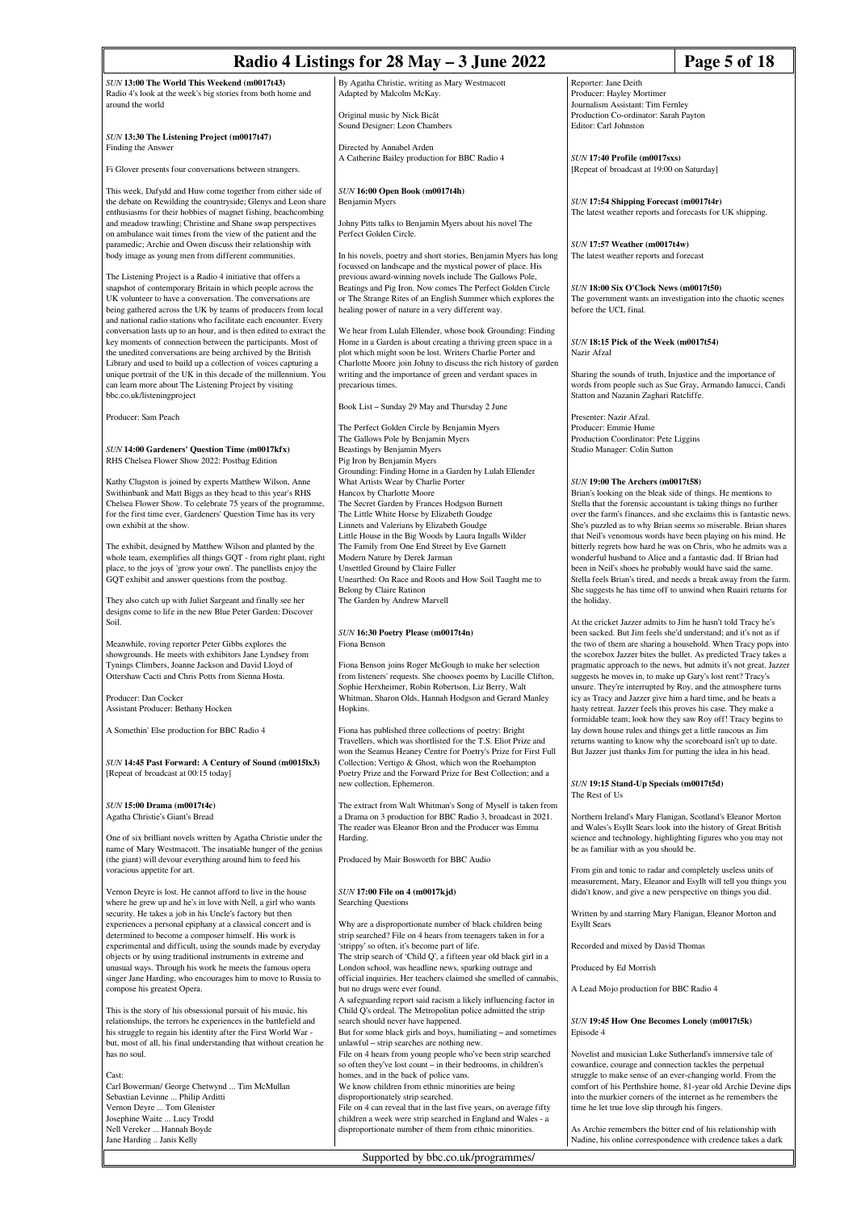*SUN* **13:00 The World This Weekend (m0017t43)**
Radio 4's look at the week's big stories from both home and around the world

*SUN* **13:30 The Listening Project (m0017t47)**
Finding the Answer

Fi Glover presents four conversations between strangers.

This week, Dafydd and Huw come together from either side of the debate on Rewilding the countryside; Glenys and Leon share enthusiasms for their hobbies of magnet fishing, beachcombing and meadow trawling; Christine and Shane swap perspectives on ambulance wait times from the view of the patient and the paramedic; Archie and Owen discuss their relationship with body image as young men from different communities.

The Listening Project is a Radio 4 initiative that offers a snapshot of contemporary Britain in which people across the UK volunteer to have a conversation. The conversations are being gathered across the UK by teams of producers from local and national radio stations who facilitate each encounter. Every conversation lasts up to an hour, and is then edited to extract the key moments of connection between the participants. Most of the unedited conversations are being archived by the British Library and used to build up a collection of voices capturing a unique portrait of the UK in this decade of the millennium. You can learn more about The Listening Project by visiting bbc.co.uk/listeningproject

Producer: Sam Peach

*SUN* **14:00 Gardeners' Question Time (m0017kfx)**
RHS Chelsea Flower Show 2022: Postbag Edition

Kathy Clugston is joined by experts Matthew Wilson, Anne Swithinbank and Matt Biggs as they head to this year's RHS Chelsea Flower Show. To celebrate 75 years of the programme, for the first time ever, Gardeners' Question Time has its very own exhibit at the show.

The exhibit, designed by Matthew Wilson and planted by the whole team, exemplifies all things GQT - from right plant, right place, to the joys of 'grow your own'. The panellists enjoy the GQT exhibit and answer questions from the postbag.

They also catch up with Juliet Sargeant and finally see her designs come to life in the new Blue Peter Garden: Discover Soil.

Meanwhile, roving reporter Peter Gibbs explores the showgrounds. He meets with exhibitors Jane Lyndsey from Tynings Climbers, Joanne Jackson and David Lloyd of Ottershaw Cacti and Chris Potts from Sienna Hosta.

Producer: Dan Cocker
Assistant Producer: Bethany Hocken

A Somethin' Else production for BBC Radio 4

*SUN* **14:45 Past Forward: A Century of Sound (m0015lx3)**
[Repeat of broadcast at 00:15 today]

*SUN* **15:00 Drama (m0017t4c)**
Agatha Christie's Giant's Bread

One of six brilliant novels written by Agatha Christie under the name of Mary Westmacott. The insatiable hunger of the genius (the giant) will devour everything around him to feed his voracious appetite for art.

Vernon Deyre is lost. He cannot afford to live in the house where he grew up and he's in love with Nell, a girl who wants security. He takes a job in his Uncle's factory but then experiences a personal epiphany at a classical concert and is determined to become a composer himself. His work is experimental and difficult, using the sounds made by everyday objects or by using traditional instruments in extreme and unusual ways. Through his work he meets the famous opera singer Jane Harding, who encourages him to move to Russia to compose his greatest Opera.

This is the story of his obsessional pursuit of his music, his relationships, the terrors he experiences in the battlefield and his struggle to regain his identity after the First World War - but, most of all, his final understanding that without creation he has no soul.

Cast:
Carl Bowerman/ George Chetwynd ... Tim McMullan
Sebastian Levinne ... Philip Arditti
Vernon Deyre ... Tom Glenister
Josephine Waite ... Lucy Trodd
Nell Vereker ... Hannah Boyde
Jane Harding .. Janis Kelly

By Agatha Christie, writing as Mary Westmacott
Adapted by Malcolm McKay.

Original music by Nick Bicât
Sound Designer: Leon Chambers

Directed by Annabel Arden
A Catherine Bailey production for BBC Radio 4

*SUN* **16:00 Open Book (m0017t4h)**
Benjamin Myers

Johny Pitts talks to Benjamin Myers about his novel The Perfect Golden Circle.

In his novels, poetry and short stories, Benjamin Myers has long focussed on landscape and the mystical power of place. His previous award-winning novels include The Gallows Pole, Beatings and Pig Iron. Now comes The Perfect Golden Circle or The Strange Rites of an English Summer which explores the healing power of nature in a very different way.

We hear from Lulah Ellender, whose book Grounding: Finding Home in a Garden is about creating a thriving green space in a plot which might soon be lost. Writers Charlie Porter and Charlotte Moore join Johny to discuss the rich history of garden writing and the importance of green and verdant spaces in precarious times.

Book List – Sunday 29 May and Thursday 2 June

The Perfect Golden Circle by Benjamin Myers
The Gallows Pole by Benjamin Myers
Beastings by Benjamin Myers
Pig Iron by Benjamin Myers
Grounding: Finding Home in a Garden by Lulah Ellender
What Artists Wear by Charlie Porter
Hancox by Charlotte Moore
The Secret Garden by Frances Hodgson Burnett
The Little White Horse by Elizabeth Goudge
Linnets and Valerians by Elizabeth Goudge
Little House in the Big Woods by Laura Ingalls Wilder
The Family from One End Street by Eve Garnett
Modern Nature by Derek Jarman
Unsettled Ground by Claire Fuller
Unearthed: On Race and Roots and How Soil Taught me to Belong by Claire Ratinon
The Garden by Andrew Marvell

*SUN* **16:30 Poetry Please (m0017t4n)**
Fiona Benson

Fiona Benson joins Roger McGough to make her selection from listeners' requests. She chooses poems by Lucille Clifton, Sophie Herxheimer, Robin Robertson, Liz Berry, Walt Whitman, Sharon Olds, Hannah Hodgson and Gerard Manley Hopkins.

Fiona has published three collections of poetry: Bright Travellers, which was shortlisted for the T.S. Eliot Prize and won the Seamus Heaney Centre for Poetry's Prize for First Full Collection; Vertigo & Ghost, which won the Roehampton Poetry Prize and the Forward Prize for Best Collection; and a new collection, Ephemeron.

The extract from Walt Whitman's Song of Myself is taken from a drama on 3 production for BBC Radio 3, broadcast in 2021. The reader was Eleanor Bron and the Producer was Emma Harding.

Produced by Mair Bosworth for BBC Audio

*SUN* **17:00 File on 4 (m0017kjd)**
Searching Questions

Why are a disproportionate number of black children being strip searched? File on 4 hears from teenagers taken in for a 'strippy' so often, it's become part of life.
The strip search of 'Child Q', a fifteen year old black girl in a London school, was headline news, sparking outrage and official inquiries. Her teachers claimed she smelled of cannabis, but no drugs were ever found.
A safeguarding report said racism a likely influencing factor in Child Q's ordeal. The Metropolitan police admitted the strip search should never have happened.
But for some black girls and boys, humiliating – and sometimes unlawful – strip searches are nothing new.
File on 4 hears from young people who've been strip searched so often they've lost count – in their bedrooms, in children's homes, and in the back of police vans.
We know children from ethnic minorities are being disproportionately strip searched.
File on 4 can reveal that in the last five years, on average fifty children a week were strip searched in England and Wales - a disproportionate number of them from ethnic minorities.

Reporter: Jane Deith
Producer: Hayley Mortimer
Journalism Assistant: Tim Fernley
Production Co-ordinator: Sarah Payton
Editor: Carl Johnston

*SUN* **17:40 Profile (m0017sxs)**
[Repeat of broadcast at 19:00 on Saturday]

*SUN* **17:54 Shipping Forecast (m0017t4r)**
The latest weather reports and forecasts for UK shipping.

*SUN* **17:57 Weather (m0017t4w)**
The latest weather reports and forecast

*SUN* **18:00 Six O'Clock News (m0017t50)**
The government wants an investigation into the chaotic scenes before the UCL final.

*SUN* **18:15 Pick of the Week (m0017t54)**
Nazir Afzal

Sharing the sounds of truth, Injustice and the importance of words from people such as Sue Gray, Armando Iannucci, Candi Statton and Nazanin Zaghari Ratcliffe.

Presenter: Nazir Afzal.
Producer: Emmie Hume
Production Coordinator: Pete Liggins
Studio Manager: Colin Sutton

*SUN* **19:00 The Archers (m0017t58)**
Brian's looking on the bleak side of things. He mentions to Stella that the forensic accountant is taking things no further over the farm's finances, and she exclaims this is fantastic news. She's puzzled as to why Brian seems so miserable. Brian shares that Neil's venomous words have been playing on his mind. He bitterly regrets how hard he was on Chris, who he admits was a wonderful husband to Alice and a fantastic dad. If Brian had been in Neil's shoes he probably would have said the same. Stella feels Brian's tired, and needs a break away from the farm. She suggests he has time off to unwind when Ruairi returns for the holiday.

At the cricket Jazzer admits to Jim he hasn't told Tracy he's been sacked. But Jim feels she'd understand; and it's not as if the two of them are sharing a household. When Tracy pops into the scorebox Jazzer bites the bullet. As predicted Tracy takes a pragmatic approach to the news, but admits it's not great. Jazzer suggests he moves in, to make up Gary's lost rent? Tracy's unsure. They're interrupted by Roy, and the atmosphere turns icy as Tracy and Jazzer give him a hard time, and he beats a hasty retreat. Jazzer feels this proves his case. They make a formidable team; look how they saw Roy off! Tracy begins to lay down house rules and things get a little raucous as Jim returns wanting to know why the scoreboard isn't up to date. But Jazzer just thanks Jim for putting the idea in his head.

*SUN* **19:15 Stand-Up Specials (m0017t5d)**
The Rest of Us

Northern Ireland's Mary Flanigan, Scotland's Eleanor Morton and Wales's Esyllt Sears look into the history of Great British science and technology, highlighting figures who you may not be as familiar with as you should be.

From gin and tonic to radar and completely useless units of measurement, Mary, Eleanor and Esyllt will tell you things you didn't know, and give a new perspective on things you did.

Written by and starring Mary Flanigan, Eleanor Morton and Esyllt Sears

Recorded and mixed by David Thomas

Produced by Ed Morrish

A Lead Mojo production for BBC Radio 4

*SUN* **19:45 How One Becomes Lonely (m0017t5k)**
Episode 4

Novelist and musician Luke Sutherland's immersive tale of cowardice, courage and connection tackles the perpetual struggle to make sense of an ever-changing world. From the comfort of his Perthshire home, 81-year old Archie Devine dips into the murkier corners of the internet as he remembers the time he let true love slip through his fingers.

As Archie remembers the bitter end of his relationship with Nadine, his online correspondence with credence takes a dark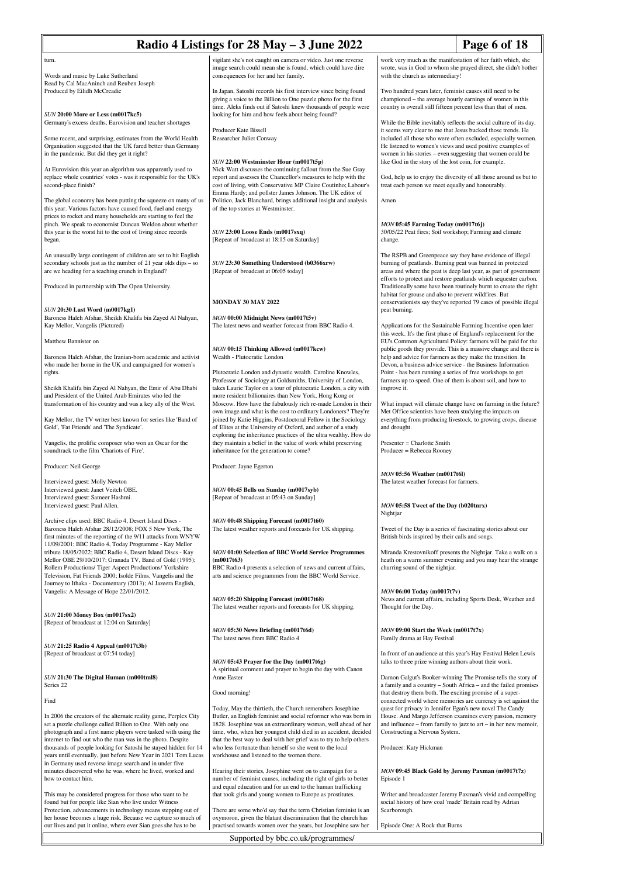turn.

Words and music by Luke Sutherland
Read by Cal MacAninch and Reuben Joseph
Produced by Eilidh McCreadie

*SUN* **20:00 More or Less (m0017kc5)**
Germany's excess deaths, Eurovision and teacher shortages

Some recent, and surprising, estimates from the World Health Organisation suggested that the UK fared better than Germany in the pandemic. But did they get it right?

At Eurovision this year an algorithm was apparently used to replace whole countries' votes - was it responsible for the UK's second-place finish?

The global economy has been putting the squeeze on many of us this year. Various factors have caused food, fuel and energy prices to rocket and many households are starting to feel the pinch. We speak to economist Duncan Weldon about whether this year is the worst hit to the cost of living since records began.

An unusually large contingent of children are set to hit English secondary schools just as the number of 21 year olds dips – so are we heading for a teaching crunch in England?

Produced in partnership with The Open University.

*SUN* **20:30 Last Word (m0017kg1)**
Baroness Haleh Afshar, Sheikh Khalifa bin Zayed Al Nahyan, Kay Mellor, Vangelis (Pictured)

Matthew Bannister on

Baroness Haleh Afshar, the Iranian-born academic and activist who made her home in the UK and campaigned for women's rights.

Sheikh Khalifa bin Zayed Al Nahyan, the Emir of Abu Dhabi and President of the United Arab Emirates who led the transformation of his country and was a key ally of the West.

Kay Mellor, the TV writer best known for series like 'Band of Gold', 'Fat Friends' and 'The Syndicate'.

Vangelis, the prolific composer who won an Oscar for the soundtrack to the film 'Chariots of Fire'.

Producer: Neil George

Interviewed guest: Molly Newton
Interviewed guest: Janet Veitch OBE.
Interviewed guest: Sameer Hashmi.
Interviewed guest: Paul Allen.

Archive clips used: BBC Radio 4, Desert Island Discs - Baroness Haleh Afshar 28/12/2008; FOX 5 New York, The first minutes of the reporting of the 9/11 attacks from WNYW 11/09/2001; BBC Radio 4, Today Programme - Kay Mellor tribute 18/05/2022; BBC Radio 4, Desert Island Discs - Kay Mellor OBE 29/10/2017; Granada TV, Band of Gold (1995); Rollem Productions/ Tiger Aspect Productions/ Yorkshire Television, Fat Friends 2000; Isolde Films, Vangelis and the Journey to Ithaka - Documentary (2013); Al Jazeera English, Vangelis: A Message of Hope 22/01/2012.

*SUN* **21:00 Money Box (m0017sx2)**
[Repeat of broadcast at 12:04 on Saturday]

*SUN* **21:25 Radio 4 Appeal (m0017t3b)**
[Repeat of broadcast at 07:54 today]

*SUN* **21:30 The Digital Human (m000tml8)**
Series 22

Find

In 2006 the creators of the alternate reality game, Perplex City set a puzzle challenge called Billion to One. With only one photograph and a first name players were tasked with using the internet to find out who the man was in the photo. Despite thousands of people looking for Satoshi he stayed hidden for 14 years until eventually, just before New Year in 2021 Tom Lucas in Germany used reverse image search and in under five minutes discovered who he was, where he lived, worked and how to contact him.

This may be considered progress for those who want to be found but for people like Sian who live under Witness Protection, advancements in technology means stepping out of her house becomes a huge risk. Because we capture so much of our lives and put it online, where ever Sian goes she has to be vigilant she's not caught on camera or video. Just one reverse image search could mean she is found, which could have dire consequences for her and her family.

In Japan, Satoshi records his first interview since being found giving a voice to the Billion to One puzzle photo for the first time. Aleks finds out if Satoshi knew thousands of people were looking for him and how he feels about being found?

Producer Kate Bissell
Researcher Juliet Conway

*SUN* **22:00 Westminster Hour (m0017t5p)**
Nick Watt discusses the continuing fallout from the Sue Gray report and assesses the Chancellor's measures to help with the cost of living, with Conservative MP Claire Coutinho; Labour's Emma Hardy; and pollster James Johnson. The UK editor of Politico, Jack Blanchard, brings additional insight and analysis of the top stories at Westminster.

*SUN* **23:00 Loose Ends (m0017sxq)**
[Repeat of broadcast at 18:15 on Saturday]

*SUN* **23:30 Something Understood (b0366xrw)**
[Repeat of broadcast at 06:05 today]

## MONDAY 30 MAY 2022

*MON* **00:00 Midnight News (m0017t5v)**
The latest news and weather forecast from BBC Radio 4.

*MON* **00:15 Thinking Allowed (m0017kcw)**
Wealth - Plutocratic London

Plutocratic London and dynastic wealth. Caroline Knowles, Professor of Sociology at Goldsmiths, University of London, takes Laurie Taylor on a tour of plutocratic London, a city with more resident billionaires than New York, Hong Kong or Moscow. How have the fabulously rich re-made London in their own image and what is the cost to ordinary Londoners? They're joined by Katie Higgins, Postdoctoral Fellow in the Sociology of Elites at the University of Oxford, and author of a study exploring the inheritance practices of the ultra wealthy. How do they maintain a belief in the value of work whilst preserving inheritance for the generation to come?

Producer: Jayne Egerton

*MON* **00:45 Bells on Sunday (m0017syb)**
[Repeat of broadcast at 05:43 on Sunday]

*MON* **00:48 Shipping Forecast (m0017t60)**
The latest weather reports and forecasts for UK shipping.

*MON* **01:00 Selection of BBC World Service Programmes (m0017t63)**
BBC Radio 4 presents a selection of news and current affairs, arts and science programmes from the BBC World Service.

*MON* **05:20 Shipping Forecast (m0017t68)**
The latest weather reports and forecasts for UK shipping.

*MON* **05:30 News Briefing (m0017t6d)**
The latest news from BBC Radio 4

*MON* **05:43 Prayer for the Day (m0017t6g)**
A spiritual comment and prayer to begin the day with Canon Anne Easter

Good morning!

Today, May the thirtieth, the Church remembers Josephine Butler, an English feminist and social reformer who was born in 1828. Josephine was an extraordinary woman, well ahead of her time, who, when her youngest child died in an accident, decided that the best way to deal with her grief was to try to help others who less fortunate than herself so she went to the local workhouse and listened to the women there.

Hearing their stories, Josephine went on to campaign for a number of feminist causes, including the right of girls to better and equal education and for an end to the human trafficking that took girls and young women to Europe as prostitutes.

There are some who'd say that the term Christian feminist is an oxymoron, given the blatant discrimination that the church has practised towards women over the years, but Josephine saw her work very much as the manifestation of her faith which, she wrote, was in God to whom she prayed direct, she didn't bother with the church as intermediary!

Two hundred years later, feminist causes still need to be championed – the average hourly earnings of women in this country is overall still fifteen percent less than that of men.

While the Bible inevitably reflects the social culture of its day, it seems very clear to me that Jesus bucked those trends. He included all those who were often excluded, especially women. He listened to women's views and used positive examples of women in his stories – even suggesting that women could be like God in the story of the lost coin, for example.

God, help us to enjoy the diversity of all those around us but to treat each person we meet equally and honourably.

Amen

*MON* **05:45 Farming Today (m0017t6j)**
30/05/22 Peat fires; Soil workshop; Farming and climate change.

The RSPB and Greenpeace say they have evidence of illegal burning of peatlands. Burning peat was banned in protected areas and where the peat is deep last year, as part of government efforts to protect and restore peatlands which sequester carbon. Traditionally some have been routinely burnt to create the right habitat for grouse and also to prevent wildfires. But conservationists say they've reported 79 cases of possible illegal peat burning.

Applications for the Sustainable Farming Incentive open later this week. It's the first phase of England's replacement for the EU's Common Agricultural Policy: farmers will be paid for the public goods they provide. This is a massive change and there is help and advice for farmers as they make the transition. In Devon, a business advice service - the Business Information Point - has been running a series of free workshops to get farmers up to speed. One of them is about soil, and how to improve it.

What impact will climate change have on farming in the future? Met Office scientists have been studying the impacts on everything from producing livestock, to growing crops, disease and drought.

Presenter = Charlotte Smith
Producer = Rebecca Rooney

*MON* **05:56 Weather (m0017t6l)**
The latest weather forecast for farmers.

*MON* **05:58 Tweet of the Day (b020tnrx)**
Nightjar

Tweet of the Day is a series of fascinating stories about our British birds inspired by their calls and songs.

Miranda Krestovnikoff presents the Nightjar. Take a walk on a heath on a warm summer evening and you may hear the strange churring sound of the nightjar.

*MON* **06:00 Today (m0017t7v)**
News and current affairs, including Sports Desk, Weather and Thought for the Day.

*MON* **09:00 Start the Week (m0017t7x)**
Family drama at Hay Festival

In front of an audience at this year's Hay Festival Helen Lewis talks to three prize winning authors about their work.

Damon Galgut's Booker-winning The Promise tells the story of a family and a country – South Africa – and the failed promises that destroy them both. The exciting promise of a super-connected world where memories are currency is set against the quest for privacy in Jennifer Egan's new novel The Candy House. And Margo Jefferson examines every passion, memory and influence – from family to jazz to art – in her new memoir, Constructing a Nervous System.

Producer: Katy Hickman

*MON* **09:45 Black Gold by Jeremy Paxman (m0017t7z)**
Episode 1

Writer and broadcaster Jeremy Paxman's vivid and compelling social history of how coal 'made' Britain read by Adrian Scarborough.

Episode One: A Rock that Burns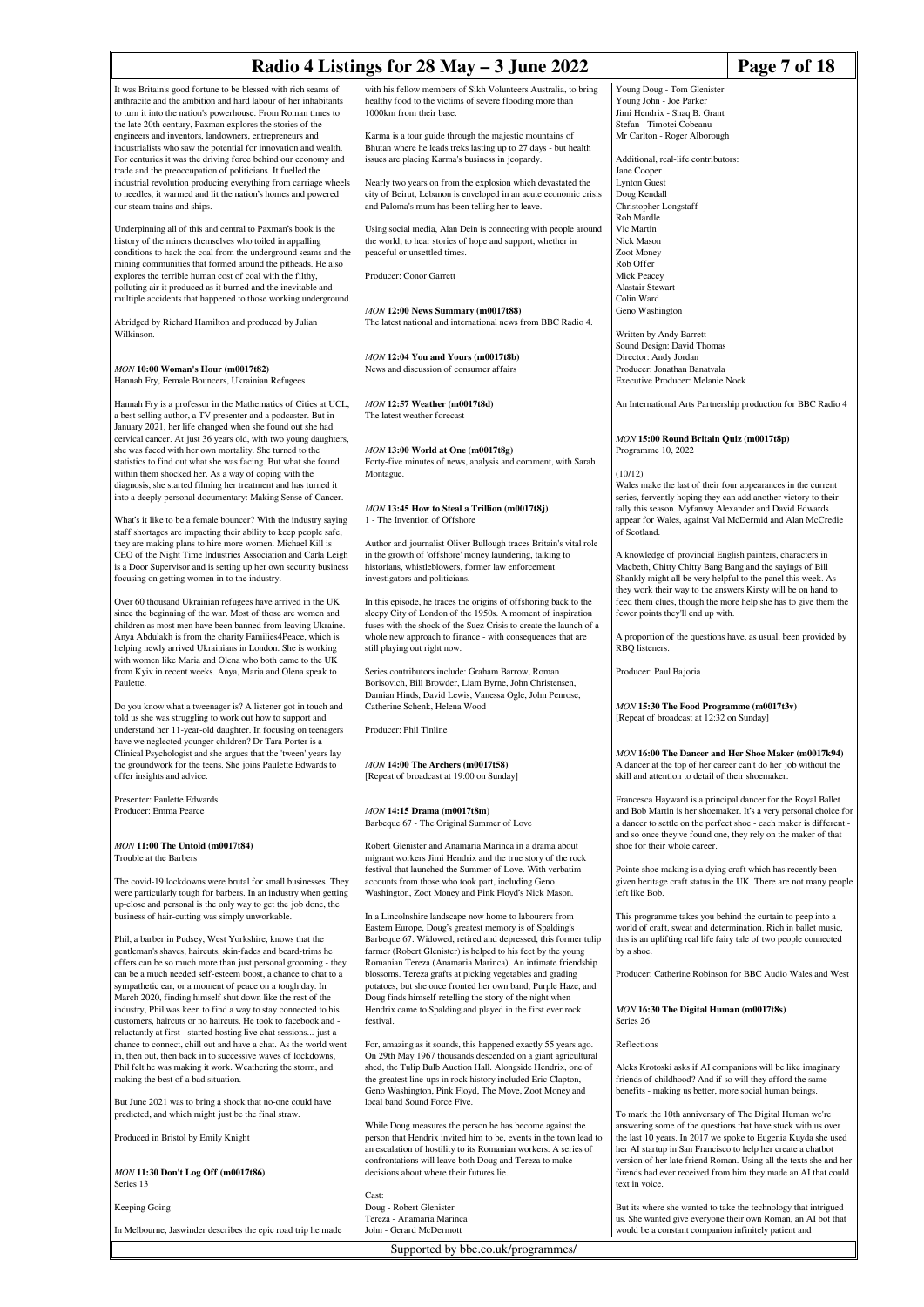It was Britain's good fortune to be blessed with rich seams of anthracite and the ambition and hard labour of her inhabitants to turn it into the nation's powerhouse. From Roman times to the late 20th century, Paxman explores the stories of the engineers and inventors, landowners, entrepreneurs and industrialists who saw the potential for innovation and wealth. For centuries it was the driving force behind our economy and trade and the preoccupation of politicians. It fuelled the industrial revolution producing everything from carriage wheels to needles, it warmed and lit the nation's homes and powered our steam trains and ships.

Underpinning all of this and central to Paxman's book is the history of the miners themselves who toiled in appalling conditions to hack the coal from the underground seams and the mining communities that formed around the pitheads. He also explores the terrible human cost of coal with the filthy, polluting air it produced as it burned and the inevitable and multiple accidents that happened to those working underground.

Abridged by Richard Hamilton and produced by Julian Wilkinson.

*MON* **10:00 Woman's Hour (m0017t82)**
Hannah Fry, Female Bouncers, Ukrainian Refugees

Hannah Fry is a professor in the Mathematics of Cities at UCL, a best selling author, a TV presenter and a podcaster. But in January 2021, her life changed when she found out she had cervical cancer. At just 36 years old, with two young daughters, she was faced with her own mortality. She turned to the statistics to find out what she was facing. But what she found within them shocked her. As a way of coping with the diagnosis, she started filming her treatment and has turned it into a deeply personal documentary: Making Sense of Cancer.

What's it like to be a female bouncer? With the industry saying staff shortages are impacting their ability to keep people safe, they are making plans to hire more women. Michael Kill is CEO of the Night Time Industries Association and Carla Leigh is a Door Supervisor and is setting up her own security business focusing on getting women in to the industry.

Over 60 thousand Ukrainian refugees have arrived in the UK since the beginning of the war. Most of those are women and children as most men have been banned from leaving Ukraine. Anya Abdulakh is from the charity Families4Peace, which is helping newly arrived Ukrainians in London. She is working with women like Maria and Olena who both came to the UK from Kyiv in recent weeks. Anya, Maria and Olena speak to Paulette.

Do you know what a tweenager is? A listener got in touch and told us she was struggling to work out how to support and understand her 11-year-old daughter. In focusing on teenagers have we neglected younger children? Dr Tara Porter is a Clinical Psychologist and she argues that the 'tween' years lay the groundwork for the teens. She joins Paulette Edwards to offer insights and advice.

Presenter: Paulette Edwards
Producer: Emma Pearce

*MON* **11:00 The Untold (m0017t84)**
Trouble at the Barbers

The covid-19 lockdowns were brutal for small businesses. They were particularly tough for barbers. In an industry when getting up-close and personal is the only way to get the job done, the business of hair-cutting was simply unworkable.

Phil, a barber in Pudsey, West Yorkshire, knows that the gentleman's shaves, haircuts, skin-fades and beard-trims he offers can be so much more than just personal grooming - they can be a much needed self-esteem boost, a chance to chat to a sympathetic ear, or a moment of peace on a tough day. In March 2020, finding himself shut down like the rest of the industry, Phil was keen to find a way to stay connected to his customers, haircuts or no haircuts. He took to facebook and - reluctantly at first - started hosting live chat sessions... just a chance to connect, chill out and have a chat. As the world went in, then out, then back in to successive waves of lockdowns, Phil felt he was making it work. Weathering the storm, and making the best of a bad situation.

But June 2021 was to bring a shock that no-one could have predicted, and which might just be the final straw.

Produced in Bristol by Emily Knight

*MON* **11:30 Don't Log Off (m0017t86)**
Series 13

Keeping Going

In Melbourne, Jaswinder describes the epic road trip he made with his fellow members of Sikh Volunteers Australia, to bring healthy food to the victims of severe flooding more than 1000km from their base.

Karma is a tour guide through the majestic mountains of Bhutan where he leads treks lasting up to 27 days - but health issues are placing Karma's business in jeopardy.

Nearly two years on from the explosion which devastated the city of Beirut, Lebanon is enveloped in an acute economic crisis and Paloma's mum has been telling her to leave.

Using social media, Alan Dein is connecting with people around the world, to hear stories of hope and support, whether in peaceful or unsettled times.

Producer: Conor Garrett

*MON* **12:00 News Summary (m0017t88)**
The latest national and international news from BBC Radio 4.

*MON* **12:04 You and Yours (m0017t8b)**
News and discussion of consumer affairs

*MON* **12:57 Weather (m0017t8d)**
The latest weather forecast

*MON* **13:00 World at One (m0017t8g)**
Forty-five minutes of news, analysis and comment, with Sarah Montague.

*MON* **13:45 How to Steal a Trillion (m0017t8j)**
1 - The Invention of Offshore

Author and journalist Oliver Bullough traces Britain's vital role in the growth of 'offshore' money laundering, talking to historians, whistleblowers, former law enforcement investigators and politicians.

In this episode, he traces the origins of offshoring back to the sleepy City of London of the 1950s. A moment of inspiration fuses with the shock of the Suez Crisis to create the launch of a whole new approach to finance - with consequences that are still playing out right now.

Series contributors include: Graham Barrow, Roman Borisovich, Bill Browder, Liam Byrne, John Christensen, Damian Hinds, David Lewis, Vanessa Ogle, John Penrose, Catherine Schenk, Helena Wood

Producer: Phil Tinline

*MON* **14:00 The Archers (m0017t58)**
[Repeat of broadcast at 19:00 on Sunday]

*MON* **14:15 Drama (m0017t8m)**
Barbeque 67 - The Original Summer of Love

Robert Glenister and Anamaria Marinca in a drama about migrant workers Jimi Hendrix and the true story of the rock festival that launched the Summer of Love. With verbatim accounts from those who took part, including Geno Washington, Zoot Money and Pink Floyd's Nick Mason.

In a Lincolnshire landscape now home to labourers from Eastern Europe, Doug's greatest memory is of Spalding's Barbeque 67. Widowed, retired and depressed, this former tulip farmer (Robert Glenister) is helped to his feet by the young Romanian Tereza (Anamaria Marinca). An intimate friendship blossoms. Tereza grafts at picking vegetables and grading potatoes, but she once fronted her own band, Purple Haze, and Doug finds himself retelling the story of the night when Hendrix came to Spalding and played in the first ever rock festival.

For, amazing as it sounds, this happened exactly 55 years ago. On 29th May 1967 thousands descended on a giant agricultural shed, the Tulip Bulb Auction Hall. Alongside Hendrix, one of the greatest line-ups in rock history included Eric Clapton, Geno Washington, Pink Floyd, The Move, Zoot Money and local band Sound Force Five.

While Doug measures the person he has become against the person that Hendrix invited him to be, events in the town lead to an escalation of hostility to its Romanian workers. A series of confrontations will leave both Doug and Tereza to make decisions about where their futures lie.

Cast:
Doug - Robert Glenister
Tereza - Anamaria Marinca
John - Gerard McDermott
Young Doug - Tom Glenister
Young John - Joe Parker
Jimi Hendrix - Shaq B. Grant
Stefan - Timotei Cobeanu
Mr Carlton - Roger Alborough

Additional, real-life contributors:
Jane Cooper
Lynton Guest
Doug Kendall
Christopher Longstaff
Rob Mardle
Vic Martin
Nick Mason
Zoot Money
Rob Offer
Mick Peacey
Alastair Stewart
Colin Ward
Geno Washington

Written by Andy Barrett
Sound Design: David Thomas
Director: Andy Jordan
Producer: Jonathan Banatvala
Executive Producer: Melanie Nock

An International Arts Partnership production for BBC Radio 4

*MON* **15:00 Round Britain Quiz (m0017t8p)**
Programme 10, 2022

(10/12)
Wales make the last of their four appearances in the current series, fervently hoping they can add another victory to their tally this season. Myfanwy Alexander and David Edwards appear for Wales, against Val McDermid and Alan McCredie of Scotland.

A knowledge of provincial English painters, characters in Macbeth, Chitty Chitty Bang Bang and the sayings of Bill Shankly might all be very helpful to the panel this week. As they work their way to the answers Kirsty will be on hand to feed them clues, though the more help she has to give them the fewer points they'll end up with.

A proportion of the questions have, as usual, been provided by RBQ listeners.

Producer: Paul Bajoria

*MON* **15:30 The Food Programme (m0017t3v)**
[Repeat of broadcast at 12:32 on Sunday]

*MON* **16:00 The Dancer and Her Shoe Maker (m0017k94)**
A dancer at the top of her career can't do her job without the skill and attention to detail of their shoemaker.

Francesca Hayward is a principal dancer for the Royal Ballet and Bob Martin is her shoemaker. It's a very personal choice for a dancer to settle on the perfect shoe - each maker is different - and so once they've found one, they rely on the maker of that shoe for their whole career.

Pointe shoe making is a dying craft which has recently been given heritage craft status in the UK. There are not many people left like Bob.

This programme takes you behind the curtain to peep into a world of craft, sweat and determination. Rich in ballet music, this is an uplifting real life fairy tale of two people connected by a shoe.

Producer: Catherine Robinson for BBC Audio Wales and West

*MON* **16:30 The Digital Human (m0017t8s)**
Series 26

Reflections

Aleks Krotoski asks if AI companions will be like imaginary friends of childhood? And if so will they afford the same benefits - making us better, more social human beings.

To mark the 10th anniversary of The Digital Human we're answering some of the questions that have stuck with us over the last 10 years. In 2017 we spoke to Eugenia Kuyda she used her AI startup in San Francisco to help her create a chatbot version of her late friend Roman. Using all the texts she and her firends had ever received from him they made an AI that could text in voice.

But its where she wanted to take the technology that intrigued us. She wanted give everyone their own Roman, an AI bot that would be a constant companion infinitely patient and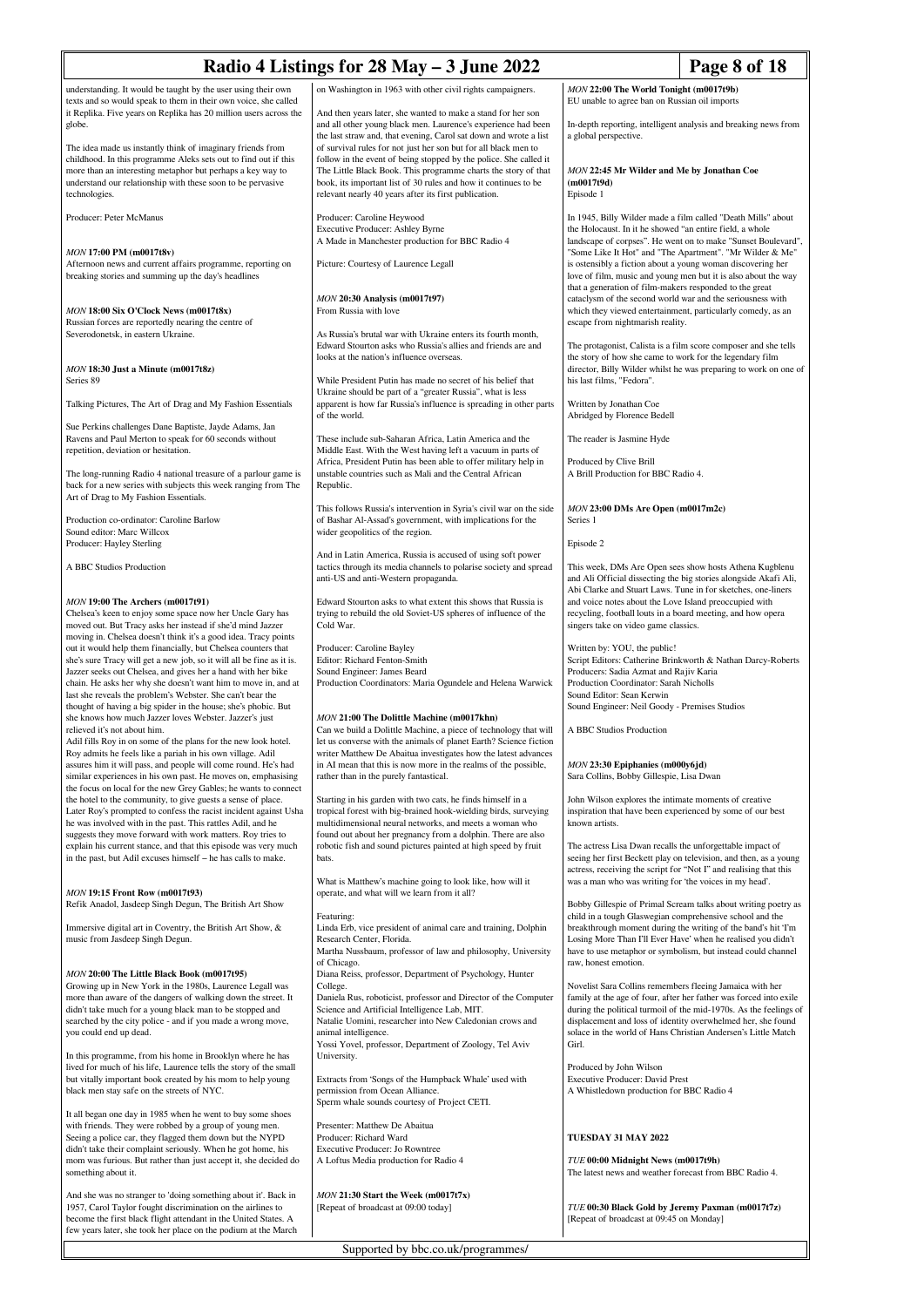understanding. It would be taught by the user using their own texts and so would speak to them in their own voice, she called it Replika. Five years on Replika has 20 million users across the globe.

The idea made us instantly think of imaginary friends from childhood. In this programme Aleks sets out to find out if this more than an interesting metaphor but perhaps a key way to understand our relationship with these soon to be pervasive technologies.

Producer: Peter McManus

### *MON* **17:00 PM (m0017t8v)**

Afternoon news and current affairs programme, reporting on breaking stories and summing up the day's headlines

### *MON* **18:00 Six O'Clock News (m0017t8x)**

Russian forces are reportedly nearing the centre of Severodonetsk, in eastern Ukraine.

### *MON* **18:30 Just a Minute (m0017t8z)**

Series 89

Talking Pictures, The Art of Drag and My Fashion Essentials

Sue Perkins challenges Dane Baptiste, Jayde Adams, Jan Ravens and Paul Merton to speak for 60 seconds without repetition, deviation or hesitation.

The long-running Radio 4 national treasure of a parlour game is back for a new series with subjects this week ranging from The Art of Drag to My Fashion Essentials.

Production co-ordinator: Caroline Barlow
Sound editor: Marc Willcox
Producer: Hayley Sterling

A BBC Studios Production

### *MON* **19:00 The Archers (m0017t91)**

Chelsea's keen to enjoy some space now her Uncle Gary has moved out. But Tracy asks her instead if she'd mind Jazzer moving in. Chelsea doesn't think it's a good idea. Tracy points out it would help them financially, but Chelsea counters that she's sure Tracy will get a new job, so it will all be fine as it is. Jazzer seeks out Chelsea, and gives her a hand with her bike chain. He asks her why she doesn't want him to move in, and at last she reveals the problem's Webster. She can't bear the thought of having a big spider in the house; she's phobic. But she knows how much Jazzer loves Webster. Jazzer's just relieved it's not about him.
Adil fills Roy in on some of the plans for the new look hotel. Roy admits he feels like a pariah in his own village. Adil assures him it will pass, and people will come round. He's had similar experiences in his own past. He moves on, emphasising the focus on local for the new Grey Gables; he wants to connect the hotel to the community, to give guests a sense of place. Later Roy's prompted to confess the racist incident against Usha he was involved with in the past. This rattles Adil, and he suggests they move forward with work matters. Roy tries to explain his current stance, and that this episode was very much in the past, but Adil excuses himself – he has calls to make.

### *MON* **19:15 Front Row (m0017t93)**

Refik Anadol, Jasdeep Singh Degun, The British Art Show

Immersive digital art in Coventry, the British Art Show, & music from Jasdeep Singh Degun.

### *MON* **20:00 The Little Black Book (m0017t95)**

Growing up in New York in the 1980s, Laurence Legall was more than aware of the dangers of walking down the street. It didn't take much for a young black man to be stopped and searched by the city police - and if you made a wrong move, you could end up dead.

In this programme, from his home in Brooklyn where he has lived for much of his life, Laurence tells the story of the small but vitally important book created by his mom to help young black men stay safe on the streets of NYC.

It all began one day in 1985 when he went to buy some shoes with friends. They were robbed by a group of young men. Seeing a police car, they flagged them down but the NYPD didn't take their complaint seriously. When he got home, his mom was furious. But rather than just accept it, she decided to do something about it.

And she was no stranger to 'doing something about it'. Back in 1957, Carol Taylor fought discrimination on the airlines to become the first black flight attendant in the United States. A few years later, she took her place on the podium at the March on Washington in 1963 with other civil rights campaigners.

And then years later, she wanted to make a stand for her son and all other young black men. Laurence's experience had been the last straw and, that evening, Carol sat down and wrote a list of survival rules for not just her son but for all black men to follow in the event of being stopped by the police. She called it The Little Black Book. This programme charts the story of that book, its important list of 30 rules and how it continues to be relevant nearly 40 years after its first publication.

Producer: Caroline Heywood
Executive Producer: Ashley Byrne
A Made in Manchester production for BBC Radio 4

Picture: Courtesy of Laurence Legall

### *MON* **20:30 Analysis (m0017t97)**

From Russia with love

As Russia's brutal war with Ukraine enters its fourth month, Edward Stourton asks who Russia's allies and friends are and looks at the nation's influence overseas.

While President Putin has made no secret of his belief that Ukraine should be part of a "greater Russia", what is less apparent is how far Russia's influence is spreading in other parts of the world.

These include sub-Saharan Africa, Latin America and the Middle East. With the West having left a vacuum in parts of Africa, President Putin has been able to offer military help in unstable countries such as Mali and the Central African Republic.

This follows Russia's intervention in Syria's civil war on the side of Bashar Al-Assad's government, with implications for the wider geopolitics of the region.

And in Latin America, Russia is accused of using soft power tactics through its media channels to polarise society and spread anti-US and anti-Western propaganda.

Edward Stourton asks to what extent this shows that Russia is trying to rebuild the old Soviet-US spheres of influence of the Cold War.

Producer: Caroline Bayley
Editor: Richard Fenton-Smith
Sound Engineer: James Beard
Production Coordinators: Maria Ogundele and Helena Warwick

### *MON* **21:00 The Dolittle Machine (m0017khn)**

Can we build a Dolittle Machine, a piece of technology that will let us converse with the animals of planet Earth? Science fiction writer Matthew De Abaitua investigates how the latest advances in AI mean that this is now more in the realms of the possible, rather than in the purely fantastical.

Starting in his garden with two cats, he finds himself in a tropical forest with big-brained hook-wielding birds, surveying multidimensional neural networks, and meets a woman who found out about her pregnancy from a dolphin. There are also robotic fish and sound pictures painted at high speed by fruit bats.

What is Matthew's machine going to look like, how will it operate, and what will we learn from it all?

Featuring:
Linda Erb, vice president of animal care and training, Dolphin Research Center, Florida.
Martha Nussbaum, professor of law and philosophy, University of Chicago.
Diana Reiss, professor, Department of Psychology, Hunter College.
Daniela Rus, roboticist, professor and Director of the Computer Science and Artificial Intelligence Lab, MIT.
Natalie Uomini, researcher into New Caledonian crows and animal intelligence.
Yossi Yovel, professor, Department of Zoology, Tel Aviv University.

Extracts from 'Songs of the Humpback Whale' used with permission from Ocean Alliance.
Sperm whale sounds courtesy of Project CETI.

Presenter: Matthew De Abaitua
Producer: Richard Ward
Executive Producer: Jo Rowntree
A Loftus Media production for Radio 4

### *MON* **21:30 Start the Week (m0017t7x)**

[Repeat of broadcast at 09:00 today]

### *MON* **22:00 The World Tonight (m0017t9b)**

EU unable to agree ban on Russian oil imports

In-depth reporting, intelligent analysis and breaking news from a global perspective.

### *MON* **22:45 Mr Wilder and Me by Jonathan Coe (m0017t9d)**

Episode 1

In 1945, Billy Wilder made a film called "Death Mills" about the Holocaust. In it he showed "an entire field, a whole landscape of corpses". He went on to make "Sunset Boulevard", "Some Like It Hot" and "The Apartment". "Mr Wilder & Me" is ostensibly a fiction about a young woman discovering her love of film, music and young men but it is also about the way that a generation of film-makers responded to the great cataclysm of the second world war and the seriousness with which they viewed entertainment, particularly comedy, as an escape from nightmarish reality.

The protagonist, Calista is a film score composer and she tells the story of how she came to work for the legendary film director, Billy Wilder whilst he was preparing to work on one of his last films, "Fedora".

Written by Jonathan Coe
Abridged by Florence Bedell

The reader is Jasmine Hyde

Produced by Clive Brill
A Brill Production for BBC Radio 4.

### *MON* **23:00 DMs Are Open (m0017m2c)**

Series 1

Episode 2

This week, DMs Are Open sees show hosts Athena Kugblenu and Ali Official dissecting the big stories alongside Akafi Ali, Abi Clarke and Stuart Laws. Tune in for sketches, one-liners and voice notes about the Love Island preoccupied with recycling, football louts in a board meeting, and how opera singers take on video game classics.

Written by: YOU, the public!
Script Editors: Catherine Brinkworth & Nathan Darcy-Roberts
Producers: Sadia Azmat and Rajiv Karia
Production Coordinator: Sarah Nicholls
Sound Editor: Sean Kerwin
Sound Engineer: Neil Goody - Premises Studios

A BBC Studios Production

### *MON* **23:30 Epiphanies (m000y6jd)**

Sara Collins, Bobby Gillespie, Lisa Dwan

John Wilson explores the intimate moments of creative inspiration that have been experienced by some of our best known artists.

The actress Lisa Dwan recalls the unforgettable impact of seeing her first Beckett play on television, and then, as a young actress, receiving the script for "Not I" and realising that this was a man who was writing for 'the voices in my head'.

Bobby Gillespie of Primal Scream talks about writing poetry as child in a tough Glaswegian comprehensive school and the breakthrough moment during the writing of the band's hit 'I'm Losing More Than I'll Ever Have' when he realised you didn't have to use metaphor or symbolism, but instead could channel raw, honest emotion.

Novelist Sara Collins remembers fleeing Jamaica with her family at the age of four, after her father was forced into exile during the political turmoil of the mid-1970s. As the feelings of displacement and loss of identity overwhelmed her, she found solace in the world of Hans Christian Andersen's Little Match Girl.

Produced by John Wilson
Executive Producer: David Prest
A Whistledown production for BBC Radio 4

## TUESDAY 31 MAY 2022

### *TUE* **00:00 Midnight News (m0017t9h)**

The latest news and weather forecast from BBC Radio 4.

### *TUE* **00:30 Black Gold by Jeremy Paxman (m0017t7z)**

[Repeat of broadcast at 09:45 on Monday]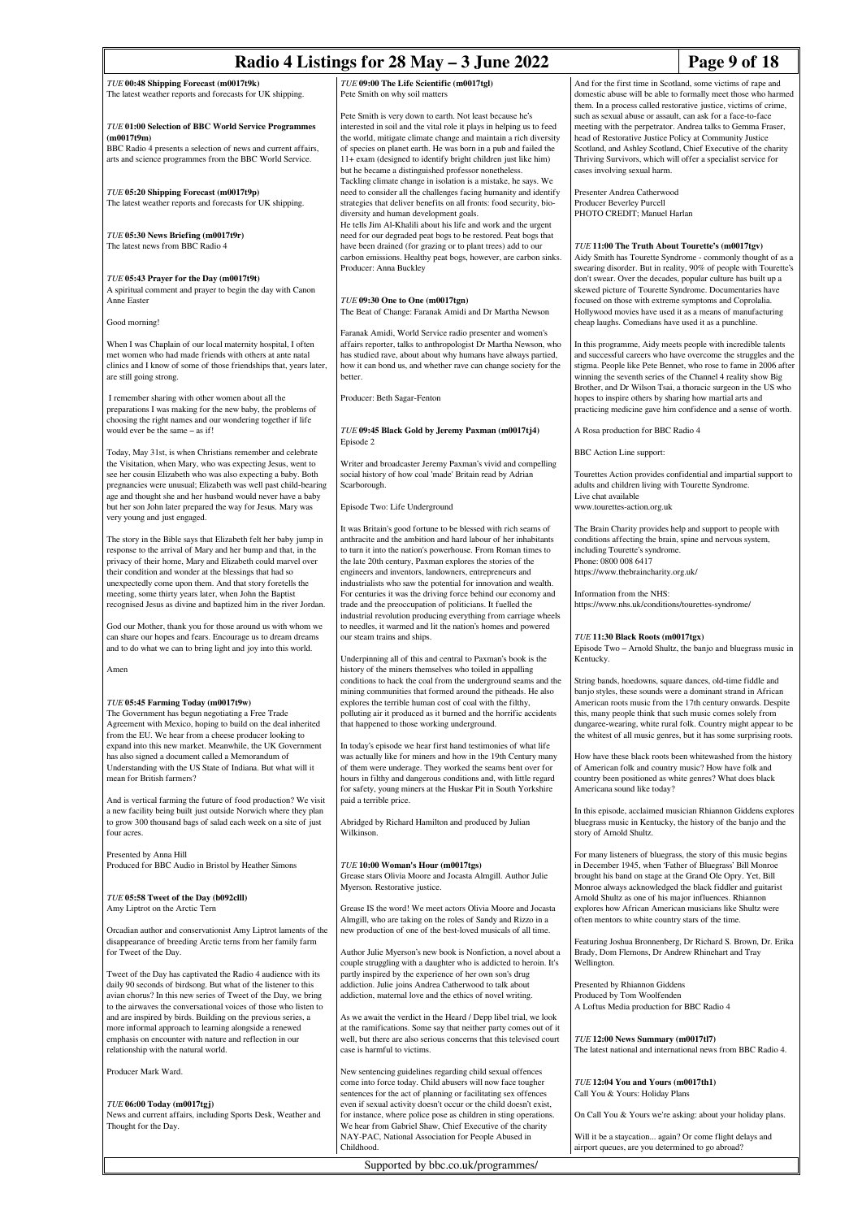### *TUE* 00:48 Shipping Forecast (m0017t9k)

The latest weather reports and forecasts for UK shipping.

### *TUE* 01:00 Selection of BBC World Service Programmes (m0017t9m)

BBC Radio 4 presents a selection of news and current affairs, arts and science programmes from the BBC World Service.

### *TUE* 05:20 Shipping Forecast (m0017t9p)

The latest weather reports and forecasts for UK shipping.

### *TUE* 05:30 News Briefing (m0017t9r)

The latest news from BBC Radio 4

### *TUE* 05:43 Prayer for the Day (m0017t9t)

A spiritual comment and prayer to begin the day with Canon Anne Easter

Good morning!

When I was Chaplain of our local maternity hospital, I often met women who had made friends with others at ante natal clinics and I know of some of those friendships that, years later, are still going strong.

I remember sharing with other women about all the preparations I was making for the new baby, the problems of choosing the right names and our wondering together if life would ever be the same – as if!

Today, May 31st, is when Christians remember and celebrate the Visitation, when Mary, who was expecting Jesus, went to see her cousin Elizabeth who was also expecting a baby. Both pregnancies were unusual; Elizabeth was well past child-bearing age and thought she and her husband would never have a baby but her son John later prepared the way for Jesus. Mary was very young and just engaged.

The story in the Bible says that Elizabeth felt her baby jump in response to the arrival of Mary and her bump and that, in the privacy of their home, Mary and Elizabeth could marvel over their condition and wonder at the blessings that had so unexpectedly come upon them. And that story foretells the meeting, some thirty years later, when John the Baptist recognised Jesus as divine and baptized him in the river Jordan.

God our Mother, thank you for those around us with whom we can share our hopes and fears. Encourage us to dream dreams and to do what we can to bring light and joy into this world.

Amen

### *TUE* 05:45 Farming Today (m0017t9w)

The Government has begun negotiating a Free Trade Agreement with Mexico, hoping to build on the deal inherited from the EU. We hear from a cheese producer looking to expand into this new market. Meanwhile, the UK Government has also signed a document called a Memorandum of Understanding with the US State of Indiana. But what will it mean for British farmers?

And is vertical farming the future of food production? We visit a new facility being built just outside Norwich where they plan to grow 300 thousand bags of salad each week on a site of just four acres.

Presented by Anna Hill
Produced for BBC Audio in Bristol by Heather Simons

### *TUE* 05:58 Tweet of the Day (b092clll)

Amy Liptrot on the Arctic Tern

Orcadian author and conservationist Amy Liptrot laments of the disappearance of breeding Arctic terns from her family farm for Tweet of the Day.

Tweet of the Day has captivated the Radio 4 audience with its daily 90 seconds of birdsong. But what of the listener to this avian chorus? In this new series of Tweet of the Day, we bring to the airwaves the conversational voices of those who listen to and are inspired by birds. Building on the previous series, a more informal approach to learning alongside a renewed emphasis on encounter with nature and reflection in our relationship with the natural world.

Producer Mark Ward.

### *TUE* 06:00 Today (m0017tgj)

News and current affairs, including Sports Desk, Weather and Thought for the Day.

### *TUE* 09:00 The Life Scientific (m0017tgl)

Pete Smith on why soil matters

Pete Smith is very down to earth. Not least because he's interested in soil and the vital role it plays in helping us to feed the world, mitigate climate change and maintain a rich diversity of species on planet earth. He was born in a pub and failed the 11+ exam (designed to identify bright children just like him) but he became a distinguished professor nonetheless.
Tackling climate change in isolation is a mistake, he says. We need to consider all the challenges facing humanity and identify strategies that deliver benefits on all fronts: food security, bio-diversity and human development goals.
He tells Jim Al-Khalili about his life and work and the urgent need for our degraded peat bogs to be restored. Peat bogs that have been drained (for grazing or to plant trees) add to our carbon emissions. Healthy peat bogs, however, are carbon sinks.
Producer: Anna Buckley

### *TUE* 09:30 One to One (m0017tgn)

The Beat of Change: Faranak Amidi and Dr Martha Newson

Faranak Amidi, World Service radio presenter and women's affairs reporter, talks to anthropologist Dr Martha Newson, who has studied rave, about why humans have always partied, how it can bond us, and whether rave can change society for the better.

Producer: Beth Sagar-Fenton

### *TUE* 09:45 Black Gold by Jeremy Paxman (m0017tj4)

Episode 2

Writer and broadcaster Jeremy Paxman's vivid and compelling social history of how coal 'made' Britain read by Adrian Scarborough.

Episode Two: Life Underground

It was Britain's good fortune to be blessed with rich seams of anthracite and the ambition and hard labour of her inhabitants to turn it into the nation's powerhouse. From Roman times to the late 20th century, Paxman explores the stories of the engineers and inventors, landowners, entrepreneurs and industrialists who saw the potential for innovation and wealth. For centuries it was the driving force behind our economy and trade and the preoccupation of politicians. It fuelled the industrial revolution producing everything from carriage wheels to needles, it warmed and lit the nation's homes and powered our steam trains and ships.

Underpinning all of this and central to Paxman's book is the history of the miners themselves who toiled in appalling conditions to hack the coal from the underground seams and the mining communities that formed around the pitheads. He also explores the terrible human cost of coal with the filthy, polluting air it produced as it burned and the horrific accidents that happened to those working underground.

In today's episode we hear first hand testimonies of what life was actually like for miners and how in the 19th Century many of them were underage. They worked the seams bent over for hours in filthy and dangerous conditions and, with little regard for safety, young miners at the Huskar Pit in South Yorkshire paid a terrible price.

Abridged by Richard Hamilton and produced by Julian Wilkinson.

### *TUE* 10:00 Woman's Hour (m0017tgs)

Grease stars Olivia Moore and Jocasta Almgill. Author Julie Myerson. Restorative justice.

Grease IS the word! We meet actors Olivia Moore and Jocasta Almgill, who are taking on the roles of Sandy and Rizzo in a new production of one of the best-loved musicals of all time.

Author Julie Myerson's new book is Nonfiction, a novel about a couple struggling with a daughter who is addicted to heroin. It's partly inspired by the experience of her own son's drug addiction. Julie joins Andrea Catherwood to talk about addiction, maternal love and the ethics of novel writing.

As we await the verdict in the Heard / Depp libel trial, we look at the ramifications. Some say that neither party comes out of it well, but there are also serious concerns that this televised court case is harmful to victims.

New sentencing guidelines regarding child sexual offences come into force today. Child abusers will now face tougher sentences for the act of planning or facilitating sex offences even if sexual activity doesn't occur or the child doesn't exist, for instance, where police pose as children in sting operations. We hear from Gabriel Shaw, Chief Executive of the charity NAY-PAC, National Association for People Abused in Childhood.

And for the first time in Scotland, some victims of rape and domestic abuse will be able to formally meet those who harmed them. In a process called restorative justice, victims of crime, such as sexual abuse or assault, can ask for a face-to-face meeting with the perpetrator. Andrea talks to Gemma Fraser, head of Restorative Justice Policy at Community Justice Scotland, and Ashley Scotland, Chief Executive of the charity Thriving Survivors, which will offer a specialist service for cases involving sexual harm.

Presenter Andrea Catherwood
Producer Beverley Purcell
PHOTO CREDIT; Manuel Harlan

### *TUE* 11:00 The Truth About Tourette's (m0017tgv)

Aidy Smith has Tourette Syndrome - commonly thought of as a swearing disorder. But in reality, 90% of people with Tourette's don't swear. Over the decades, popular culture has built up a skewed picture of Tourette Syndrome. Documentaries have focused on those with extreme symptoms and Coprolalia. Hollywood movies have used it as a means of manufacturing cheap laughs. Comedians have used it as a punchline.

In this programme, Aidy meets people with incredible talents and successful careers who have overcome the struggles and the stigma. People like Pete Bennet, who rose to fame in 2006 after winning the seventh series of the Channel 4 reality show Big Brother, and Dr Wilson Tsai, a thoracic surgeon in the US who hopes to inspire others by sharing how martial arts and practicing medicine gave him confidence and a sense of worth.

A Rosa production for BBC Radio 4

BBC Action Line support:

Tourettes Action provides confidential and impartial support to adults and children living with Tourette Syndrome.
Live chat available
www.tourettes-action.org.uk

The Brain Charity provides help and support to people with conditions affecting the brain, spine and nervous system, including Tourette's syndrome.
Phone: 0800 008 6417
https://www.thebraincharity.org.uk/

Information from the NHS:
https://www.nhs.uk/conditions/tourettes-syndrome/

### *TUE* 11:30 Black Roots (m0017tgx)

Episode Two – Arnold Shultz, the banjo and bluegrass music in Kentucky.

String bands, hoedowns, square dances, old-time fiddle and banjo styles, these sounds were a dominant strand in African American roots music from the 17th century onwards. Despite this, many people think that such music comes solely from dungaree-wearing, white rural folk. Country might appear to be the whitest of all music genres, but it has some surprising roots.

How have these black roots been whitewashed from the history of American folk and country music? How have folk and country been positioned as white genres? What does black Americana sound like today?

In this episode, acclaimed musician Rhiannon Giddens explores bluegrass music in Kentucky, the history of the banjo and the story of Arnold Shultz.

For many listeners of bluegrass, the story of this music begins in December 1945, when 'Father of Bluegrass' Bill Monroe brought his band on stage at the Grand Ole Opry. Yet, Bill Monroe always acknowledged the black fiddler and guitarist Arnold Shultz as one of his major influences. Rhiannon explores how African American musicians like Shultz were often mentors to white country stars of the time.

Featuring Joshua Bronnenberg, Dr Richard S. Brown, Dr. Erika Brady, Dom Flemons, Dr Andrew Rhinehart and Tray Wellington.

Presented by Rhiannon Giddens
Produced by Tom Woolfenden
A Loftus Media production for BBC Radio 4

### *TUE* 12:00 News Summary (m0017tl7)

The latest national and international news from BBC Radio 4.

### *TUE* 12:04 You and Yours (m0017th1)

Call You & Yours: Holiday Plans

On Call You & Yours we're asking: about your holiday plans.

Will it be a staycation... again? Or come flight delays and airport queues, are you determined to go abroad?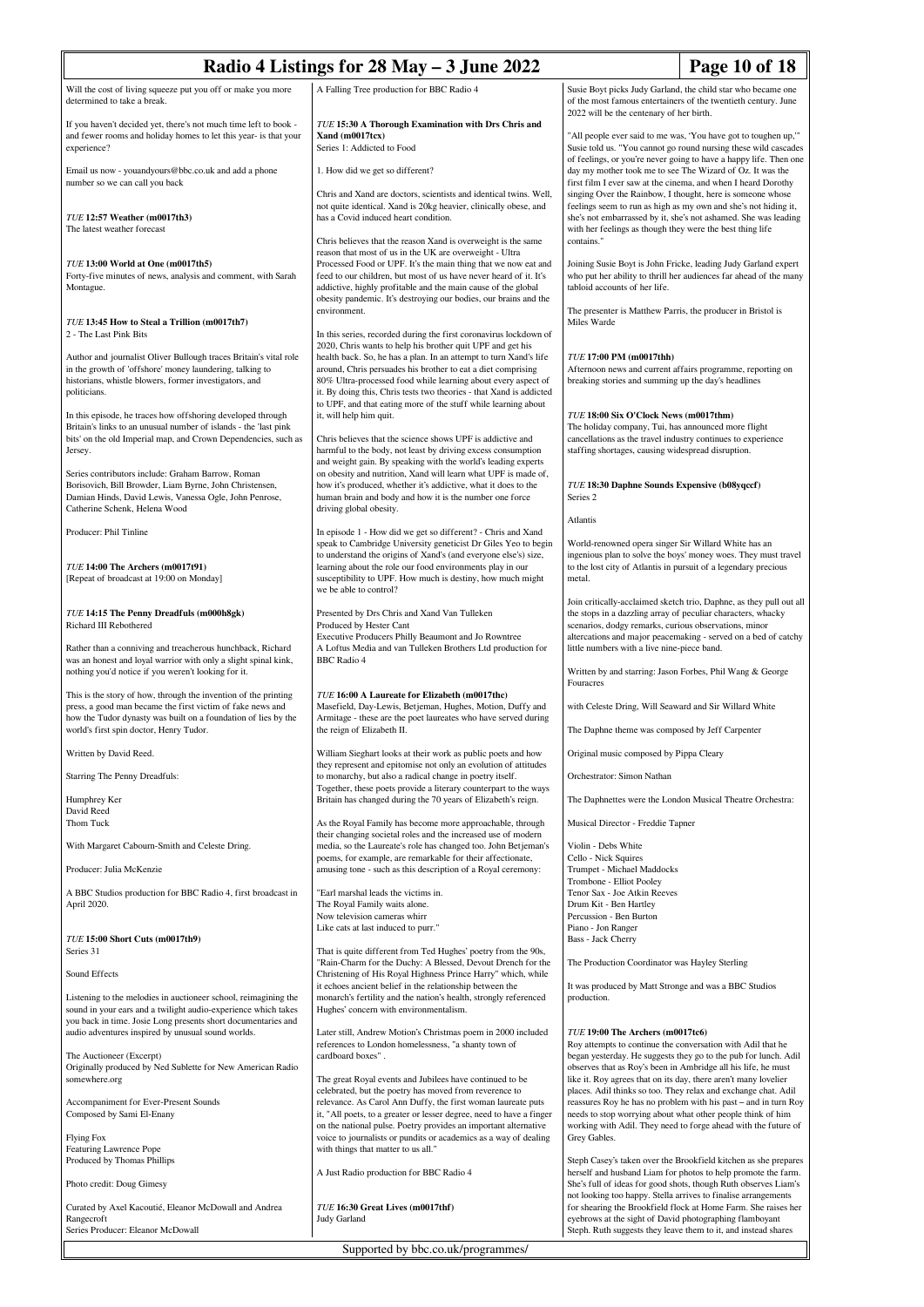Will the cost of living squeeze put you off or make you more determined to take a break.

If you haven't decided yet, there's not much time left to book - and fewer rooms and holiday homes to let this year- is that your experience?

Email us now - youandyours@bbc.co.uk and add a phone number so we can call you back

### *TUE* 12:57 Weather (m0017th3)

The latest weather forecast

### *TUE* 13:00 World at One (m0017th5)

Forty-five minutes of news, analysis and comment, with Sarah Montague.

### *TUE* 13:45 How to Steal a Trillion (m0017th7)

2 - The Last Pink Bits

Author and journalist Oliver Bullough traces Britain's vital role in the growth of 'offshore' money laundering, talking to historians, whistle blowers, former investigators, and politicians.

In this episode, he traces how offshoring developed through Britain's links to an unusual number of islands - the 'last pink bits' on the old Imperial map, and Crown Dependencies, such as Jersey.

Series contributors include: Graham Barrow, Roman Borisovich, Bill Browder, Liam Byrne, John Christensen, Damian Hinds, David Lewis, Vanessa Ogle, John Penrose, Catherine Schenk, Helena Wood

Producer: Phil Tinline

### *TUE* 14:00 The Archers (m0017t91)

[Repeat of broadcast at 19:00 on Monday]

### *TUE* 14:15 The Penny Dreadfuls (m000h8gk)

Richard III Rebothered

Rather than a conniving and treacherous hunchback, Richard was an honest and loyal warrior with only a slight spinal kink, nothing you'd notice if you weren't looking for it.

This is the story of how, through the invention of the printing press, a good man became the first victim of fake news and how the Tudor dynasty was built on a foundation of lies by the world's first spin doctor, Henry Tudor.

Written by David Reed.

Starring The Penny Dreadfuls:

Humphrey Ker
David Reed
Thom Tuck

With Margaret Cabourn-Smith and Celeste Dring.

Producer: Julia McKenzie

A BBC Studios production for BBC Radio 4, first broadcast in April 2020.

### *TUE* 15:00 Short Cuts (m0017th9)

Series 31

Sound Effects

Listening to the melodies in auctioneer school, reimagining the sound in your ears and a twilight audio-experience which takes you back in time. Josie Long presents short documentaries and audio adventures inspired by unusual sound worlds.

The Auctioneer (Excerpt)
Originally produced by Ned Sublette for New American Radio somewhere.org

Accompaniment for Ever-Present Sounds
Composed by Sami El-Enany

Flying Fox
Featuring Lawrence Pope
Produced by Thomas Phillips

Photo credit: Doug Gimesy

Curated by Axel Kacoutié, Eleanor McDowall and Andrea Rangecroft
Series Producer: Eleanor McDowall

A Falling Tree production for BBC Radio 4

### *TUE* 15:30 A Thorough Examination with Drs Chris and Xand (m0017tcx)

Series 1: Addicted to Food

1. How did we get so different?

Chris and Xand are doctors, scientists and identical twins. Well, not quite identical. Xand is 20kg heavier, clinically obese, and has a Covid induced heart condition.

Chris believes that the reason Xand is overweight is the same reason that most of us in the UK are overweight - Ultra Processed Food or UPF. It's the main thing that we now eat and feed to our children, but most of us have never heard of it. It's addictive, highly profitable and the main cause of the global obesity pandemic. It's destroying our bodies, our brains and the environment.

In this series, recorded during the first coronavirus lockdown of 2020, Chris wants to help his brother quit UPF and get his health back. So, he has a plan. In an attempt to turn Xand's life around, Chris persuades his brother to eat a diet comprising 80% Ultra-processed food while learning about every aspect of it. By doing this, Chris tests two theories - that Xand is addicted to UPF, and that eating more of the stuff while learning about it, will help him quit.

Chris believes that the science shows UPF is addictive and harmful to the body, not least by driving excess consumption and weight gain. By speaking with the world's leading experts on obesity and nutrition, Xand will learn what UPF is made of, how it's produced, whether it's addictive, what it does to the human brain and body and how it is the number one force driving global obesity.

In episode 1 - How did we get so different? - Chris and Xand speak to Cambridge University geneticist Dr Giles Yeo to begin to understand the origins of Xand's (and everyone else's) size, learning about the role our food environments play in our susceptibility to UPF. How much is destiny, how much might we be able to control?

Presented by Drs Chris and Xand Van Tulleken
Produced by Hester Cant
Executive Producers Philly Beaumont and Jo Rowntree
A Loftus Media and van Tulleken Brothers Ltd production for BBC Radio 4

### *TUE* 16:00 A Laureate for Elizabeth (m0017thc)

Masefield, Day-Lewis, Betjeman, Hughes, Motion, Duffy and Armitage - these are the poet laureates who have served during the reign of Elizabeth II.

William Sieghart looks at their work as public poets and how they represent and epitomise not only an evolution of attitudes to monarchy, but also a radical change in poetry itself. Together, these poets provide a literary counterpart to the ways Britain has changed during the 70 years of Elizabeth's reign.

As the Royal Family has become more approachable, through their changing societal roles and the increased use of modern media, so the Laureate's role has changed too. John Betjeman's poems, for example, are remarkable for their affectionate, amusing tone - such as this description of a Royal ceremony:

"Earl marshal leads the victims in.
The Royal Family waits alone.
Now television cameras whirr
Like cats at last induced to purr."

That is quite different from Ted Hughes' poetry from the 90s, "Rain-Charm for the Duchy: A Blessed, Devout Drench for the Christening of His Royal Highness Prince Harry" which, while it echoes ancient belief in the relationship between the monarch's fertility and the nation's health, strongly referenced Hughes' concern with environmentalism.

Later still, Andrew Motion's Christmas poem in 2000 included references to London homelessness, "a shanty town of cardboard boxes" .

The great Royal events and Jubilees have continued to be celebrated, but the poetry has moved from reverence to relevance. As Carol Ann Duffy, the first woman laureate puts it, "All poets, to a greater or lesser degree, need to have a finger on the national pulse. Poetry provides an important alternative voice to journalists or pundits or academics as a way of dealing with things that matter to us all."

A Just Radio production for BBC Radio 4

### *TUE* 16:30 Great Lives (m0017thf)

Judy Garland

Susie Boyt picks Judy Garland, the child star who became one of the most famous entertainers of the twentieth century. June 2022 will be the centenary of her birth.

"All people ever said to me was, 'You have got to toughen up,'" Susie told us. "You cannot go round nursing these wild cascades of feelings, or you're never going to have a happy life. Then one day my mother took me to see The Wizard of Oz. It was the first film I ever saw at the cinema, and when I heard Dorothy singing Over the Rainbow, I thought, here is someone whose feelings seem to run as high as my own and she's not hiding it, she's not embarrassed by it, she's not ashamed. She was leading with her feelings as though they were the best thing life contains."

Joining Susie Boyt is John Fricke, leading Judy Garland expert who put her ability to thrill her audiences far ahead of the many tabloid accounts of her life.

The presenter is Matthew Parris, the producer in Bristol is Miles Warde

### *TUE* 17:00 PM (m0017thh)

Afternoon news and current affairs programme, reporting on breaking stories and summing up the day's headlines

### *TUE* 18:00 Six O'Clock News (m0017thm)

The holiday company, Tui, has announced more flight cancellations as the travel industry continues to experience staffing shortages, causing widespread disruption.

### *TUE* 18:30 Daphne Sounds Expensive (b08yqccf)

Series 2

Atlantis

World-renowned opera singer Sir Willard White has an ingenious plan to solve the boys' money woes. They must travel to the lost city of Atlantis in pursuit of a legendary precious metal.

Join critically-acclaimed sketch trio, Daphne, as they pull out all the stops in a dazzling array of peculiar characters, whacky scenarios, dodgy remarks, curious observations, minor altercations and major peacemaking - served on a bed of catchy little numbers with a live nine-piece band.

Written by and starring: Jason Forbes, Phil Wang & George Fouracres

with Celeste Dring, Will Seaward and Sir Willard White

The Daphne theme was composed by Jeff Carpenter

Original music composed by Pippa Cleary

Orchestrator: Simon Nathan

The Daphnettes were the London Musical Theatre Orchestra:

Musical Director - Freddie Tapner

Violin - Debs White
Cello - Nick Squires
Trumpet - Michael Maddocks
Trombone - Elliot Pooley
Tenor Sax - Joe Atkin Reeves
Drum Kit - Ben Hartley
Percussion - Ben Burton
Piano - Jon Ranger
Bass - Jack Cherry

The Production Coordinator was Hayley Sterling

It was produced by Matt Stronge and was a BBC Studios production.

### *TUE* 19:00 The Archers (m0017tc6)

Roy attempts to continue the conversation with Adil that he began yesterday. He suggests they go to the pub for lunch. Adil observes that as Roy's been in Ambridge all his life, he must like it. Roy agrees that on its day, there aren't many lovelier places. Adil thinks so too. They relax and exchange chat. Adil reassures Roy he has no problem with his past – and in turn Roy needs to stop worrying about what other people think of him working with Adil. They need to forge ahead with the future of Grey Gables.

Steph Casey's taken over the Brookfield kitchen as she prepares herself and husband Liam for photos to help promote the farm. She's full of ideas for good shots, though Ruth observes Liam's not looking too happy. Stella arrives to finalise arrangements for shearing the Brookfield flock at Home Farm. She raises her eyebrows at the sight of David photographing flamboyant Steph. Ruth suggests they leave them to it, and instead shares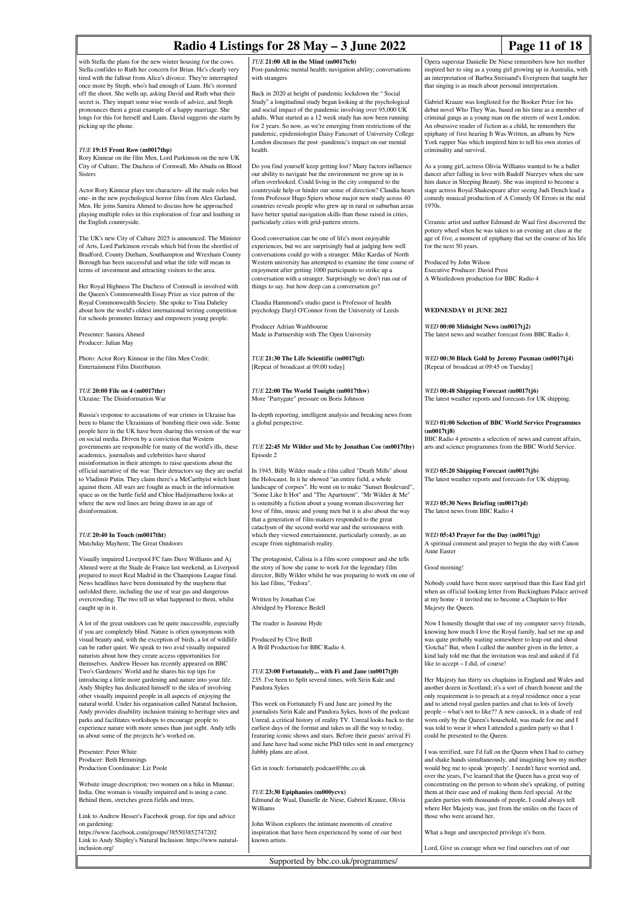with Stella the plans for the new winter housing for the cows. Stella confides to Ruth her concern for Brian. He's clearly very tired with the fallout from Alice's divorce. They're interrupted once more by Steph, who's had enough of Liam. He's stormed off the shoot. She wells up, asking David and Ruth what their secret is. They impart some wise words of advice, and Steph pronounces them a great example of a happy marriage. She longs for this for herself and Liam. David suggests she starts by picking up the phone.

*TUE* **19:15 Front Row (m0017thp)**
Rory Kinnear on the film Men, Lord Parkinson on the new UK City of Culture, The Duchess of Cornwall, Mo Abudu on Blood Sisters

Actor Rory Kinnear plays ten characters- all the male roles but one- in the new psychological horror film from Alex Garland, Men. He joins Samira Ahmed to discuss how he approached playing multiple roles in this exploration of fear and loathing in the English countryside.

The UK's new City of Culture 2025 is announced. The Minister of Arts, Lord Parkinson reveals which bid from the shortlist of Bradford, County Durham, Southampton and Wrexham County Borough has been successful and what the title will mean in terms of investment and attracting visitors to the area.

Her Royal Highness The Duchess of Cornwall is involved with the Queen's Commonwealth Essay Prize as vice patron of the Royal Commonwealth Society. She spoke to Tina Daheley about how the world's oldest international writing competition for schools promotes literacy and empowers young people.

Presenter: Samira Ahmed
Producer: Julian May

Photo: Actor Rory Kinnear in the film Men Credit: Entertainment Film Distributors

*TUE* **20:00 File on 4 (m0017thr)**
Ukraine: The Disinformation War

Russia's response to accusations of war crimes in Ukraine has been to blame the Ukrainians of bombing their own side. Some people here in the UK have been sharing this version of the war on social media. Driven by a conviction that Western governments are responsible for many of the world's ills, these academics, journalists and celebrities have shared misinformation in their attempts to raise questions about the official narrative of the war. Their detractors say they are useful to Vladimir Putin. They claim there's a McCarthyist witch hunt against them. All wars are fought as much in the information space as on the battle field and Chloe Hadjimatheou looks at where the new red lines are being drawn in an age of disinformation.

*TUE* **20:40 In Touch (m0017tht)**
Matchday Mayhem; The Great Outdoors

Visually impaired Liverpool FC fans Dave Williams and Aj Ahmed were at the Stade de France last weekend, as Liverpool prepared to meet Real Madrid in the Champions League final. News headlines have been dominated by the mayhem that unfolded there, including the use of tear gas and dangerous overcrowding. The two tell us what happened to them, whilst caught up in it.

A lot of the great outdoors can be quite inaccessible, especially if you are completely blind. Nature is often synonymous with visual beauty and, with the exception of birds, a lot of wildlife can be rather quiet. We speak to two avid visually impaired naturists about how they create access opportunities for themselves. Andrew Hesser has recently appeared on BBC Two's Gardeners' World and he shares his top tips for introducing a little more gardening and nature into your life. Andy Shipley has dedicated himself to the idea of involving other visually impaired people in all aspects of enjoying the natural world. Under his organisation called Natural Inclusion, Andy provides disability inclusion training to heritage sites and parks and facilitates workshops to encourage people to experience nature with more senses than just sight. Andy tells us about some of the projects he's worked on.

Presenter: Peter White
Producer: Beth Hemmings
Production Coordinator: Liz Poole

Website image description: two women on a hike in Munnar, India. One woman is visually impaired and is using a cane. Behind them, stretches green fields and trees.

Link to Andrew Hesser's Facebook group, for tips and advice on gardening:
https://www.facebook.com/groups/385503852747202
Link to Andy Shipley's Natural Inclusion: https://www.natural-inclusion.org/

*TUE* **21:00 All in the Mind (m0017tcb)**
Post-pandemic mental health; navigation ability; conversations with strangers

Back in 2020 at height of pandemic lockdown the " Social Study" a longitudinal study began looking at the psychological and social impact of the pandemic involving over 95,000 UK adults. What started as a 12 week study has now been running for 2 years. So now, as we're emerging from restrictions of the pandemic, epidemiologist Daisy Fancourt of University College London discusses the post -pandemic's impact on our mental health.

Do you find yourself keep getting lost? Many factors influence our ability to navigate but the environment we grow up in is often overlooked. Could living in the city compared to the countryside help or hinder our sense of direction? Claudia hears from Professor Hugo Spiers whose major new study across 40 countries reveals people who grew up in rural or suburban areas have better spatial navigation skills than those raised in cities, particularly cities with grid-pattern streets.

Good conversation can be one of life's most enjoyable experiences, but we are surprisingly bad at judging how well conversations could go with a stranger. Mike Kardas of North Western university has attempted to examine the time course of enjoyment after getting 1000 participants to strike up a conversation with a stranger. Surprisingly we don't run out of things to say. but how deep can a conversation go?

Claudia Hammond's studio guest is Professor of health psychology Daryl O'Connor from the University of Leeds

Producer Adrian Washbourne
Made in Partnership with The Open University

*TUE* **21:30 The Life Scientific (m0017tgl)**
[Repeat of broadcast at 09:00 today]

*TUE* **22:00 The World Tonight (m0017thw)**
More "Partygate" pressure on Boris Johnson

In-depth reporting, intelligent analysis and breaking news from a global perspective.

*TUE* **22:45 Mr Wilder and Me by Jonathan Coe (m0017thy)**
Episode 2

In 1945, Billy Wilder made a film called "Death Mills" about the Holocaust. In it he showed "an entire field, a whole landscape of corpses". He went on to make "Sunset Boulevard", "Some Like It Hot" and "The Apartment". "Mr Wilder & Me" is ostensibly a fiction about a young woman discovering her love of film, music and young men but it is also about the way that a generation of film-makers responded to the great cataclysm of the second world war and the seriousness with which they viewed entertainment, particularly comedy, as an escape from nightmarish reality.

The protagonist, Calista is a film score composer and she tells the story of how she came to work for the legendary film director, Billy Wilder whilst he was preparing to work on one of his last films, "Fedora".

Written by Jonathan Coe
Abridged by Florence Bedell

The reader is Jasmine Hyde

Produced by Clive Brill
A Brill Production for BBC Radio 4.

*TUE* **23:00 Fortunately... with Fi and Jane (m0017tj0)**
235. I've been to Split several times, with Sirin Kale and Pandora Sykes

This week on Fortunately Fi and Jane are joined by the journalists Sirin Kale and Pandora Sykes, hosts of the podcast Unreal, a critical history of reality TV. Unreal looks back to the earliest days of the format and takes us all the way to today, featuring iconic shows and stars. Before their guests' arrival Fi and Jane have had some niche PhD titles sent in and emergency Jubbly plans are afoot.

Get in touch: fortunately.podcast@bbc.co.uk

*TUE* **23:30 Epiphanies (m000ycvx)**
Edmund de Waal, Danielle de Niese, Gabriel Krauze, Olivia Williams

John Wilson explores the intimate moments of creative inspiration that have been experienced by some of our best known artists.

Opera superstar Danielle De Niese remembers how her mother inspired her to sing as a young girl growing up in Australia, with an interpretation of Barbra Streisand's Evergreen that taught her that singing is as much about personal interpretation.

Gabriel Krauze was longlisted for the Booker Prize for his debut novel Who They Was, based on his time as a member of criminal gangs as a young man on the streets of west London. An obsessive reader of fiction as a child, he remembers the epiphany of first hearing It Was Written, an album by New York rapper Nas which inspired him to tell his own stories of criminality and survival.

As a young girl, actress Olivia Williams wanted to be a ballet dancer after falling in love with Rudolf Nureyev when she saw him dance in Sleeping Beauty. She was inspired to become a stage actress Royal Shakespeare after seeing Judi Dench lead a comedy musical production of A Comedy Of Errors in the mid 1970s.

Ceramic artist and author Edmund de Waal first discovered the pottery wheel when he was taken to an evening art class at the age of five, a moment of epiphany that set the course of his life for the next 50 years.

Produced by John Wilson
Executive Producer: David Prest
A Whistledown production for BBC Radio 4

## WEDNESDAY 01 JUNE 2022

*WED* **00:00 Midnight News (m0017tj2)**
The latest news and weather forecast from BBC Radio 4.

*WED* **00:30 Black Gold by Jeremy Paxman (m0017tj4)**
[Repeat of broadcast at 09:45 on Tuesday]

*WED* **00:48 Shipping Forecast (m0017tj6)**
The latest weather reports and forecasts for UK shipping.

*WED* **01:00 Selection of BBC World Service Programmes (m0017tj8)**
BBC Radio 4 presents a selection of news and current affairs, arts and science programmes from the BBC World Service.

*WED* **05:20 Shipping Forecast (m0017tjb)**
The latest weather reports and forecasts for UK shipping.

*WED* **05:30 News Briefing (m0017tjd)**
The latest news from BBC Radio 4

*WED* **05:43 Prayer for the Day (m0017tjg)**
A spiritual comment and prayer to begin the day with Canon Anne Easter

Good morning!

Nobody could have been more surprised than this East End girl when an official looking letter from Buckingham Palace arrived at my home - it invited me to become a Chaplain to Her Majesty the Queen.

Now I honestly thought that one of my computer savvy friends, knowing how much I love the Royal family, had set me up and was quite probably waiting somewhere to leap out and shout 'Gotcha!' But, when I called the number given in the letter, a kind lady told me that the invitation was real and asked if I'd like to accept – I did, of course!

Her Majesty has thirty six chaplains in England and Wales and another dozen in Scotland; it's a sort of church honour and the only requirement is to preach at a royal residence once a year and to attend royal garden parties and chat to lots of lovely people – what's not to like?? A new cassock, in a shade of red worn only by the Queen's household, was made for me and I was told to wear it when I attended a garden party so that I could be presented to the Queen.

I was terrified, sure I'd fall on the Queen when I had to curtsey and shake hands simultaneously, and imagining how my mother would beg me to speak 'properly'. I needn't have worried and, over the years, I've learned that the Queen has a great way of concentrating on the person to whom she's speaking, of putting them at their ease and of making them feel special. At the garden parties with thousands of people, I could always tell where Her Majesty was, just from the smiles on the faces of those who were around her.

What a huge and unexpected privilege it's been.

Lord, Give us courage when we find ourselves out of our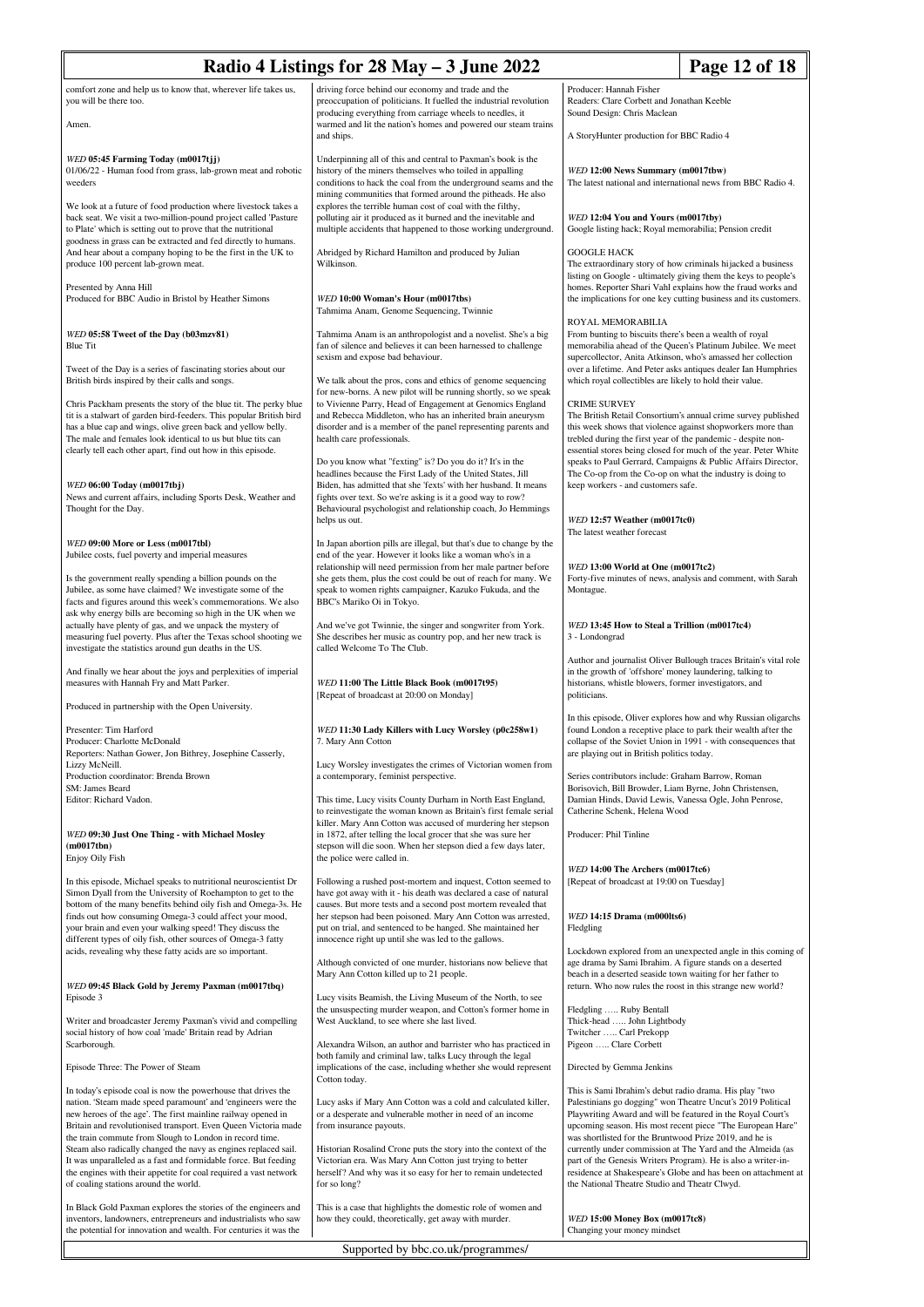comfort zone and help us to know that, wherever life takes us, you will be there too.

Amen.

*WED* **05:45 Farming Today (m0017tjj)**
01/06/22 - Human food from grass, lab-grown meat and robotic weeders

We look at a future of food production where livestock takes a back seat. We visit a two-million-pound project called 'Pasture to Plate' which is setting out to prove that the nutritional goodness in grass can be extracted and fed directly to humans. And hear about a company hoping to be the first in the UK to produce 100 percent lab-grown meat.

Presented by Anna Hill
Produced for BBC Audio in Bristol by Heather Simons

*WED* **05:58 Tweet of the Day (b03mzv81)**
Blue Tit

Tweet of the Day is a series of fascinating stories about our British birds inspired by their calls and songs.

Chris Packham presents the story of the blue tit. The perky blue tit is a stalwart of garden bird-feeders. This popular British bird has a blue cap and wings, olive green back and yellow belly. The male and females look identical to us but blue tits can clearly tell each other apart, find out how in this episode.

*WED* **06:00 Today (m0017tbj)**
News and current affairs, including Sports Desk, Weather and Thought for the Day.

*WED* **09:00 More or Less (m0017tbl)**
Jubilee costs, fuel poverty and imperial measures

Is the government really spending a billion pounds on the Jubilee, as some have claimed? We investigate some of the facts and figures around this week's commemorations. We also ask why energy bills are becoming so high in the UK when we actually have plenty of gas, and we unpack the mystery of measuring fuel poverty. Plus after the Texas school shooting we investigate the statistics around gun deaths in the US.

And finally we hear about the joys and perplexities of imperial measures with Hannah Fry and Matt Parker.

Produced in partnership with the Open University.

Presenter: Tim Harford
Producer: Charlotte McDonald
Reporters: Nathan Gower, Jon Bithrey, Josephine Casserly, Lizzy McNeill.
Production coordinator: Brenda Brown
SM: James Beard
Editor: Richard Vadon.

*WED* **09:30 Just One Thing - with Michael Mosley (m0017tbn)**
Enjoy Oily Fish

In this episode, Michael speaks to nutritional neuroscientist Dr Simon Dyall from the University of Roehampton to get to the bottom of the many benefits behind oily fish and Omega-3s. He finds out how consuming Omega-3 could affect your mood, your brain and even your walking speed! They discuss the different types of oily fish, other sources of Omega-3 fatty acids, revealing why these fatty acids are so important.

*WED* **09:45 Black Gold by Jeremy Paxman (m0017tbq)**
Episode 3

Writer and broadcaster Jeremy Paxman's vivid and compelling social history of how coal 'made' Britain read by Adrian Scarborough.

Episode Three: The Power of Steam

In today's episode coal is now the powerhouse that drives the nation. 'Steam made speed paramount' and 'engineers were the new heroes of the age'. The first mainline railway opened in Britain and revolutionised transport. Even Queen Victoria made the train commute from Slough to London in record time. Steam also radically changed the navy as engines replaced sail. It was unparalleled as a fast and formidable force. But feeding the engines with their appetite for coal required a vast network of coaling stations around the world.

In Black Gold Paxman explores the stories of the engineers and inventors, landowners, entrepreneurs and industrialists who saw the potential for innovation and wealth. For centuries it was the driving force behind our economy and trade and the preoccupation of politicians. It fuelled the industrial revolution producing everything from carriage wheels to needles, it warmed and lit the nation's homes and powered our steam trains and ships.

Underpinning all of this and central to Paxman's book is the history of the miners themselves who toiled in appalling conditions to hack the coal from the underground seams and the mining communities that formed around the pitheads. He also explores the terrible human cost of coal with the filthy, polluting air it produced as it burned and the inevitable and multiple accidents that happened to those working underground.

Abridged by Richard Hamilton and produced by Julian Wilkinson.

*WED* **10:00 Woman's Hour (m0017tbs)**
Tahmima Anam, Genome Sequencing, Twinnie

Tahmima Anam is an anthropologist and a novelist. She's a big fan of silence and believes it can been harnessed to challenge sexism and expose bad behaviour.

We talk about the pros, cons and ethics of genome sequencing for new-borns. A new pilot will be running shortly, so we speak to Vivienne Parry, Head of Engagement at Genomics England and Rebecca Middleton, who has an inherited brain aneurysm disorder and is a member of the panel representing parents and health care professionals.

Do you know what "fexting" is? Do you do it? It's in the headlines because the First Lady of the United States, Jill Biden, has admitted that she 'fexts' with her husband. It means fights over text. So we're asking is it a good way to row? Behavioural psychologist and relationship coach, Jo Hemmings helps us out.

In Japan abortion pills are illegal, but that's due to change by the end of the year. However it looks like a woman who's in a relationship will need permission from her male partner before she gets them, plus the cost could be out of reach for many. We speak to women rights campaigner, Kazuko Fukuda, and the BBC's Mariko Oi in Tokyo.

And we've got Twinnie, the singer and songwriter from York. She describes her music as country pop, and her new track is called Welcome To The Club.

*WED* **11:00 The Little Black Book (m0017t95)**
[Repeat of broadcast at 20:00 on Monday]

*WED* **11:30 Lady Killers with Lucy Worsley (p0c258w1)**
7. Mary Ann Cotton

Lucy Worsley investigates the crimes of Victorian women from a contemporary, feminist perspective.

This time, Lucy visits County Durham in North East England, to reinvestigate the woman known as Britain's first female serial killer. Mary Ann Cotton was accused of murdering her stepson in 1872, after telling the local grocer that she was sure her stepson will die soon. When her stepson died a few days later, the police were called in.

Following a rushed post-mortem and inquest, Cotton seemed to have got away with it - his death was declared a case of natural causes. But more tests and a second post mortem revealed that her stepson had been poisoned. Mary Ann Cotton was arrested, put on trial, and sentenced to be hanged. She maintained her innocence right up until she was led to the gallows.

Although convicted of one murder, historians now believe that Mary Ann Cotton killed up to 21 people.

Lucy visits Beamish, the Living Museum of the North, to see the unsuspecting murder weapon, and Cotton's former home in West Auckland, to see where she last lived.

Alexandra Wilson, an author and barrister who has practiced in both family and criminal law, talks Lucy through the legal implications of the case, including whether she would represent Cotton today.

Lucy asks if Mary Ann Cotton was a cold and calculated killer, or a desperate and vulnerable mother in need of an income from insurance payouts.

Historian Rosalind Crone puts the story into the context of the Victorian era. Was Mary Ann Cotton just trying to better herself? And why was it so easy for her to remain undetected for so long?

This is a case that highlights the domestic role of women and how they could, theoretically, get away with murder.

Producer: Hannah Fisher
Readers: Clare Corbett and Jonathan Keeble
Sound Design: Chris Maclean

A StoryHunter production for BBC Radio 4

*WED* **12:00 News Summary (m0017tbw)**
The latest national and international news from BBC Radio 4.

*WED* **12:04 You and Yours (m0017tby)**
Google listing hack; Royal memorabilia; Pension credit

GOOGLE HACK
The extraordinary story of how criminals hijacked a business listing on Google - ultimately giving them the keys to people's homes. Reporter Shari Vahl explains how the fraud works and the implications for one key cutting business and its customers.

ROYAL MEMORABILIA
From bunting to biscuits there's been a wealth of royal memorabilia ahead of the Queen's Platinum Jubilee. We meet supercollector, Anita Atkinson, who's amassed her collection over a lifetime. And Peter asks antiques dealer Ian Humphries which royal collectibles are likely to hold their value.

CRIME SURVEY
The British Retail Consortium's annual crime survey published this week shows that violence against shopworkers more than trebled during the first year of the pandemic - despite non-essential stores being closed for much of the year. Peter White speaks to Paul Gerrard, Campaigns & Public Affairs Director, The Co-op from the Co-op on what the industry is doing to keep workers - and customers safe.

*WED* **12:57 Weather (m0017tc0)**
The latest weather forecast

*WED* **13:00 World at One (m0017tc2)**
Forty-five minutes of news, analysis and comment, with Sarah Montague.

*WED* **13:45 How to Steal a Trillion (m0017tc4)**
3 - Londongrad

Author and journalist Oliver Bullough traces Britain's vital role in the growth of 'offshore' money laundering, talking to historians, whistle blowers, former investigators, and politicians.

In this episode, Oliver explores how and why Russian oligarchs found London a receptive place to park their wealth after the collapse of the Soviet Union in 1991 - with consequences that are playing out in British politics today.

Series contributors include: Graham Barrow, Roman Borisovich, Bill Browder, Liam Byrne, John Christensen, Damian Hinds, David Lewis, Vanessa Ogle, John Penrose, Catherine Schenk, Helena Wood

Producer: Phil Tinline

*WED* **14:00 The Archers (m0017tc6)**
[Repeat of broadcast at 19:00 on Tuesday]

*WED* **14:15 Drama (m000lts6)**
Fledgling

Lockdown explored from an unexpected angle in this coming of age drama by Sami Ibrahim. A figure stands on a deserted beach in a deserted seaside town waiting for her father to return. Who now rules the roost in this strange new world?

Fledgling ….. Ruby Bentall
Thick-head ….. John Lightbody
Twitcher ….. Carl Prekopp
Pigeon ….. Clare Corbett

Directed by Gemma Jenkins

This is Sami Ibrahim's debut radio drama. His play "two Palestinians go dogging" won Theatre Uncut's 2019 Political Playwriting Award and will be featured in the Royal Court's upcoming season. His most recent piece "The European Hare" was shortlisted for the Bruntwood Prize 2019, and he is currently under commission at The Yard and the Almeida (as part of the Genesis Writers Program). He is also a writer-in-residence at Shakespeare's Globe and has been on attachment at the National Theatre Studio and Theatr Clwyd.

*WED* **15:00 Money Box (m0017tc8)**
Changing your money mindset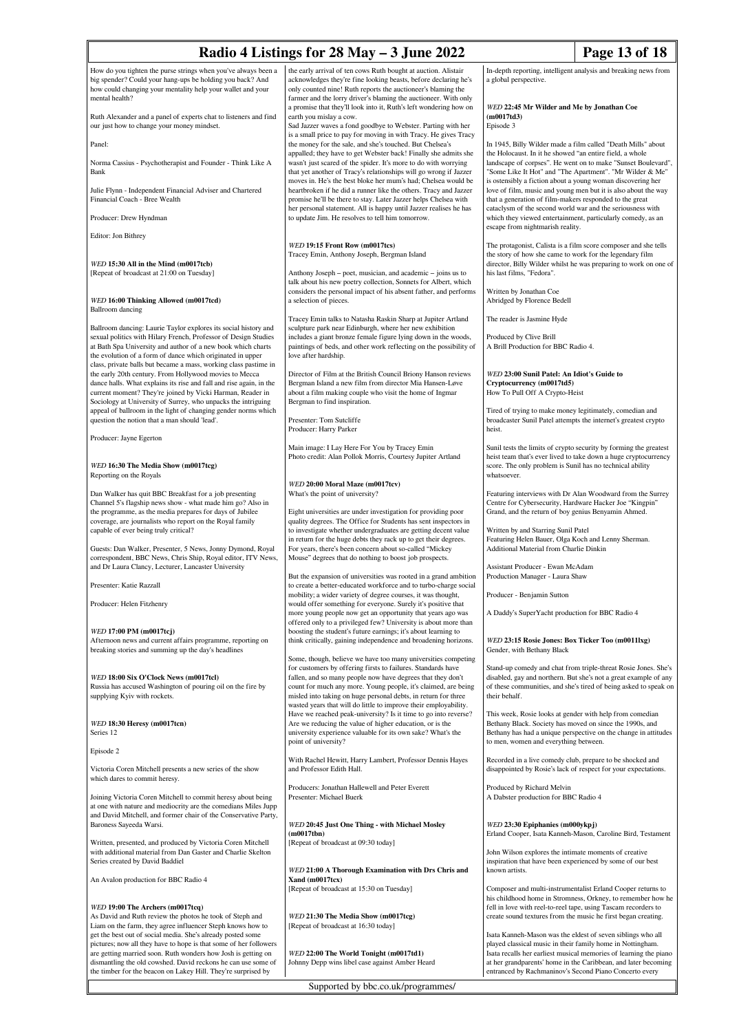How do you tighten the purse strings when you've always been a big spender? Could your hang-ups be holding you back? And how could changing your mentality help your wallet and your mental health?

Ruth Alexander and a panel of experts chat to listeners and find our just how to change your money mindset.

Panel:

Norma Cassius - Psychotherapist and Founder - Think Like A Bank

Julie Flynn - Independent Financial Adviser and Chartered Financial Coach - Bree Wealth

Producer: Drew Hyndman

Editor: Jon Bithrey

*WED* **15:30 All in the Mind (m0017tcb)**
[Repeat of broadcast at 21:00 on Tuesday]

*WED* **16:00 Thinking Allowed (m0017tcd)**
Ballroom dancing

Ballroom dancing: Laurie Taylor explores its social history and sexual politics with Hilary French, Professor of Design Studies at Bath Spa University and author of a new book which charts the evolution of a form of dance which originated in upper class, private balls but became a mass, working class pastime in the early 20th century. From Hollywood movies to Mecca dance halls. What explains its rise and fall and rise again, in the current moment? They're joined by Vicki Harman, Reader in Sociology at University of Surrey, who unpacks the intriguing appeal of ballroom in the light of changing gender norms which question the notion that a man should 'lead'.

Producer: Jayne Egerton

*WED* **16:30 The Media Show (m0017tcg)**
Reporting on the Royals

Dan Walker has quit BBC Breakfast for a job presenting Channel 5's flagship news show - what made him go? Also in the programme, as the media prepares for days of Jubilee coverage, are journalists who report on the Royal family capable of ever being truly critical?

Guests: Dan Walker, Presenter, 5 News, Jonny Dymond, Royal correspondent, BBC News, Chris Ship, Royal editor, ITV News, and Dr Laura Clancy, Lecturer, Lancaster University

Presenter: Katie Razzall

Producer: Helen Fitzhenry

*WED* **17:00 PM (m0017tcj)**
Afternoon news and current affairs programme, reporting on breaking stories and summing up the day's headlines

*WED* **18:00 Six O'Clock News (m0017tcl)**
Russia has accused Washington of pouring oil on the fire by supplying Kyiv with rockets.

*WED* **18:30 Heresy (m0017tcn)**
Series 12

Episode 2

Victoria Coren Mitchell presents a new series of the show which dares to commit heresy.

Joining Victoria Coren Mitchell to commit heresy about being at one with nature and mediocrity are the comedians Miles Jupp and David Mitchell, and former chair of the Conservative Party, Baroness Sayeeda Warsi.

Written, presented, and produced by Victoria Coren Mitchell with additional material from Dan Gaster and Charlie Skelton
Series created by David Baddiel

An Avalon production for BBC Radio 4

*WED* **19:00 The Archers (m0017tcq)**
As David and Ruth review the photos he took of Steph and Liam on the farm, they agree influencer Steph knows how to get the best out of social media. She's already posted some pictures; now all they have to hope is that some of her followers are getting married soon. Ruth wonders how Josh is getting on dismantling the old cowshed. David reckons he can use some of the timber for the beacon on Lakey Hill. They're surprised by the early arrival of ten cows Ruth bought at auction. Alistair acknowledges they're fine looking beasts, before declaring he's only counted nine! Ruth reports the auctioneer's blaming the farmer and the lorry driver's blaming the auctioneer. With only a promise that they'll look into it, Ruth's left wondering how on earth you mislay a cow.
Sad Jazzer waves a fond goodbye to Webster. Parting with her is a small price to pay for moving in with Tracy. He gives Tracy the money for the sale, and she's touched. But Chelsea's appalled; they have to get Webster back! Finally she admits she wasn't just scared of the spider. It's more to do with worrying that yet another of Tracy's relationships will go wrong if Jazzer moves in. He's the best bloke her mum's had; Chelsea would be heartbroken if he did a runner like the others. Tracy and Jazzer promise he'll be there to stay. Later Jazzer helps Chelsea with her personal statement. All is happy until Jazzer realises he has to update Jim. He resolves to tell him tomorrow.

*WED* **19:15 Front Row (m0017tcs)**
Tracey Emin, Anthony Joseph, Bergman Island

Anthony Joseph – poet, musician, and academic – joins us to talk about his new poetry collection, Sonnets for Albert, which considers the personal impact of his absent father, and performs a selection of pieces.

Tracey Emin talks to Natasha Raskin Sharp at Jupiter Artland sculpture park near Edinburgh, where her new exhibition includes a giant bronze female figure lying down in the woods, paintings of beds, and other work reflecting on the possibility of love after hardship.

Director of Film at the British Council Briony Hanson reviews Bergman Island a new film from director Mia Hansen-Løve about a film making couple who visit the home of Ingmar Bergman to find inspiration.

Presenter: Tom Sutcliffe
Producer: Harry Parker

Main image: I Lay Here For You by Tracey Emin
Photo credit: Alan Pollok Morris, Courtesy Jupiter Artland

*WED* **20:00 Moral Maze (m0017tcv)**
What's the point of university?

Eight universities are under investigation for providing poor quality degrees. The Office for Students has sent inspectors in to investigate whether undergraduates are getting decent value in return for the huge debts they rack up to get their degrees. For years, there's been concern about so-called "Mickey Mouse" degrees that do nothing to boost job prospects.

But the expansion of universities was rooted in a grand ambition to create a better-educated workforce and to turbo-charge social mobility; a wider variety of degree courses, it was thought, would offer something for everyone. Surely it's positive that more young people now get an opportunity that years ago was offered only to a privileged few? University is about more than boosting the student's future earnings; it's about learning to think critically, gaining independence and broadening horizons.

Some, though, believe we have too many universities competing for customers by offering firsts to failures. Standards have fallen, and so many people now have degrees that they don't count for much any more. Young people, it's claimed, are being misled into taking on huge personal debts, in return for three wasted years that will do little to improve their employability. Have we reached peak-university? Is it time to go into reverse? Are we reducing the value of higher education, or is the university experience valuable for its own sake? What's the point of university?

With Rachel Hewitt, Harry Lambert, Professor Dennis Hayes and Professor Edith Hall.

Producers: Jonathan Hallewell and Peter Everett
Presenter: Michael Buerk

*WED* **20:45 Just One Thing - with Michael Mosley (m0017tbn)**
[Repeat of broadcast at 09:30 today]

*WED* **21:00 A Thorough Examination with Drs Chris and Xand (m0017tcx)**
[Repeat of broadcast at 15:30 on Tuesday]

*WED* **21:30 The Media Show (m0017tcg)**
[Repeat of broadcast at 16:30 today]

*WED* **22:00 The World Tonight (m0017td1)**
Johnny Depp wins libel case against Amber Heard

In-depth reporting, intelligent analysis and breaking news from a global perspective.

*WED* **22:45 Mr Wilder and Me by Jonathan Coe (m0017td3)**
Episode 3

In 1945, Billy Wilder made a film called "Death Mills" about the Holocaust. In it he showed "an entire field, a whole landscape of corpses". He went on to make "Sunset Boulevard", "Some Like It Hot" and "The Apartment". "Mr Wilder & Me" is ostensibly a fiction about a young woman discovering her love of film, music and young men but it is also about the way that a generation of film-makers responded to the great cataclysm of the second world war and the seriousness with which they viewed entertainment, particularly comedy, as an escape from nightmarish reality.

The protagonist, Calista is a film score composer and she tells the story of how she came to work for the legendary film director, Billy Wilder whilst he was preparing to work on one of his last films, "Fedora".

Written by Jonathan Coe
Abridged by Florence Bedell

The reader is Jasmine Hyde

Produced by Clive Brill
A Brill Production for BBC Radio 4.

*WED* **23:00 Sunil Patel: An Idiot's Guide to Cryptocurrency (m0017td5)**
How To Pull Off A Crypto-Heist

Tired of trying to make money legitimately, comedian and broadcaster Sunil Patel attempts the internet's greatest crypto heist.

Sunil tests the limits of crypto security by forming the greatest heist team that's ever lived to take down a huge cryptocurrency score. The only problem is Sunil has no technical ability whatsoever.

Featuring interviews with Dr Alan Woodward from the Surrey Centre for Cybersecurity, Hardware Hacker Joe "Kingpin" Grand, and the return of boy genius Benyamin Ahmed.

Written by and Starring Sunil Patel
Featuring Helen Bauer, Olga Koch and Lenny Sherman.
Additional Material from Charlie Dinkin

Assistant Producer - Ewan McAdam
Production Manager - Laura Shaw

Producer - Benjamin Sutton

A Daddy's SuperYacht production for BBC Radio 4

*WED* **23:15 Rosie Jones: Box Ticker Too (m0011lxg)**
Gender, with Bethany Black

Stand-up comedy and chat from triple-threat Rosie Jones. She's disabled, gay and northern. But she's not a great example of any of these communities, and she's tired of being asked to speak on their behalf.

This week, Rosie looks at gender with help from comedian Bethany Black. Society has moved on since the 1990s, and Bethany has had a unique perspective on the change in attitudes to men, women and everything between.

Recorded in a live comedy club, prepare to be shocked and disappointed by Rosie's lack of respect for your expectations.

Produced by Richard Melvin
A Dabster production for BBC Radio 4

*WED* **23:30 Epiphanies (m000ykpj)**
Erland Cooper, Isata Kanneh-Mason, Caroline Bird, Testament

John Wilson explores the intimate moments of creative inspiration that have been experienced by some of our best known artists.

Composer and multi-instrumentalist Erland Cooper returns to his childhood home in Stromness, Orkney, to remember how he fell in love with reel-to-reel tape, using Tascam recorders to create sound textures from the music he first began creating.

Isata Kanneh-Mason was the eldest of seven siblings who all played classical music in their family home in Nottingham. Isata recalls her earliest musical memories of learning the piano at her grandparents' home in the Caribbean, and later becoming entranced by Rachmaninov's Second Piano Concerto every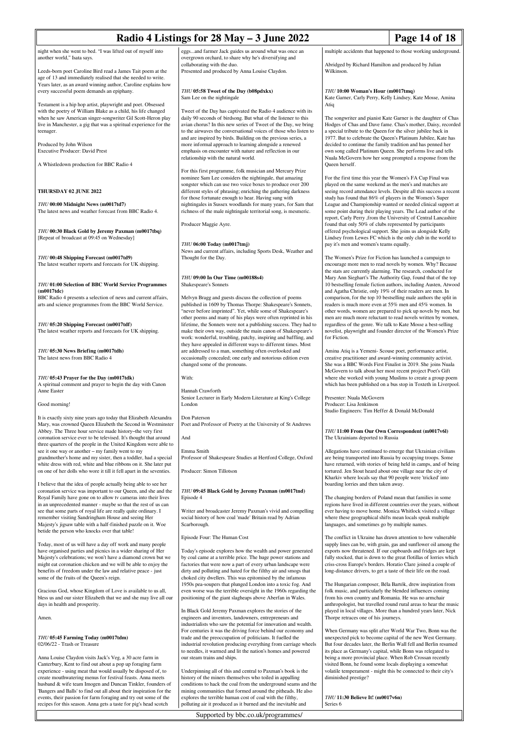night when she went to bed. "I was lifted out of myself into another world," Isata says.

Leeds-born poet Caroline Bird read a James Tait poem at the age of 13 and immediately realised that she needed to write. Years later, as an award winning author, Caroline explains how every successful poem demands an epiphany.

Testament is a hip hop artist, playwright and poet. Obsessed with the poetry of William Blake as a child, his life changed when he saw American singer-songwriter Gil Scott-Heron play live in Manchester, a gig that was a spiritual experience for the teenager.

Produced by John Wilson
Executive Producer: David Prest

A Whistledown production for BBC Radio 4

## THURSDAY 02 JUNE 2022

### *THU* 00:00 Midnight News (m0017td7)
The latest news and weather forecast from BBC Radio 4.

### *THU* 00:30 Black Gold by Jeremy Paxman (m0017tbq)
[Repeat of broadcast at 09:45 on Wednesday]

### *THU* 00:48 Shipping Forecast (m0017td9)
The latest weather reports and forecasts for UK shipping.

### *THU* 01:00 Selection of BBC World Service Programmes (m0017tdc)
BBC Radio 4 presents a selection of news and current affairs, arts and science programmes from the BBC World Service.

### *THU* 05:20 Shipping Forecast (m0017tdf)
The latest weather reports and forecasts for UK shipping.

### *THU* 05:30 News Briefing (m0017tdh)
The latest news from BBC Radio 4

### *THU* 05:43 Prayer for the Day (m0017tdk)
A spiritual comment and prayer to begin the day with Canon Anne Easter

Good morning!

It is exactly sixty nine years ago today that Elizabeth Alexandra Mary, was crowned Queen Elizabeth the Second in Westminster Abbey. The three hour service made history–the very first coronation service ever to be televised. It's thought that around three quarters of the people in the United Kingdom were able to see it one way or another – my family went to my grandmother's home and my sister, then a toddler, had a special white dress with red, white and blue ribbons on it. She later put on one of her dolls who wore it till it fell apart in the seventies.

I believe that the idea of people actually being able to see her coronation service was important to our Queen, and she and the Royal Family have gone on to allow tv cameras into their lives in an unprecedented manner - maybe so that the rest of us can see that some parts of royal life are really quite ordinary. I remember visiting Sandringham House and seeing Her Majesty's jigsaw table with a half-finished puzzle on it. Woe betide the person who knocks over that table!

Today, most of us will have a day off work and many people have organised parties and picnics in a wider sharing of Her Majesty's celebrations; we won't have a diamond crown but we might eat coronation chicken and we will be able to enjoy the benefits of freedom under the law and relative peace - just some of the fruits of the Queen's reign.

Gracious God, whose Kingdom of Love is available to us all, bless us and our sister Elizabeth that we and she may live all our days in health and prosperity.

Amen.

### *THU* 05:45 Farming Today (m0017tdm)
02/06/22 - Trash or Treasure

Anna Louise Claydon visits Jack's Veg, a 30 acre farm in Canterbury, Kent to find out about a pop up foraging farm experience - using meat that would usually be disposed of, to create mouthwatering menus for festival feasts. Anna meets husband & wife team Imogen and Duncan Tinkler, founders of 'Bangers and Balls' to find out all about their inspiration for the events, their passion for farm foraging and try out some of the recipes for this season. Anna gets a taste for pig's head scotch eggs...and farmer Jack guides us around what was once an overgrown orchard, to share why he's diversifying and collaborating with the duo.
Presented and produced by Anna Louise Claydon.

### *THU* 05:58 Tweet of the Day (b08pdxkx)
Sam Lee on the nightingale

Tweet of the Day has captivated the Radio 4 audience with its daily 90 seconds of birdsong. But what of the listener to this avian chorus? In this new series of Tweet of the Day, we bring to the airwaves the conversational voices of those who listen to and are inspired by birds. Building on the previous series, a more informal approach to learning alongside a renewed emphasis on encounter with nature and reflection in our relationship with the natural world.

For this first programme, folk musician and Mercury Prize nominee Sam Lee considers the nightingale, that amazing songster which can use two voice boxes to produce over 200 different styles of phrasing; enriching the darkness for those fortunate enough to hear. Having sung with nightingales in Sussex woodlands for many years, for Sam that richness of the male nightingale territorial song, is mesmeric.

Producer Maggie Ayre.

### *THU* 06:00 Today (m0017tmj)
News and current affairs, including Sports Desk, Weather and Thought for the Day.

### *THU* 09:00 In Our Time (m00188s4)
Shakespeare's Sonnets

Melvyn Bragg and guests discuss the collection of poems published in 1609 by Thomas Thorpe: Shakespeare's Sonnets, "never before imprinted". Yet, while some of Shakespeare's other poems and many of his plays were often reprinted in his lifetime, the Sonnets were not a publishing success. They had to make their own way, outside the main canon of Shakespeare's work: wonderful, troubling, patchy, inspiring and baffling, and they have appealed in different ways to different times. Most are addressed to a man, something often overlooked and occasionally concealed; one early and notorious edition even changed some of the pronouns.

With:

Hannah Crawforth
Senior Lecturer in Early Modern Literature at King's College London

Don Paterson
Poet and Professor of Poetry at the University of St Andrews

And

Emma Smith
Professor of Shakespeare Studies at Hertford College, Oxford

Producer: Simon Tillotson

### *THU* 09:45 Black Gold by Jeremy Paxman (m0017tnd)
Episode 4

Writer and broadcaster Jeremy Paxman's vivid and compelling social history of how coal 'made' Britain read by Adrian Scarborough.

Episode Four: The Human Cost

Today's episode explores how the wealth and power generated by coal came at a terrible price. The huge power stations and factories that were now a part of every urban landscape were dirty and polluting and hated for the filthy air and smogs that choked city dwellers. This was epitomised by the infamous 1950s pea-soupers that plunged London into a toxic fog. And even worse was the terrible oversight in the 1960s regarding the positioning of the giant slagheaps above Aberfan in Wales.

In Black Gold Jeremy Paxman explores the stories of the engineers and inventors, landowners, entrepreneurs and industrialists who saw the potential for innovation and wealth. For centuries it was the driving force behind our economy and trade and the preoccupation of politicians. It fuelled the industrial revolution producing everything from carriage wheels to needles, it warmed and lit the nation's homes and powered our steam trains and ships.

Underpinning all of this and central to Paxman's book is the history of the miners themselves who toiled in appalling conditions to hack the coal from the underground seams and the mining communities that formed around the pitheads. He also explores the terrible human cost of coal with the filthy, polluting air it produced as it burned and the inevitable and multiple accidents that happened to those working underground.

Abridged by Richard Hamilton and produced by Julian Wilkinson.

### *THU* 10:00 Woman's Hour (m0017tmq)
Kate Garner, Carly Perry, Kelly Lindsey, Kate Mosse, Amina Atiq

The songwriter and pianist Kate Garner is the daughter of Chas Hodges of Chas and Dave fame. Chas's mother, Daisy, recorded a special tribute to the Queen for the silver jubilee back in 1977. But to celebrate the Queen's Platinum Jubilee, Kate has decided to continue the family tradition and has penned her own song called Platinum Queen. She performs live and tells Nuala McGovern how her song prompted a response from the Queen herself.

For the first time this year the Women's FA Cup Final was played on the same weekend as the men's and matches are seeing record attendance levels. Despite all this success a recent study has found that 86% of players in the Women's Super League and Championship wanted or needed clinical support at some point during their playing years. The Lead author of the report, Carly Perry ,from the University of Central Lancashire found that only 50% of clubs represented by participants offered psychological support. She joins us alongside Kelly Lindsey from Lewes FC which is the only club in the world to pay it's men and women's teams equally.

The Women's Prize for Fiction has launched a campaign to encourage more men to read novels by women. Why? Because the stats are currently alarming. The research, conducted for Mary Ann Sieghart's The Authority Gap, found that of the top 10 bestselling female fiction authors, including Austen, Atwood and Agatha Christie, only 19% of their readers are men. In comparison, for the top 10 bestselling male authors the split in readers is much more even at 55% men and 45% women. In other words, women are prepared to pick up novels by men, but men are much more reluctant to read novels written by women, regardless of the genre. We talk to Kate Mosse a best-selling novelist, playwright and founder director of the Women's Prize for Fiction.

Amina Atiq is a Yemeni- Scouse poet, performance artist, creative practitioner and award-winning community activist. She was a BBC Words First Finalist in 2019. She joins Nuala McGovern to talk about her most recent project Poet's Gift where she worked with young Muslims to create a group poem which has been published on a bus stop in Toxteth in Liverpool.

Presenter: Nuala McGovern
Producer: Lisa Jenkinson
Studio Engineers: Tim Heffer & Donald McDonald

### *THU* 11:00 From Our Own Correspondent (m0017v6l)
The Ukrainians deported to Russia

Allegations have continued to emerge that Ukrainian civilians are being transported into Russia by occupying troops. Some have returned, with stories of being held in camps, and of being tortured. Jen Stout heard about one village near the city of Kharkiv where locals say that 90 people were 'tricked' into boarding lorries and then taken away.

The changing borders of Poland mean that families in some regions have lived in different countries over the years, without ever having to move home. Monica Whitlock visited a village where these geographical shifts mean locals speak multiple languages, and sometimes go by multiple names.

The conflict in Ukraine has drawn attention to how vulnerable supply lines can be, with grain, gas and sunflower oil among the exports now threatened. If our cupboards and fridges are kept fully stocked, that is down to the great flotillas of lorries which criss-cross Europe's borders. Horatio Clare joined a couple of long-distance drivers, to get a taste of their life on the road.

The Hungarian composer, Béla Bartók, drew inspiration from folk music, and particularly the blended influences coming from his own country and Romania. He was no armchair anthropologist, but travelled round rural areas to hear the music played in local villages. More than a hundred years later, Nick Thorpe retraces one of his journeys.

When Germany was split after World War Two, Bonn was the unexpected pick to become capital of the new West Germany. But four decades later, the Berlin Wall fell and Berlin resumed its place as Germany's capital, while Bonn was relegated to being a more provincial place. When Rob Crossan recently visited Bonn, he found some locals displaying a somewhat volatile temperament - might this be connected to their city's diminished prestige?

### *THU* 11:30 Believe It! (m0017v6n)
Series 6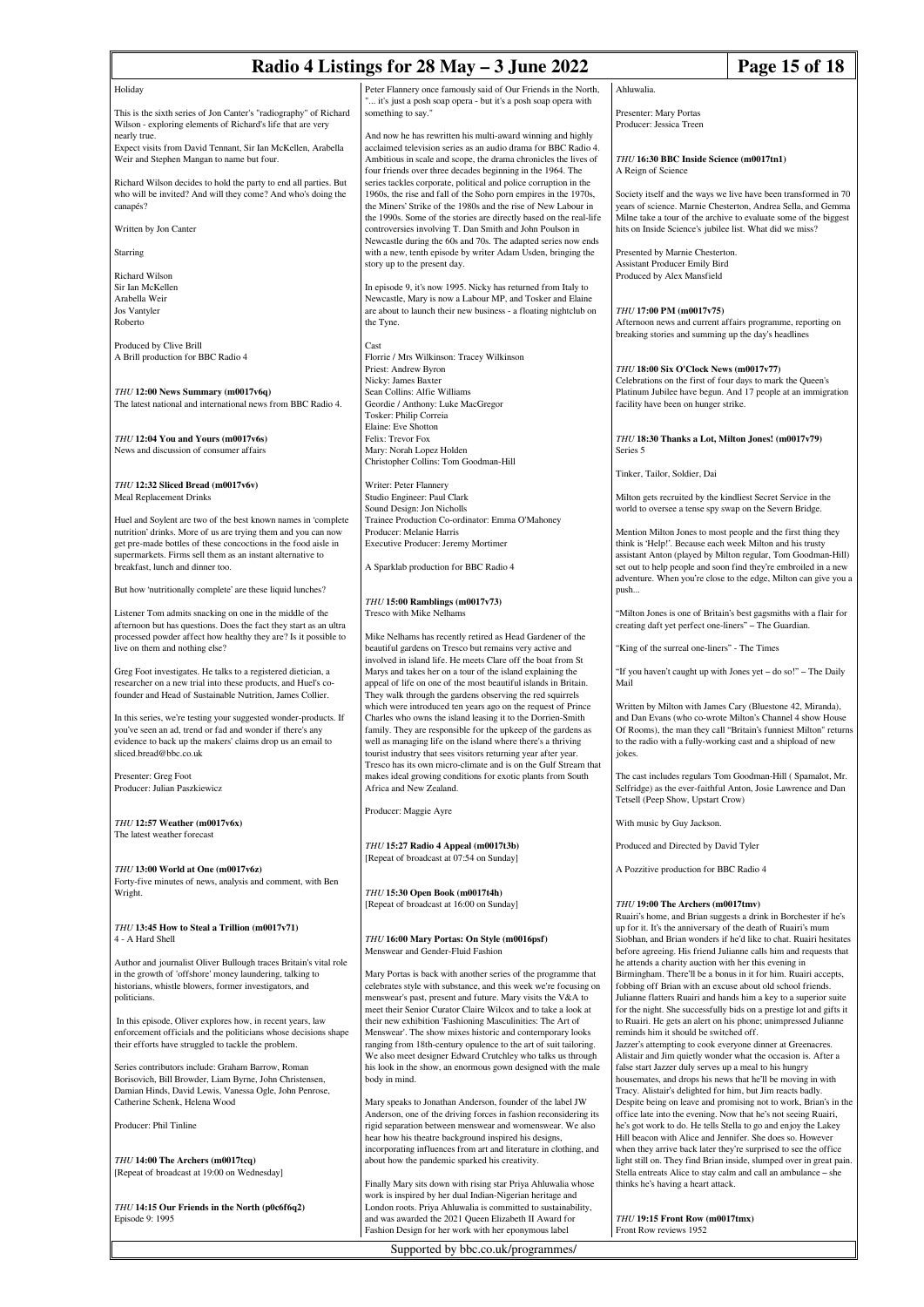Holiday

This is the sixth series of Jon Canter's "radiography" of Richard Wilson - exploring elements of Richard's life that are very nearly true.
Expect visits from David Tennant, Sir Ian McKellen, Arabella Weir and Stephen Mangan to name but four.

Richard Wilson decides to hold the party to end all parties. But who will be invited? And will they come? And who's doing the canapés?

Written by Jon Canter

Starring

Richard Wilson
Sir Ian McKellen
Arabella Weir
Jos Vantyler
Roberto

Produced by Clive Brill
A Brill production for BBC Radio 4

### *THU* 12:00 News Summary (m0017v6q)

The latest national and international news from BBC Radio 4.

### *THU* 12:04 You and Yours (m0017v6s)

News and discussion of consumer affairs

### *THU* 12:32 Sliced Bread (m0017v6v)

Meal Replacement Drinks

Huel and Soylent are two of the best known names in 'complete nutrition' drinks. More of us are trying them and you can now get pre-made bottles of these concoctions in the food aisle in supermarkets. Firms sell them as an instant alternative to breakfast, lunch and dinner too.

But how 'nutritionally complete' are these liquid lunches?

Listener Tom admits snacking on one in the middle of the afternoon but has questions. Does the fact they start as an ultra processed powder affect how healthy they are? Is it possible to live on them and nothing else?

Greg Foot investigates. He talks to a registered dietician, a researcher on a new trial into these products, and Huel's co-founder and Head of Sustainable Nutrition, James Collier.

In this series, we're testing your suggested wonder-products. If you've seen an ad, trend or fad and wonder if there's any evidence to back up the makers' claims drop us an email to sliced.bread@bbc.co.uk

Presenter: Greg Foot
Producer: Julian Paszkiewicz

### *THU* 12:57 Weather (m0017v6x)

The latest weather forecast

### *THU* 13:00 World at One (m0017v6z)

Forty-five minutes of news, analysis and comment, with Ben Wright.

### *THU* 13:45 How to Steal a Trillion (m0017v71)

4 - A Hard Shell

Author and journalist Oliver Bullough traces Britain's vital role in the growth of 'offshore' money laundering, talking to historians, whistle blowers, former investigators, and politicians.

In this episode, Oliver explores how, in recent years, law enforcement officials and the politicians whose decisions shape their efforts have struggled to tackle the problem.

Series contributors include: Graham Barrow, Roman Borisovich, Bill Browder, Liam Byrne, John Christensen, Damian Hinds, David Lewis, Vanessa Ogle, John Penrose, Catherine Schenk, Helena Wood

Producer: Phil Tinline

### *THU* 14:00 The Archers (m0017tcq)

[Repeat of broadcast at 19:00 on Wednesday]

### *THU* 14:15 Our Friends in the North (p0c6f6q2)

Episode 9: 1995

Peter Flannery once famously said of Our Friends in the North, "... it's just a posh soap opera - but it's a posh soap opera with something to say."

And now he has rewritten his multi-award winning and highly acclaimed television series as an audio drama for BBC Radio 4. Ambitious in scale and scope, the drama chronicles the lives of four friends over three decades beginning in the 1964. The series tackles corporate, political and police corruption in the 1960s, the rise and fall of the Soho porn empires in the 1970s, the Miners' Strike of the 1980s and the rise of New Labour in the 1990s. Some of the stories are directly based on the real-life controversies involving T. Dan Smith and John Poulson in Newcastle during the 60s and 70s. The adapted series now ends with a new, tenth episode by writer Adam Usden, bringing the story up to the present day.

In episode 9, it's now 1995. Nicky has returned from Italy to Newcastle, Mary is now a Labour MP, and Tosker and Elaine are about to launch their new business - a floating nightclub on the Tyne.

Cast
Florrie / Mrs Wilkinson: Tracey Wilkinson
Priest: Andrew Byron
Nicky: James Baxter
Sean Collins: Alfie Williams
Geordie / Anthony: Luke MacGregor
Tosker: Philip Correia
Elaine: Eve Shotton
Felix: Trevor Fox
Mary: Norah Lopez Holden
Christopher Collins: Tom Goodman-Hill

Writer: Peter Flannery
Studio Engineer: Paul Clark
Sound Design: Jon Nicholls
Trainee Production Co-ordinator: Emma O'Mahoney
Producer: Melanie Harris
Executive Producer: Jeremy Mortimer

A Sparklab production for BBC Radio 4

### *THU* 15:00 Ramblings (m0017v73)

Tresco with Mike Nelhams

Mike Nelhams has recently retired as Head Gardener of the beautiful gardens on Tresco but remains very active and involved in island life. He meets Clare off the boat from St Marys and takes her on a tour of the island explaining the appeal of life on one of the most beautiful islands in Britain. They walk through the gardens observing the red squirrels which were introduced ten years ago on the request of Prince Charles who owns the island leasing it to the Dorrien-Smith family. They are responsible for the upkeep of the gardens as well as managing life on the island where there's a thriving tourist industry that sees visitors returning year after year. Tresco has its own micro-climate and is on the Gulf Stream that makes ideal growing conditions for exotic plants from South Africa and New Zealand.

Producer: Maggie Ayre

### *THU* 15:27 Radio 4 Appeal (m0017t3b)

[Repeat of broadcast at 07:54 on Sunday]

### *THU* 15:30 Open Book (m0017t4h)

[Repeat of broadcast at 16:00 on Sunday]

### *THU* 16:00 Mary Portas: On Style (m0016psf)

Menswear and Gender-Fluid Fashion

Mary Portas is back with another series of the programme that celebrates style with substance, and this week we're focusing on menswear's past, present and future. Mary visits the V&A to meet their Senior Curator Claire Wilcox and to take a look at their new exhibition 'Fashioning Masculinities: The Art of Menswear'. The show mixes historic and contemporary looks ranging from 18th-century opulence to the art of suit tailoring. We also meet designer Edward Crutchley who talks us through his look in the show, an enormous gown designed with the male body in mind.

Mary speaks to Jonathan Anderson, founder of the label JW Anderson, one of the driving forces in fashion reconsidering its rigid separation between menswear and womenswear. We also hear how his theatre background inspired his designs, incorporating influences from art and literature in clothing, and about how the pandemic sparked his creativity.

Finally Mary sits down with rising star Priya Ahluwalia whose work is inspired by her dual Indian-Nigerian heritage and London roots. Priya Ahluwalia is committed to sustainability, and was awarded the 2021 Queen Elizabeth II Award for Fashion Design for her work with her eponymous label Ahluwalia.

Presenter: Mary Portas
Producer: Jessica Treen

### *THU* 16:30 BBC Inside Science (m0017tn1)

A Reign of Science

Society itself and the ways we live have been transformed in 70 years of science. Marnie Chesterton, Andrea Sella, and Gemma Milne take a tour of the archive to evaluate some of the biggest hits on Inside Science's jubilee list. What did we miss?

Presented by Marnie Chesterton.
Assistant Producer Emily Bird
Produced by Alex Mansfield

### *THU* 17:00 PM (m0017v75)

Afternoon news and current affairs programme, reporting on breaking stories and summing up the day's headlines

### *THU* 18:00 Six O'Clock News (m0017v77)

Celebrations on the first of four days to mark the Queen's Platinum Jubilee have begun. And 17 people at an immigration facility have been on hunger strike.

### *THU* 18:30 Thanks a Lot, Milton Jones! (m0017v79)

Series 5

Tinker, Tailor, Soldier, Dai

Milton gets recruited by the kindliest Secret Service in the world to oversee a tense spy swap on the Severn Bridge.

Mention Milton Jones to most people and the first thing they think is 'Help!'. Because each week Milton and his trusty assistant Anton (played by Milton regular, Tom Goodman-Hill) set out to help people and soon find they're embroiled in a new adventure. When you're close to the edge, Milton can give you a push...

"Milton Jones is one of Britain's best gagsmiths with a flair for creating daft yet perfect one-liners" – The Guardian.

"King of the surreal one-liners" - The Times

"If you haven't caught up with Jones yet – do so!" – The Daily Mail

Written by Milton with James Cary (Bluestone 42, Miranda), and Dan Evans (who co-wrote Milton's Channel 4 show House Of Rooms), the man they call "Britain's funniest Milton" returns to the radio with a fully-working cast and a shipload of new jokes.

The cast includes regulars Tom Goodman-Hill ( Spamalot, Mr. Selfridge) as the ever-faithful Anton, Josie Lawrence and Dan Tetsell (Peep Show, Upstart Crow)

With music by Guy Jackson.

Produced and Directed by David Tyler

A Pozzitive production for BBC Radio 4

### *THU* 19:00 The Archers (m0017tmv)

Ruairi's home, and Brian suggests a drink in Borchester if he's up for it. It's the anniversary of the death of Ruairi's mum Siobhan, and Brian wonders if he'd like to chat. Ruairi hesitates before agreeing. His friend Julianne calls him and requests that he attends a charity auction with her this evening in Birmingham. There'll be a bonus in it for him. Ruairi accepts, fobbing off Brian with an excuse about old school friends. Julianne flatters Ruairi and hands him a key to a superior suite for the night. She successfully bids on a prestige lot and gifts it to Ruairi. He gets an alert on his phone; unimpressed Julianne reminds him it should be switched off.
Jazzer's attempting to cook everyone dinner at Greenacres. Alistair and Jim quietly wonder what the occasion is. After a false start Jazzer duly serves up a meal to his hungry housemates, and drops his news that he'll be moving in with Tracy. Alistair's delighted for him, but Jim reacts badly.
Despite being on leave and promising not to work, Brian's in the office late into the evening. Now that he's not seeing Ruairi, he's got work to do. He tells Stella to go and enjoy the Lakey Hill beacon with Alice and Jennifer. She does so. However when they arrive back later they're surprised to see the office light still on. They find Brian inside, slumped over in great pain. Stella entreats Alice to stay calm and call an ambulance – she thinks he's having a heart attack.

### *THU* 19:15 Front Row (m0017tmx)

Front Row reviews 1952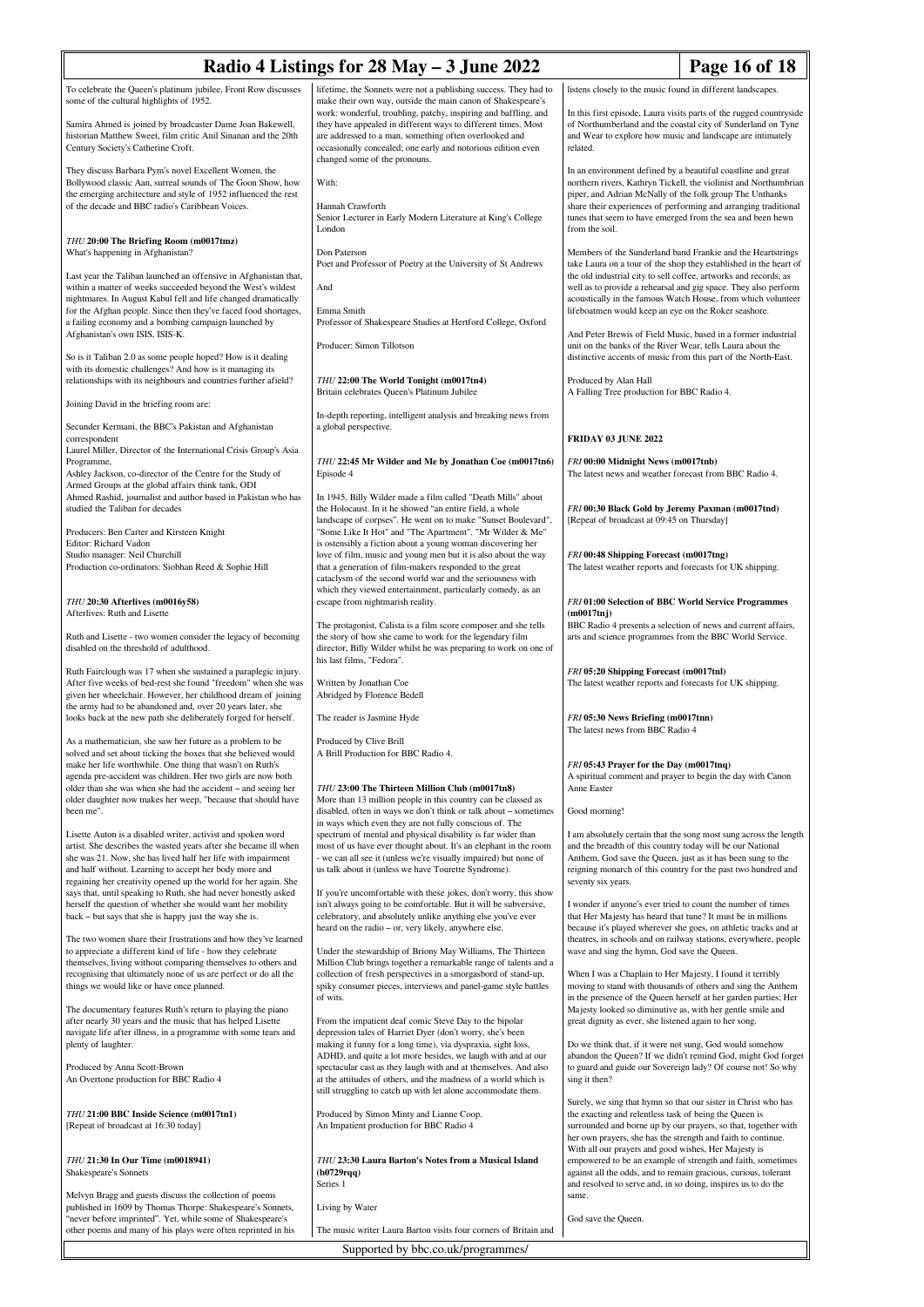To celebrate the Queen's platinum jubilee, Front Row discusses some of the cultural highlights of 1952.

Samira Ahmed is joined by broadcaster Dame Joan Bakewell, historian Matthew Sweet, film critic Anil Sinanan and the 20th Century Society's Catherine Croft.

They discuss Barbara Pym's novel Excellent Women, the Bollywood classic Aan, surreal sounds of The Goon Show, how the emerging architecture and style of 1952 influenced the rest of the decade and BBC radio's Caribbean Voices.

### *THU* 20:00 The Briefing Room (m0017tmz)

What's happening in Afghanistan?

Last year the Taliban launched an offensive in Afghanistan that, within a matter of weeks succeeded beyond the West's wildest nightmares. In August Kabul fell and life changed dramatically for the Afghan people. Since then they've faced food shortages, a failing economy and a bombing campaign launched by Afghanistan's own ISIS, ISIS-K.

So is it Taliban 2.0 as some people hoped? How is it dealing with its domestic challenges? And how is it managing its relationships with its neighbours and countries further afield?

Joining David in the briefing room are:

Secunder Kermani, the BBC's Pakistan and Afghanistan correspondent
Laurel Miller, Director of the International Crisis Group's Asia Programme,
Ashley Jackson, co-director of the Centre for the Study of Armed Groups at the global affairs think tank, ODI
Ahmed Rashid, journalist and author based in Pakistan who has studied the Taliban for decades

Producers: Ben Carter and Kirsteen Knight
Editor: Richard Vadon
Studio manager: Neil Churchill
Production co-ordinators: Siobhan Reed & Sophie Hill

### *THU* 20:30 Afterlives (m0016y58)

Afterlives: Ruth and Lisette

Ruth and Lisette - two women consider the legacy of becoming disabled on the threshold of adulthood.

Ruth Fairclough was 17 when she sustained a paraplegic injury. After five weeks of bed-rest she found "freedom" when she was given her wheelchair. However, her childhood dream of joining the army had to be abandoned and, over 20 years later, she looks back at the new path she deliberately forged for herself.

As a mathematician, she saw her future as a problem to be solved and set about ticking the boxes that she believed would make her life worthwhile. One thing that wasn't on Ruth's agenda pre-accident was children. Her two girls are now both older than she was when she had the accident – and seeing her older daughter now makes her weep, "because that should have been me".

Lisette Auton is a disabled writer, activist and spoken word artist. She describes the wasted years after she became ill when she was 21. Now, she has lived half her life with impairment and half without. Learning to accept her body more and regaining her creativity opened up the world for her again. She says that, until speaking to Ruth, she had never honestly asked herself the question of whether she would want her mobility back – but says that she is happy just the way she is.

The two women share their frustrations and how they've learned to appreciate a different kind of life - how they celebrate themselves, living without comparing themselves to others and recognising that ultimately none of us are perfect or do all the things we would like or have once planned.

The documentary features Ruth's return to playing the piano after nearly 30 years and the music that has helped Lisette navigate life after illness, in a programme with some tears and plenty of laughter.

Produced by Anna Scott-Brown
An Overtone production for BBC Radio 4

### *THU* 21:00 BBC Inside Science (m0017tn1)

[Repeat of broadcast at 16:30 today]

### *THU* 21:30 In Our Time (m0018941)

Shakespeare's Sonnets

Melvyn Bragg and guests discuss the collection of poems published in 1609 by Thomas Thorpe: Shakespeare's Sonnets, "never before imprinted". Yet, while some of Shakespeare's other poems and many of his plays were often reprinted in his lifetime, the Sonnets were not a publishing success. They had to make their own way, outside the main canon of Shakespeare's work: wonderful, troubling, patchy, inspiring and baffling, and they have appealed in different ways to different times. Most are addressed to a man, something often overlooked and occasionally concealed; one early and notorious edition even changed some of the pronouns.

With:

Hannah Crawforth
Senior Lecturer in Early Modern Literature at King's College London

Don Paterson
Poet and Professor of Poetry at the University of St Andrews

And

Emma Smith
Professor of Shakespeare Studies at Hertford College, Oxford

Producer: Simon Tillotson

### *THU* 22:00 The World Tonight (m0017tn4)

Britain celebrates Queen's Platinum Jubilee

In-depth reporting, intelligent analysis and breaking news from a global perspective.

### *THU* 22:45 Mr Wilder and Me by Jonathan Coe (m0017tn6)

Episode 4

In 1945, Billy Wilder made a film called "Death Mills" about the Holocaust. In it he showed "an entire field, a whole landscape of corpses". He went on to make "Sunset Boulevard", "Some Like It Hot" and "The Apartment". "Mr Wilder & Me" is ostensibly a fiction about a young woman discovering her love of film, music and young men but it is also about the way that a generation of film-makers responded to the great cataclysm of the second world war and the seriousness with which they viewed entertainment, particularly comedy, as an escape from nightmarish reality.

The protagonist, Calista is a film score composer and she tells the story of how she came to work for the legendary film director, Billy Wilder whilst he was preparing to work on one of his last films, "Fedora".

Written by Jonathan Coe
Abridged by Florence Bedell

The reader is Jasmine Hyde

Produced by Clive Brill
A Brill Production for BBC Radio 4.

### *THU* 23:00 The Thirteen Million Club (m0017tn8)

More than 13 million people in this country can be classed as disabled, often in ways we don't think or talk about – sometimes in ways which even they are not fully conscious of. The spectrum of mental and physical disability is far wider than most of us have ever thought about. It's an elephant in the room - we can all see it (unless we're visually impaired) but none of us talk about it (unless we have Tourette Syndrome).

If you're uncomfortable with these jokes, don't worry, this show isn't always going to be comfortable. But it will be subversive, celebratory, and absolutely unlike anything else you've ever heard on the radio – or, very likely, anywhere else.

Under the stewardship of Briony May Williams, The Thirteen Million Club brings together a remarkable range of talents and a collection of fresh perspectives in a smorgasbord of stand-up, spiky consumer pieces, interviews and panel-game style battles of wits.

From the impatient deaf comic Steve Day to the bipolar depression tales of Harriet Dyer (don't worry, she's been making it funny for a long time), via dyspraxia, sight loss, ADHD, and quite a lot more besides, we laugh and at our spectacular cast as they laugh with and at themselves. And also at the attitudes of others, and the madness of a world which is still struggling to catch up with let alone accommodate them.

Produced by Simon Minty and Lianne Coop.
An Impatient production for BBC Radio 4

### *THU* 23:30 Laura Barton's Notes from a Musical Island (b0729rqq)

Series 1

Living by Water

The music writer Laura Barton visits four corners of Britain and listens closely to the music found in different landscapes.

In this first episode, Laura visits parts of the rugged countryside of Northumberland and the coastal city of Sunderland on Tyne and Wear to explore how music and landscape are intimately related.

In an environment defined by a beautiful coastline and great northern rivers, Kathryn Tickell, the violinist and Northumbrian piper, and Adrian McNally of the folk group The Unthanks share their experiences of performing and arranging traditional tunes that seem to have emerged from the sea and been hewn from the soil.

Members of the Sunderland band Frankie and the Heartstrings take Laura on a tour of the shop they established in the heart of the old industrial city to sell coffee, artworks and records, as well as to provide a rehearsal and gig space. They also perform acoustically in the famous Watch House, from which volunteer lifeboatmen would keep an eye on the Roker seashore.

And Peter Brewis of Field Music, based in a former industrial unit on the banks of the River Wear, tells Laura about the distinctive accents of music from this part of the North-East.

Produced by Alan Hall
A Falling Tree production for BBC Radio 4.

## FRIDAY 03 JUNE 2022

### *FRI* 00:00 Midnight News (m0017tnb)

The latest news and weather forecast from BBC Radio 4.

### *FRI* 00:30 Black Gold by Jeremy Paxman (m0017tnd)

[Repeat of broadcast at 09:45 on Thursday]

### *FRI* 00:48 Shipping Forecast (m0017tng)

The latest weather reports and forecasts for UK shipping.

### *FRI* 01:00 Selection of BBC World Service Programmes (m0017tnj)

BBC Radio 4 presents a selection of news and current affairs, arts and science programmes from the BBC World Service.

### *FRI* 05:20 Shipping Forecast (m0017tnl)

The latest weather reports and forecasts for UK shipping.

### *FRI* 05:30 News Briefing (m0017tnn)

The latest news from BBC Radio 4

### *FRI* 05:43 Prayer for the Day (m0017tnq)

A spiritual comment and prayer to begin the day with Canon Anne Easter

Good morning!

I am absolutely certain that the song most sung across the length and the breadth of this country today will be our National Anthem, God save the Queen, just as it has been sung to the reigning monarch of this country for the past two hundred and seventy six years.

I wonder if anyone's ever tried to count the number of times that Her Majesty has heard that tune? It must be in millions because it's played wherever she goes, on athletic tracks and at theatres, in schools and on railway stations, everywhere, people wave and sing the hymn, God save the Queen.

When I was a Chaplain to Her Majesty, I found it terribly moving to stand with thousands of others and sing the Anthem in the presence of the Queen herself at her garden parties; Her Majesty looked so diminutive as, with her gentle smile and great dignity as ever, she listened again to her song.

Do we think that, if it were not sung, God would somehow abandon the Queen? If we didn't remind God, might God forget to guard and guide our Sovereign lady? Of course not! So why sing it then?

Surely, we sing that hymn so that our sister in Christ who has the exacting and relentless task of being the Queen is surrounded and borne up by our prayers, so that, together with her own prayers, she has the strength and faith to continue. With all our prayers and good wishes, Her Majesty is empowered to be an example of strength and faith, sometimes against all the odds, and to remain gracious, curious, tolerant and resolved to serve and, in so doing, inspires us to do the same.

God save the Queen.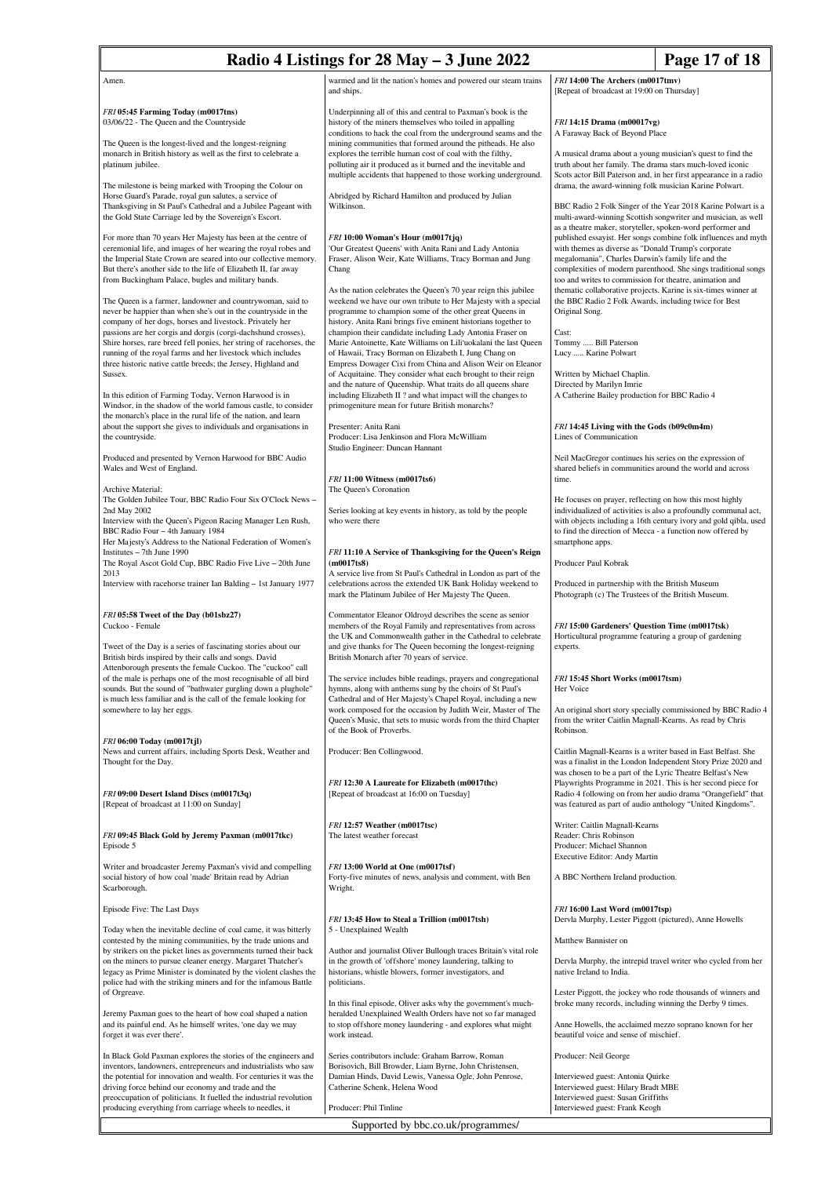Amen.

### FRI 05:45 Farming Today (m0017tns)

03/06/22 - The Queen and the Countryside

The Queen is the longest-lived and the longest-reigning monarch in British history as well as the first to celebrate a platinum jubilee.

The milestone is being marked with Trooping the Colour on Horse Guard's Parade, royal gun salutes, a service of Thanksgiving in St Paul's Cathedral and a Jubilee Pageant with the Gold State Carriage led by the Sovereign's Escort.

For more than 70 years Her Majesty has been at the centre of ceremonial life, and images of her wearing the royal robes and the Imperial State Crown are seared into our collective memory. But there's another side to the life of Elizabeth II, far away from Buckingham Palace, bugles and military bands.

The Queen is a farmer, landowner and countrywoman, said to never be happier than when she's out in the countryside in the company of her dogs, horses and livestock. Privately her passions are her corgis and dorgis (corgi-dachshund crosses), Shire horses, rare breed fell ponies, her string of racehorses, the running of the royal farms and her livestock which includes three historic native cattle breeds; the Jersey, Highland and Sussex.

In this edition of Farming Today, Vernon Harwood is in Windsor, in the shadow of the world famous castle, to consider the monarch's place in the rural life of the nation, and learn about the support she gives to individuals and organisations in the countryside.

Produced and presented by Vernon Harwood for BBC Audio Wales and West of England.

Archive Material:
The Golden Jubilee Tour, BBC Radio Four Six O'Clock News – 2nd May 2002
Interview with the Queen's Pigeon Racing Manager Len Rush, BBC Radio Four – 4th January 1984
Her Majesty's Address to the National Federation of Women's Institutes – 7th June 1990
The Royal Ascot Gold Cup, BBC Radio Five Live – 20th June 2013
Interview with racehorse trainer Ian Balding – 1st January 1977

### FRI 05:58 Tweet of the Day (b01sbz27)

Cuckoo - Female

Tweet of the Day is a series of fascinating stories about our British birds inspired by their calls and songs. David Attenborough presents the female Cuckoo. The "cuckoo" call of the male is perhaps one of the most recognisable of all bird sounds. But the sound of "bathwater gurgling down a plughole" is much less familiar and is the call of the female looking for somewhere to lay her eggs.

### FRI 06:00 Today (m0017tjl)

News and current affairs, including Sports Desk, Weather and Thought for the Day.

### FRI 09:00 Desert Island Discs (m0017t3q)

[Repeat of broadcast at 11:00 on Sunday]

### FRI 09:45 Black Gold by Jeremy Paxman (m0017tkc)

Episode 5

Writer and broadcaster Jeremy Paxman's vivid and compelling social history of how coal 'made' Britain read by Adrian Scarborough.

Episode Five: The Last Days

Today when the inevitable decline of coal came, it was bitterly contested by the mining communities, by the trade unions and by strikers on the picket lines as governments turned their back on the miners to pursue cleaner energy. Margaret Thatcher's legacy as Prime Minister is dominated by the violent clashes the police had with the striking miners and for the infamous Battle of Orgreave.

Jeremy Paxman goes to the heart of how coal shaped a nation and its painful end. As he himself writes, 'one day we may forget it was ever there'.

In Black Gold Paxman explores the stories of the engineers and inventors, landowners, entrepreneurs and industrialists who saw the potential for innovation and wealth. For centuries it was the driving force behind our economy and trade and the preoccupation of politicians. It fuelled the industrial revolution producing everything from carriage wheels to needles, it warmed and lit the nation's homes and powered our steam trains and ships.

Underpinning all of this and central to Paxman's book is the history of the miners themselves who toiled in appalling conditions to hack the coal from the underground seams and the mining communities that formed around the pitheads. He also explores the terrible human cost of coal with the filthy, polluting air it produced as it burned and the inevitable and multiple accidents that happened to those working underground.

Abridged by Richard Hamilton and produced by Julian Wilkinson.

### FRI 10:00 Woman's Hour (m0017tjq)

'Our Greatest Queens' with Anita Rani and Lady Antonia Fraser, Alison Weir, Kate Williams, Tracy Borman and Jung Chang

As the nation celebrates the Queen's 70 year reign this jubilee weekend we have our own tribute to Her Majesty with a special programme to champion some of the other great Queens in history. Anita Rani brings five eminent historians together to champion their candidate including Lady Antonia Fraser on Marie Antoinette, Kate Williams on Lili'uokalani the last Queen of Hawaii, Tracy Borman on Elizabeth I, Jung Chang on Empress Dowager Cixi from China and Alison Weir on Eleanor of Acquitaine. They consider what each brought to their reign and the nature of Queenship. What traits do all queens share including Elizabeth II ? and what impact will the changes to primogeniture mean for future British monarchs?

Presenter: Anita Rani
Producer: Lisa Jenkinson and Flora McWilliam
Studio Engineer: Duncan Hannant

### FRI 11:00 Witness (m0017ts6)

The Queen's Coronation

Series looking at key events in history, as told by the people who were there

### FRI 11:10 A Service of Thanksgiving for the Queen's Reign (m0017ts8)

A service live from St Paul's Cathedral in London as part of the celebrations across the extended UK Bank Holiday weekend to mark the Platinum Jubilee of Her Majesty The Queen.

Commentator Eleanor Oldroyd describes the scene as senior members of the Royal Family and representatives from across the UK and Commonwealth gather in the Cathedral to celebrate and give thanks for The Queen becoming the longest-reigning British Monarch after 70 years of service.

The service includes bible readings, prayers and congregational hymns, along with anthems sung by the choirs of St Paul's Cathedral and of Her Majesty's Chapel Royal, including a new work composed for the occasion by Judith Weir, Master of The Queen's Music, that sets to music words from the third Chapter of the Book of Proverbs.

Producer: Ben Collingwood.

### FRI 12:30 A Laureate for Elizabeth (m0017thc)

[Repeat of broadcast at 16:00 on Tuesday]

### FRI 12:57 Weather (m0017tsc)

The latest weather forecast

### FRI 13:00 World at One (m0017tsf)

Forty-five minutes of news, analysis and comment, with Ben Wright.

### FRI 13:45 How to Steal a Trillion (m0017tsh)

5 - Unexplained Wealth

Author and journalist Oliver Bullough traces Britain's vital role in the growth of 'offshore' money laundering, talking to historians, whistle blowers, former investigators, and politicians.

In this final episode, Oliver asks why the government's much-heralded Unexplained Wealth Orders have not so far managed to stop offshore money laundering - and explores what might work instead.

Series contributors include: Graham Barrow, Roman Borisovich, Bill Browder, Liam Byrne, John Christensen, Damian Hinds, David Lewis, Vanessa Ogle, John Penrose, Catherine Schenk, Helena Wood

Producer: Phil Tinline

### FRI 14:00 The Archers (m0017tmv)

[Repeat of broadcast at 19:00 on Thursday]

### FRI 14:15 Drama (m00017vg)

A Faraway Back of Beyond Place

A musical drama about a young musician's quest to find the truth about her family. The drama stars much-loved iconic Scots actor Bill Paterson and, in her first appearance in a radio drama, the award-winning folk musician Karine Polwart.

BBC Radio 2 Folk Singer of the Year 2018 Karine Polwart is a multi-award-winning Scottish songwriter and musician, as well as a theatre maker, storyteller, spoken-word performer and published essayist. Her songs combine folk influences and myth with themes as diverse as "Donald Trump's corporate megalomania", Charles Darwin's family life and the complexities of modern parenthood. She sings traditional songs too and writes to commission for theatre, animation and thematic collaborative projects. Karine is six-times winner at the BBC Radio 2 Folk Awards, including twice for Best Original Song.

Cast:
Tommy ..... Bill Paterson
Lucy ..... Karine Polwart

Written by Michael Chaplin.
Directed by Marilyn Imrie
A Catherine Bailey production for BBC Radio 4

### FRI 14:45 Living with the Gods (b09c0m4m)

Lines of Communication

Neil MacGregor continues his series on the expression of shared beliefs in communities around the world and across time.

He focuses on prayer, reflecting on how this most highly individualized of activities is also a profoundly communal act, with objects including a 16th century ivory and gold qibla, used to find the direction of Mecca - a function now offered by smartphone apps.

Producer Paul Kobrak

Produced in partnership with the British Museum
Photograph (c) The Trustees of the British Museum.

### FRI 15:00 Gardeners' Question Time (m0017tsk)

Horticultural programme featuring a group of gardening experts.

### FRI 15:45 Short Works (m0017tsm)

Her Voice

An original short story specially commissioned by BBC Radio 4 from the writer Caitlin Magnall-Kearns. As read by Chris Robinson.

Caitlin Magnall-Kearns is a writer based in East Belfast. She was a finalist in the London Independent Story Prize 2020 and was chosen to be a part of the Lyric Theatre Belfast's New Playwrights Programme in 2021. This is her second piece for Radio 4 following on from her audio drama "Orangefield" that was featured as part of audio anthology "United Kingdoms".

Writer: Caitlin Magnall-Kearns
Reader: Chris Robinson
Producer: Michael Shannon
Executive Editor: Andy Martin

A BBC Northern Ireland production.

### FRI 16:00 Last Word (m0017tsp)

Dervla Murphy, Lester Piggott (pictured), Anne Howells

Matthew Bannister on

Dervla Murphy, the intrepid travel writer who cycled from her native Ireland to India.

Lester Piggott, the jockey who rode thousands of winners and broke many records, including winning the Derby 9 times.

Anne Howells, the acclaimed mezzo soprano known for her beautiful voice and sense of mischief.

Producer: Neil George

Interviewed guest: Antonia Quirke
Interviewed guest: Hilary Bradt MBE
Interviewed guest: Susan Griffiths
Interviewed guest: Frank Keogh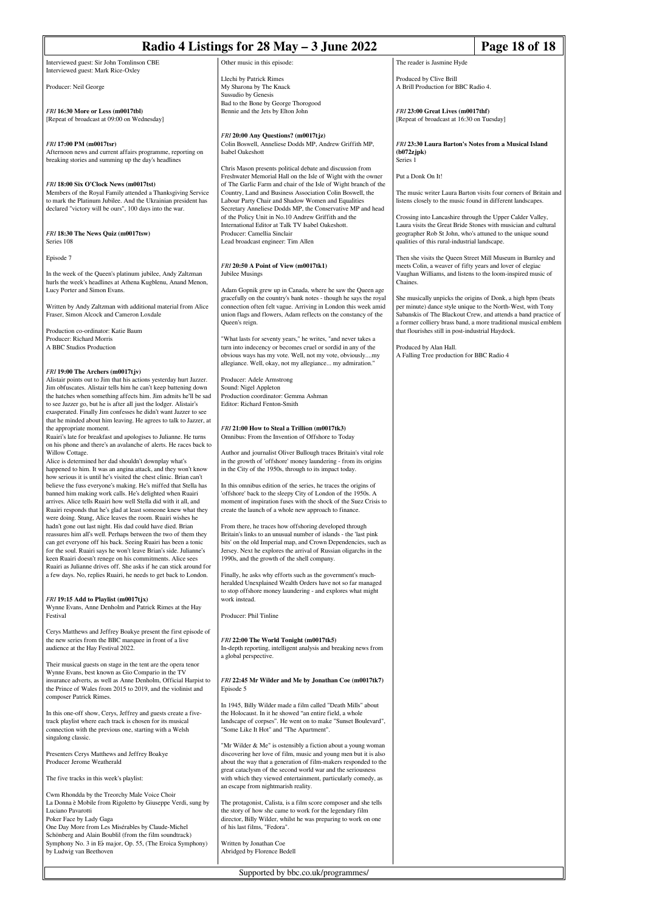Interviewed guest: Sir John Tomlinson CBE
Interviewed guest: Mark Rice-Oxley

Producer: Neil George

*FRI* **16:30 More or Less (m0017tbl)**
[Repeat of broadcast at 09:00 on Wednesday]

*FRI* **17:00 PM (m0017tsr)**
Afternoon news and current affairs programme, reporting on breaking stories and summing up the day's headlines

*FRI* **18:00 Six O'Clock News (m0017tst)**
Members of the Royal Family attended a Thanksgiving Service to mark the Platinum Jubilee. And the Ukrainian president has declared "victory will be ours", 100 days into the war.

*FRI* **18:30 The News Quiz (m0017tsw)**
Series 108

Episode 7

In the week of the Queen's platinum jubilee, Andy Zaltzman hurls the week's headlines at Athena Kugblenu, Anand Menon, Lucy Porter and Simon Evans.

Written by Andy Zaltzman with additional material from Alice Fraser, Simon Alcock and Cameron Loxdale

Production co-ordinator: Katie Baum
Producer: Richard Morris
A BBC Studios Production

*FRI* **19:00 The Archers (m0017tjv)**
Alistair points out to Jim that his actions yesterday hurt Jazzer. Jim obfuscates. Alistair tells him he can't keep battening down the hatches when something affects him. Jim admits he'll be sad to see Jazzer go, but he is after all just the lodger. Alistair's exasperated. Finally Jim confesses he didn't want Jazzer to see that he minded about him leaving. He agrees to talk to Jazzer, at the appropriate moment.
Ruairi's late for breakfast and apologises to Julianne. He turns on his phone and there's an avalanche of alerts. He races back to Willow Cottage.
Alice is determined her dad shouldn't downplay what's happened to him. It was an angina attack, and they won't know how serious it is until he's visited the chest clinic. Brian can't believe the fuss everyone's making. He's miffed that Stella has banned him making work calls. He's delighted when Ruairi arrives. Alice tells Ruairi how well Stella did with it all, and Ruairi responds that he's glad at least someone knew what they were doing. Stung, Alice leaves the room. Ruairi wishes he hadn't gone out last night. His dad could have died. Brian reassures him all's well. Perhaps between the two of them they can get everyone off his back. Seeing Ruairi has been a tonic for the soul. Ruairi says he won't leave Brian's side. Julianne's keen Ruairi doesn't renege on his commitments. Alice sees Ruairi as Julianne drives off. She asks if he can stick around for a few days. No, replies Ruairi, he needs to get back to London.

*FRI* **19:15 Add to Playlist (m0017tjx)**
Wynne Evans, Anne Denholm and Patrick Rimes at the Hay Festival

Cerys Matthews and Jeffrey Boakye present the first episode of the new series from the BBC marquee in front of a live audience at the Hay Festival 2022.

Their musical guests on stage in the tent are the opera tenor Wynne Evans, best known as Gio Compario in the TV insurance adverts, as well as Anne Denholm, Official Harpist to the Prince of Wales from 2015 to 2019, and the violinist and composer Patrick Rimes.

In this one-off show, Cerys, Jeffrey and guests create a five-track playlist where each track is chosen for its musical connection with the previous one, starting with a Welsh singalong classic.

Presenters Cerys Matthews and Jeffrey Boakye
Producer Jerome Weatherald

The five tracks in this week's playlist:

Cwm Rhondda by the Treorchy Male Voice Choir
La Donna è Mobile from Rigoletto by Giuseppe Verdi, sung by Luciano Pavarotti
Poker Face by Lady Gaga
One Day More from Les Misérables by Claude-Michel Schönberg and Alain Boublil (from the film soundtrack)
Symphony No. 3 in E♭ major, Op. 55, (The Eroica Symphony) by Ludwig van Beethoven

Other music in this episode:

Llechi by Patrick Rimes
My Sharona by The Knack
Sussudio by Genesis
Bad to the Bone by George Thorogood
Bennie and the Jets by Elton John

*FRI* **20:00 Any Questions? (m0017tjz)**
Colin Boswell, Anneliese Dodds MP, Andrew Griffith MP, Isabel Oakeshott

Chris Mason presents political debate and discussion from Freshwater Memorial Hall on the Isle of Wight with the owner of The Garlic Farm and chair of the Isle of Wight branch of the Country, Land and Business Association Colin Boswell, the Labour Party Chair and Shadow Women and Equalities Secretary Anneliese Dodds MP, the Conservative MP and head of the Policy Unit in No.10 Andrew Griffith and the International Editor at Talk TV Isabel Oakeshott.
Producer: Camellia Sinclair
Lead broadcast engineer: Tim Allen

*FRI* **20:50 A Point of View (m0017tk1)**
Jubilee Musings

Adam Gopnik grew up in Canada, where he saw the Queen age gracefully on the country's bank notes - though he says the royal connection often felt vague. Arriving in London this week amid union flags and flowers, Adam reflects on the constancy of the Queen's reign.

"What lasts for seventy years," he writes, "and never takes a turn into indecency or becomes cruel or sordid in any of the obvious ways has my vote. Well, not my vote, obviously....my allegiance. Well, okay, not my allegiance... my admiration."

Producer: Adele Armstrong
Sound: Nigel Appleton
Production coordinator: Gemma Ashman
Editor: Richard Fenton-Smith

*FRI* **21:00 How to Steal a Trillion (m0017tk3)**
Omnibus: From the Invention of Offshore to Today

Author and journalist Oliver Bullough traces Britain's vital role in the growth of 'offshore' money laundering - from its origins in the City of the 1950s, through to its impact today.

In this omnibus edition of the series, he traces the origins of 'offshore' back to the sleepy City of London of the 1950s. A moment of inspiration fuses with the shock of the Suez Crisis to create the launch of a whole new approach to finance.

From there, he traces how offshoring developed through Britain's links to an unusual number of islands - the 'last pink bits' on the old Imperial map, and Crown Dependencies, such as Jersey. Next he explores the arrival of Russian oligarchs in the 1990s, and the growth of the shell company.

Finally, he asks why efforts such as the government's much-heralded Unexplained Wealth Orders have not so far managed to stop offshore money laundering - and explores what might work instead.

Producer: Phil Tinline

*FRI* **22:00 The World Tonight (m0017tk5)**
In-depth reporting, intelligent analysis and breaking news from a global perspective.

*FRI* **22:45 Mr Wilder and Me by Jonathan Coe (m0017tk7)**
Episode 5

In 1945, Billy Wilder made a film called "Death Mills" about the Holocaust. In it he showed "an entire field, a whole landscape of corpses". He went on to make "Sunset Boulevard", "Some Like It Hot" and "The Apartment".

"Mr Wilder & Me" is ostensibly a fiction about a young woman discovering her love of film, music and young men but it is also about the way that a generation of film-makers responded to the great cataclysm of the second world war and the seriousness with which they viewed entertainment, particularly comedy, as an escape from nightmarish reality.

The protagonist, Calista, is a film score composer and she tells the story of how she came to work for the legendary film director, Billy Wilder, whilst he was preparing to work on one of his last films, "Fedora".

Written by Jonathan Coe
Abridged by Florence Bedell

The reader is Jasmine Hyde

Produced by Clive Brill
A Brill Production for BBC Radio 4.

*FRI* **23:00 Great Lives (m0017thf)**
[Repeat of broadcast at 16:30 on Tuesday]

*FRI* **23:30 Laura Barton's Notes from a Musical Island (b072zjpk)**
Series 1

Put a Donk On It!

The music writer Laura Barton visits four corners of Britain and listens closely to the music found in different landscapes.

Crossing into Lancashire through the Upper Calder Valley, Laura visits the Great Bride Stones with musician and cultural geographer Rob St John, who's attuned to the unique sound qualities of this rural-industrial landscape.

Then she visits the Queen Street Mill Museum in Burnley and meets Colin, a weaver of fifty years and lover of elegiac Vaughan Williams, and listens to the loom-inspired music of Chaines.

She musically unpicks the origins of Donk, a high bpm (beats per minute) dance style unique to the North-West, with Tony Sabanskis of The Blackout Crew, and attends a band practice of a former colliery brass band, a more traditional musical emblem that flourishes still in post-industrial Haydock.

Produced by Alan Hall.
A Falling Tree production for BBC Radio 4